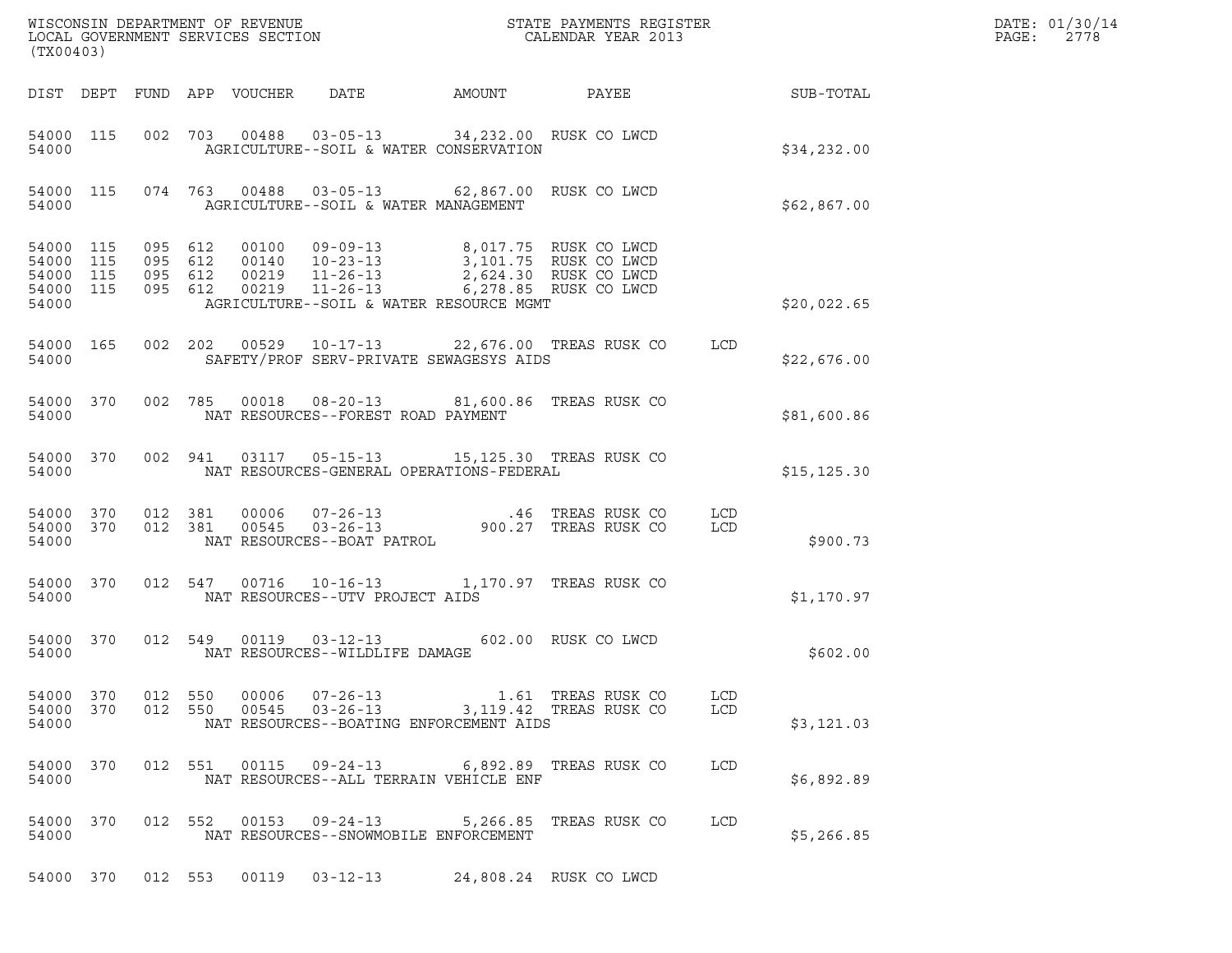WISCONSIN DEPARTMENT OF REVENUE
LOCAL GOVERNMENT SERVICES SECTION
(TX00403)

STATE PAYMENTS REGISTER
CALENDAR YEAR 2013

DATE: 01/30/14
PAGE: 2778

| DIST | DEPT | FUND | APP | VOUCHER | DATE | AMOUNT | PAYEE | | SUB-TOTAL |
|---|---|---|---|---|---|---|---|---|---|
| 54000 | 115 | 002 | 703 | 00488 | 03-05-13 | 34,232.00 | RUSK CO LWCD | | |
| 54000 | | | | AGRICULTURE--SOIL & WATER CONSERVATION | | | | | $34,232.00 |
| 54000 | 115 | 074 | 763 | 00488 | 03-05-13 | 62,867.00 | RUSK CO LWCD | | |
| 54000 | | | | AGRICULTURE--SOIL & WATER MANAGEMENT | | | | | $62,867.00 |
| 54000 | 115 | 095 | 612 | 00100 | 09-09-13 | 8,017.75 | RUSK CO LWCD | | |
| 54000 | 115 | 095 | 612 | 00140 | 10-23-13 | 3,101.75 | RUSK CO LWCD | | |
| 54000 | 115 | 095 | 612 | 00219 | 11-26-13 | 2,624.30 | RUSK CO LWCD | | |
| 54000 | 115 | 095 | 612 | 00219 | 11-26-13 | 6,278.85 | RUSK CO LWCD | | |
| 54000 | | | | AGRICULTURE--SOIL & WATER RESOURCE MGMT | | | | | $20,022.65 |
| 54000 | 165 | 002 | 202 | 00529 | 10-17-13 | 22,676.00 | TREAS RUSK CO | LCD | |
| 54000 | | | | SAFETY/PROF SERV-PRIVATE SEWAGESYS AIDS | | | | | $22,676.00 |
| 54000 | 370 | 002 | 785 | 00018 | 08-20-13 | 81,600.86 | TREAS RUSK CO | | |
| 54000 | | | | NAT RESOURCES--FOREST ROAD PAYMENT | | | | | $81,600.86 |
| 54000 | 370 | 002 | 941 | 03117 | 05-15-13 | 15,125.30 | TREAS RUSK CO | | |
| 54000 | | | | NAT RESOURCES-GENERAL OPERATIONS-FEDERAL | | | | | $15,125.30 |
| 54000 | 370 | 012 | 381 | 00006 | 07-26-13 | .46 | TREAS RUSK CO | LCD | |
| 54000 | 370 | 012 | 381 | 00545 | 03-26-13 | 900.27 | TREAS RUSK CO | LCD | |
| 54000 | | | | NAT RESOURCES--BOAT PATROL | | | | | $900.73 |
| 54000 | 370 | 012 | 547 | 00716 | 10-16-13 | 1,170.97 | TREAS RUSK CO | | |
| 54000 | | | | NAT RESOURCES--UTV PROJECT AIDS | | | | | $1,170.97 |
| 54000 | 370 | 012 | 549 | 00119 | 03-12-13 | 602.00 | RUSK CO LWCD | | |
| 54000 | | | | NAT RESOURCES--WILDLIFE DAMAGE | | | | | $602.00 |
| 54000 | 370 | 012 | 550 | 00006 | 07-26-13 | 1.61 | TREAS RUSK CO | LCD | |
| 54000 | 370 | 012 | 550 | 00545 | 03-26-13 | 3,119.42 | TREAS RUSK CO | LCD | |
| 54000 | | | | NAT RESOURCES--BOATING ENFORCEMENT AIDS | | | | | $3,121.03 |
| 54000 | 370 | 012 | 551 | 00115 | 09-24-13 | 6,892.89 | TREAS RUSK CO | LCD | |
| 54000 | | | | NAT RESOURCES--ALL TERRAIN VEHICLE ENF | | | | | $6,892.89 |
| 54000 | 370 | 012 | 552 | 00153 | 09-24-13 | 5,266.85 | TREAS RUSK CO | LCD | |
| 54000 | | | | NAT RESOURCES--SNOWMOBILE ENFORCEMENT | | | | | $5,266.85 |
| 54000 | 370 | 012 | 553 | 00119 | 03-12-13 | 24,808.24 | RUSK CO LWCD | | |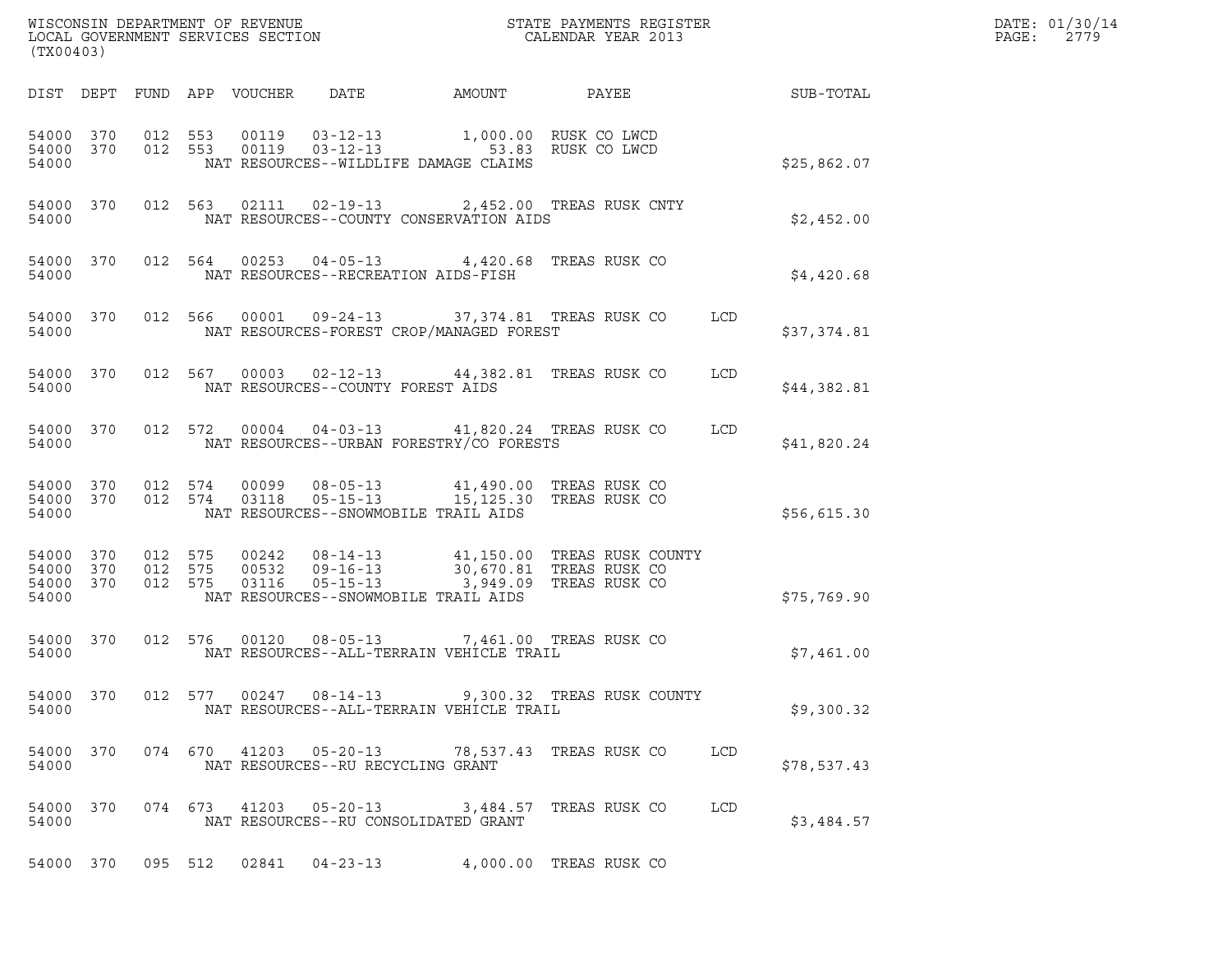WISCONSIN DEPARTMENT OF REVENUE
LOCAL GOVERNMENT SERVICES SECTION
(TX00403)

STATE PAYMENTS REGISTER
CALENDAR YEAR 2013

DATE: 01/30/14

| DIST | DEPT | FUND | APP | VOUCHER | DATE | AMOUNT | PAYEE | | SUB-TOTAL |
|---|---|---|---|---|---|---|---|---|---|
| 54000 | 370 | 012 | 553 | 00119 | 03-12-13 | 1,000.00 | RUSK CO LWCD | | |
| 54000 | 370 | 012 | 553 | 00119 | 03-12-13 | 53.83 | RUSK CO LWCD | | |
| 54000 | | | | | NAT RESOURCES--WILDLIFE DAMAGE CLAIMS | | | | $25,862.07 |
| 54000 | 370 | 012 | 563 | 02111 | 02-19-13 | 2,452.00 | TREAS RUSK CNTY | | |
| 54000 | | | | | NAT RESOURCES--COUNTY CONSERVATION AIDS | | | | $2,452.00 |
| 54000 | 370 | 012 | 564 | 00253 | 04-05-13 | 4,420.68 | TREAS RUSK CO | | |
| 54000 | | | | | NAT RESOURCES--RECREATION AIDS-FISH | | | | $4,420.68 |
| 54000 | 370 | 012 | 566 | 00001 | 09-24-13 | 37,374.81 | TREAS RUSK CO | LCD | |
| 54000 | | | | | NAT RESOURCES-FOREST CROP/MANAGED FOREST | | | | $37,374.81 |
| 54000 | 370 | 012 | 567 | 00003 | 02-12-13 | 44,382.81 | TREAS RUSK CO | LCD | |
| 54000 | | | | | NAT RESOURCES--COUNTY FOREST AIDS | | | | $44,382.81 |
| 54000 | 370 | 012 | 572 | 00004 | 04-03-13 | 41,820.24 | TREAS RUSK CO | LCD | |
| 54000 | | | | | NAT RESOURCES--URBAN FORESTRY/CO FORESTS | | | | $41,820.24 |
| 54000 | 370 | 012 | 574 | 00099 | 08-05-13 | 41,490.00 | TREAS RUSK CO | | |
| 54000 | 370 | 012 | 574 | 03118 | 05-15-13 | 15,125.30 | TREAS RUSK CO | | |
| 54000 | | | | | NAT RESOURCES--SNOWMOBILE TRAIL AIDS | | | | $56,615.30 |
| 54000 | 370 | 012 | 575 | 00242 | 08-14-13 | 41,150.00 | TREAS RUSK COUNTY | | |
| 54000 | 370 | 012 | 575 | 00532 | 09-16-13 | 30,670.81 | TREAS RUSK CO | | |
| 54000 | 370 | 012 | 575 | 03116 | 05-15-13 | 3,949.09 | TREAS RUSK CO | | |
| 54000 | | | | | NAT RESOURCES--SNOWMOBILE TRAIL AIDS | | | | $75,769.90 |
| 54000 | 370 | 012 | 576 | 00120 | 08-05-13 | 7,461.00 | TREAS RUSK CO | | |
| 54000 | | | | | NAT RESOURCES--ALL-TERRAIN VEHICLE TRAIL | | | | $7,461.00 |
| 54000 | 370 | 012 | 577 | 00247 | 08-14-13 | 9,300.32 | TREAS RUSK COUNTY | | |
| 54000 | | | | | NAT RESOURCES--ALL-TERRAIN VEHICLE TRAIL | | | | $9,300.32 |
| 54000 | 370 | 074 | 670 | 41203 | 05-20-13 | 78,537.43 | TREAS RUSK CO | LCD | |
| 54000 | | | | | NAT RESOURCES--RU RECYCLING GRANT | | | | $78,537.43 |
| 54000 | 370 | 074 | 673 | 41203 | 05-20-13 | 3,484.57 | TREAS RUSK CO | LCD | |
| 54000 | | | | | NAT RESOURCES--RU CONSOLIDATED GRANT | | | | $3,484.57 |
| 54000 | 370 | 095 | 512 | 02841 | 04-23-13 | 4,000.00 | TREAS RUSK CO | | |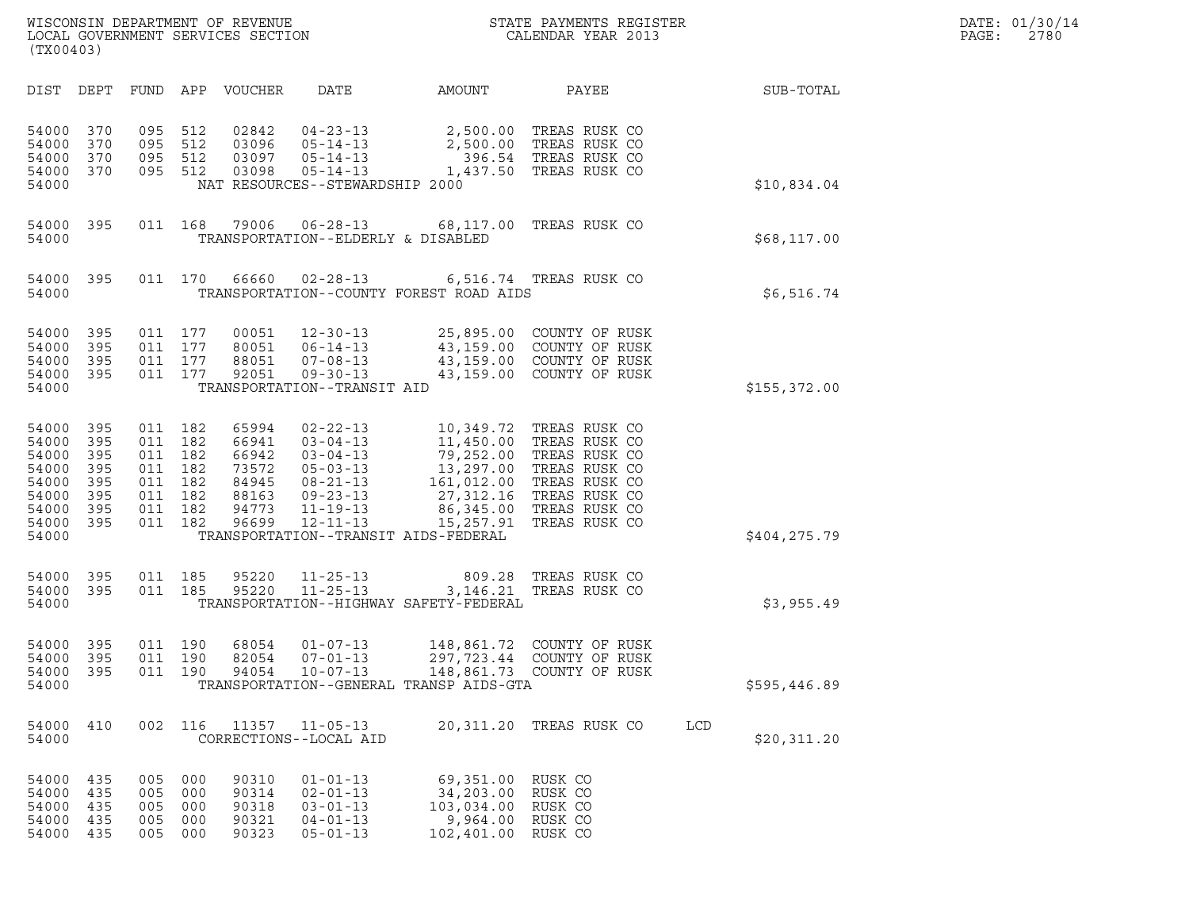WISCONSIN DEPARTMENT OF REVENUE
LOCAL GOVERNMENT SERVICES SECTION
(TX00403)

STATE PAYMENTS REGISTER
CALENDAR YEAR 2013

DATE: 01/30/14
PAGE: 2780

| DIST | DEPT | FUND | APP | VOUCHER | DATE | AMOUNT | PAYEE | | SUB-TOTAL |
|---|---|---|---|---|---|---|---|---|---|
| 54000 | 370 | 095 | 512 | 02842 | 04-23-13 | 2,500.00 | TREAS RUSK CO | | |
| 54000 | 370 | 095 | 512 | 03096 | 05-14-13 | 2,500.00 | TREAS RUSK CO | | |
| 54000 | 370 | 095 | 512 | 03097 | 05-14-13 | 396.54 | TREAS RUSK CO | | |
| 54000 | 370 | 095 | 512 | 03098 | 05-14-13 | 1,437.50 | TREAS RUSK CO | | |
| 54000 | | | | NAT RESOURCES--STEWARDSHIP 2000 | | | | | $10,834.04 |
| 54000 | 395 | 011 | 168 | 79006 | 06-28-13 | 68,117.00 | TREAS RUSK CO | | |
| 54000 | | | | TRANSPORTATION--ELDERLY & DISABLED | | | | | $68,117.00 |
| 54000 | 395 | 011 | 170 | 66660 | 02-28-13 | 6,516.74 | TREAS RUSK CO | | |
| 54000 | | | | TRANSPORTATION--COUNTY FOREST ROAD AIDS | | | | | $6,516.74 |
| 54000 | 395 | 011 | 177 | 00051 | 12-30-13 | 25,895.00 | COUNTY OF RUSK | | |
| 54000 | 395 | 011 | 177 | 80051 | 06-14-13 | 43,159.00 | COUNTY OF RUSK | | |
| 54000 | 395 | 011 | 177 | 88051 | 07-08-13 | 43,159.00 | COUNTY OF RUSK | | |
| 54000 | 395 | 011 | 177 | 92051 | 09-30-13 | 43,159.00 | COUNTY OF RUSK | | |
| 54000 | | | | TRANSPORTATION--TRANSIT AID | | | | | $155,372.00 |
| 54000 | 395 | 011 | 182 | 65994 | 02-22-13 | 10,349.72 | TREAS RUSK CO | | |
| 54000 | 395 | 011 | 182 | 66941 | 03-04-13 | 11,450.00 | TREAS RUSK CO | | |
| 54000 | 395 | 011 | 182 | 66942 | 03-04-13 | 79,252.00 | TREAS RUSK CO | | |
| 54000 | 395 | 011 | 182 | 73572 | 05-03-13 | 13,297.00 | TREAS RUSK CO | | |
| 54000 | 395 | 011 | 182 | 84945 | 08-21-13 | 161,012.00 | TREAS RUSK CO | | |
| 54000 | 395 | 011 | 182 | 88163 | 09-23-13 | 27,312.16 | TREAS RUSK CO | | |
| 54000 | 395 | 011 | 182 | 94773 | 11-19-13 | 86,345.00 | TREAS RUSK CO | | |
| 54000 | 395 | 011 | 182 | 96699 | 12-11-13 | 15,257.91 | TREAS RUSK CO | | |
| 54000 | | | | TRANSPORTATION--TRANSIT AIDS-FEDERAL | | | | | $404,275.79 |
| 54000 | 395 | 011 | 185 | 95220 | 11-25-13 | 809.28 | TREAS RUSK CO | | |
| 54000 | 395 | 011 | 185 | 95220 | 11-25-13 | 3,146.21 | TREAS RUSK CO | | |
| 54000 | | | | TRANSPORTATION--HIGHWAY SAFETY-FEDERAL | | | | | $3,955.49 |
| 54000 | 395 | 011 | 190 | 68054 | 01-07-13 | 148,861.72 | COUNTY OF RUSK | | |
| 54000 | 395 | 011 | 190 | 82054 | 07-01-13 | 297,723.44 | COUNTY OF RUSK | | |
| 54000 | 395 | 011 | 190 | 94054 | 10-07-13 | 148,861.73 | COUNTY OF RUSK | | |
| 54000 | | | | TRANSPORTATION--GENERAL TRANSP AIDS-GTA | | | | | $595,446.89 |
| 54000 | 410 | 002 | 116 | 11357 | 11-05-13 | 20,311.20 | TREAS RUSK CO | LCD | |
| 54000 | | | | CORRECTIONS--LOCAL AID | | | | | $20,311.20 |
| 54000 | 435 | 005 | 000 | 90310 | 01-01-13 | 69,351.00 | RUSK CO | | |
| 54000 | 435 | 005 | 000 | 90314 | 02-01-13 | 34,203.00 | RUSK CO | | |
| 54000 | 435 | 005 | 000 | 90318 | 03-01-13 | 103,034.00 | RUSK CO | | |
| 54000 | 435 | 005 | 000 | 90321 | 04-01-13 | 9,964.00 | RUSK CO | | |
| 54000 | 435 | 005 | 000 | 90323 | 05-01-13 | 102,401.00 | RUSK CO | | |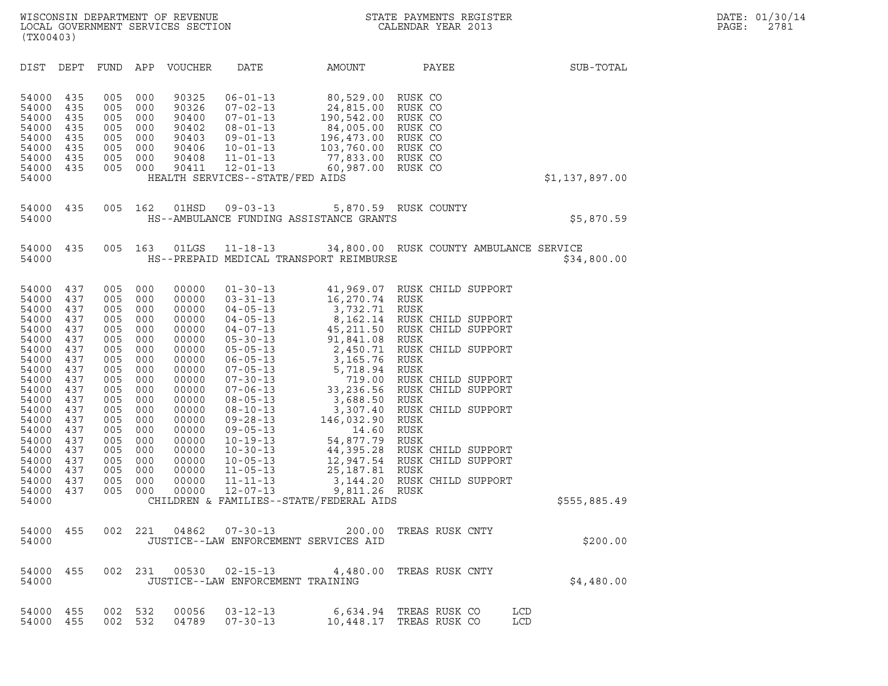WISCONSIN DEPARTMENT OF REVENUE
LOCAL GOVERNMENT SERVICES SECTION
(TX00403)

STATE PAYMENTS REGISTER
CALENDAR YEAR 2013

DATE: 01/30/14
PAGE: 2781

| DIST | DEPT | FUND | APP | VOUCHER | DATE | AMOUNT | PAYEE | | SUB-TOTAL |
|---|---|---|---|---|---|---|---|---|---|
| 54000 | 435 | 005 | 000 | 90325 | 06-01-13 | 80,529.00 | RUSK CO | | |
| 54000 | 435 | 005 | 000 | 90326 | 07-02-13 | 24,815.00 | RUSK CO | | |
| 54000 | 435 | 005 | 000 | 90400 | 07-01-13 | 190,542.00 | RUSK CO | | |
| 54000 | 435 | 005 | 000 | 90402 | 08-01-13 | 84,005.00 | RUSK CO | | |
| 54000 | 435 | 005 | 000 | 90403 | 09-01-13 | 196,473.00 | RUSK CO | | |
| 54000 | 435 | 005 | 000 | 90406 | 10-01-13 | 103,760.00 | RUSK CO | | |
| 54000 | 435 | 005 | 000 | 90408 | 11-01-13 | 77,833.00 | RUSK CO | | |
| 54000 | 435 | 005 | 000 | 90411 | 12-01-13 | 60,987.00 | RUSK CO | | |
| 54000 | | | | HEALTH SERVICES--STATE/FED AIDS | | | | | $1,137,897.00 |
| 54000 | 435 | 005 | 162 | 01HSD | 09-03-13 | 5,870.59 | RUSK COUNTY | | |
| 54000 | | | | HS--AMBULANCE FUNDING ASSISTANCE GRANTS | | | | | $5,870.59 |
| 54000 | 435 | 005 | 163 | 01LGS | 11-18-13 | 34,800.00 | RUSK COUNTY AMBULANCE SERVICE | | |
| 54000 | | | | HS--PREPAID MEDICAL TRANSPORT REIMBURSE | | | | | $34,800.00 |
| 54000 | 437 | 005 | 000 | 00000 | 01-30-13 | 41,969.07 | RUSK CHILD SUPPORT | | |
| 54000 | 437 | 005 | 000 | 00000 | 03-31-13 | 16,270.74 | RUSK | | |
| 54000 | 437 | 005 | 000 | 00000 | 04-05-13 | 3,732.71 | RUSK | | |
| 54000 | 437 | 005 | 000 | 00000 | 04-05-13 | 8,162.14 | RUSK CHILD SUPPORT | | |
| 54000 | 437 | 005 | 000 | 00000 | 04-07-13 | 45,211.50 | RUSK CHILD SUPPORT | | |
| 54000 | 437 | 005 | 000 | 00000 | 05-30-13 | 91,841.08 | RUSK | | |
| 54000 | 437 | 005 | 000 | 00000 | 05-05-13 | 2,450.71 | RUSK CHILD SUPPORT | | |
| 54000 | 437 | 005 | 000 | 00000 | 06-05-13 | 3,165.76 | RUSK | | |
| 54000 | 437 | 005 | 000 | 00000 | 07-05-13 | 5,718.94 | RUSK | | |
| 54000 | 437 | 005 | 000 | 00000 | 07-30-13 | 719.00 | RUSK CHILD SUPPORT | | |
| 54000 | 437 | 005 | 000 | 00000 | 07-06-13 | 33,236.56 | RUSK CHILD SUPPORT | | |
| 54000 | 437 | 005 | 000 | 00000 | 08-05-13 | 3,688.50 | RUSK | | |
| 54000 | 437 | 005 | 000 | 00000 | 08-10-13 | 3,307.40 | RUSK CHILD SUPPORT | | |
| 54000 | 437 | 005 | 000 | 00000 | 09-28-13 | 146,032.90 | RUSK | | |
| 54000 | 437 | 005 | 000 | 00000 | 09-05-13 | 14.60 | RUSK | | |
| 54000 | 437 | 005 | 000 | 00000 | 10-19-13 | 54,877.79 | RUSK | | |
| 54000 | 437 | 005 | 000 | 00000 | 10-30-13 | 44,395.28 | RUSK CHILD SUPPORT | | |
| 54000 | 437 | 005 | 000 | 00000 | 10-05-13 | 12,947.54 | RUSK CHILD SUPPORT | | |
| 54000 | 437 | 005 | 000 | 00000 | 11-05-13 | 25,187.81 | RUSK | | |
| 54000 | 437 | 005 | 000 | 00000 | 11-11-13 | 3,144.20 | RUSK CHILD SUPPORT | | |
| 54000 | 437 | 005 | 000 | 00000 | 12-07-13 | 9,811.26 | RUSK | | |
| 54000 | | | | CHILDREN & FAMILIES--STATE/FEDERAL AIDS | | | | | $555,885.49 |
| 54000 | 455 | 002 | 221 | 04862 | 07-30-13 | 200.00 | TREAS RUSK CNTY | | |
| 54000 | | | | JUSTICE--LAW ENFORCEMENT SERVICES AID | | | | | $200.00 |
| 54000 | 455 | 002 | 231 | 00530 | 02-15-13 | 4,480.00 | TREAS RUSK CNTY | | |
| 54000 | | | | JUSTICE--LAW ENFORCEMENT TRAINING | | | | | $4,480.00 |
| 54000 | 455 | 002 | 532 | 00056 | 03-12-13 | 6,634.94 | TREAS RUSK CO | LCD | |
| 54000 | 455 | 002 | 532 | 04789 | 07-30-13 | 10,448.17 | TREAS RUSK CO | LCD | |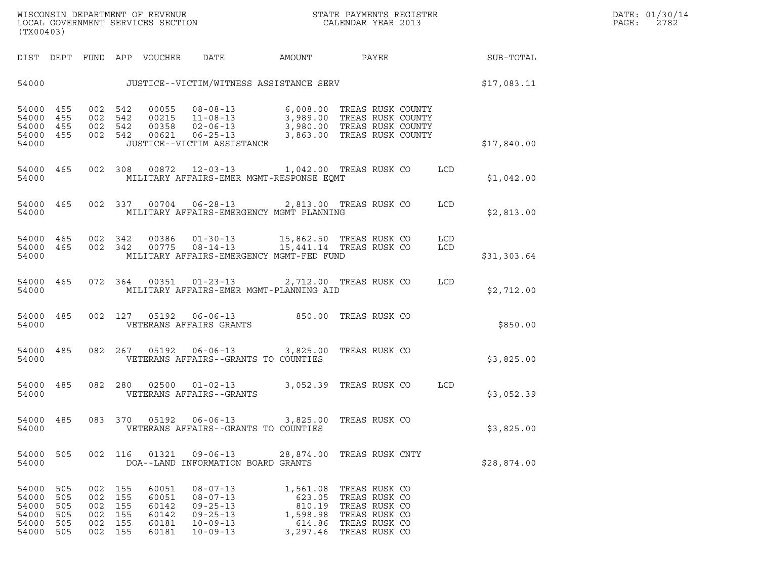WISCONSIN DEPARTMENT OF REVENUE
LOCAL GOVERNMENT SERVICES SECTION
(TX00403)

STATE PAYMENTS REGISTER
CALENDAR YEAR 2013

DATE: 01/30/14
PAGE: 2782

| DIST | DEPT | FUND | APP | VOUCHER | DATE | AMOUNT | PAYEE | | SUB-TOTAL |
|---|---|---|---|---|---|---|---|---|---|
| 54000 | | | | JUSTICE--VICTIM/WITNESS ASSISTANCE SERV | | | | | $17,083.11 |
| 54000 | 455 | 002 | 542 | 00055 | 08-08-13 | 6,008.00 | TREAS RUSK COUNTY | | |
| 54000 | 455 | 002 | 542 | 00215 | 11-08-13 | 3,989.00 | TREAS RUSK COUNTY | | |
| 54000 | 455 | 002 | 542 | 00358 | 02-06-13 | 3,980.00 | TREAS RUSK COUNTY | | |
| 54000 | 455 | 002 | 542 | 00621 | 06-25-13 | 3,863.00 | TREAS RUSK COUNTY | | |
| 54000 | | | | JUSTICE--VICTIM ASSISTANCE | | | | | $17,840.00 |
| 54000 | 465 | 002 | 308 | 00872 | 12-03-13 | 1,042.00 | TREAS RUSK CO | LCD | |
| 54000 | | | | MILITARY AFFAIRS-EMER MGMT-RESPONSE EQMT | | | | | $1,042.00 |
| 54000 | 465 | 002 | 337 | 00704 | 06-28-13 | 2,813.00 | TREAS RUSK CO | LCD | |
| 54000 | | | | MILITARY AFFAIRS-EMERGENCY MGMT PLANNING | | | | | $2,813.00 |
| 54000 | 465 | 002 | 342 | 00386 | 01-30-13 | 15,862.50 | TREAS RUSK CO | LCD | |
| 54000 | 465 | 002 | 342 | 00775 | 08-14-13 | 15,441.14 | TREAS RUSK CO | LCD | |
| 54000 | | | | MILITARY AFFAIRS-EMERGENCY MGMT-FED FUND | | | | | $31,303.64 |
| 54000 | 465 | 072 | 364 | 00351 | 01-23-13 | 2,712.00 | TREAS RUSK CO | LCD | |
| 54000 | | | | MILITARY AFFAIRS-EMER MGMT-PLANNING AID | | | | | $2,712.00 |
| 54000 | 485 | 002 | 127 | 05192 | 06-06-13 | 850.00 | TREAS RUSK CO | | |
| 54000 | | | | VETERANS AFFAIRS GRANTS | | | | | $850.00 |
| 54000 | 485 | 082 | 267 | 05192 | 06-06-13 | 3,825.00 | TREAS RUSK CO | | |
| 54000 | | | | VETERANS AFFAIRS--GRANTS TO COUNTIES | | | | | $3,825.00 |
| 54000 | 485 | 082 | 280 | 02500 | 01-02-13 | 3,052.39 | TREAS RUSK CO | LCD | |
| 54000 | | | | VETERANS AFFAIRS--GRANTS | | | | | $3,052.39 |
| 54000 | 485 | 083 | 370 | 05192 | 06-06-13 | 3,825.00 | TREAS RUSK CO | | |
| 54000 | | | | VETERANS AFFAIRS--GRANTS TO COUNTIES | | | | | $3,825.00 |
| 54000 | 505 | 002 | 116 | 01321 | 09-06-13 | 28,874.00 | TREAS RUSK CNTY | | |
| 54000 | | | | DOA--LAND INFORMATION BOARD GRANTS | | | | | $28,874.00 |
| 54000 | 505 | 002 | 155 | 60051 | 08-07-13 | 1,561.08 | TREAS RUSK CO | | |
| 54000 | 505 | 002 | 155 | 60051 | 08-07-13 | 623.05 | TREAS RUSK CO | | |
| 54000 | 505 | 002 | 155 | 60142 | 09-25-13 | 810.19 | TREAS RUSK CO | | |
| 54000 | 505 | 002 | 155 | 60142 | 09-25-13 | 1,598.98 | TREAS RUSK CO | | |
| 54000 | 505 | 002 | 155 | 60181 | 10-09-13 | 614.86 | TREAS RUSK CO | | |
| 54000 | 505 | 002 | 155 | 60181 | 10-09-13 | 3,297.46 | TREAS RUSK CO | | |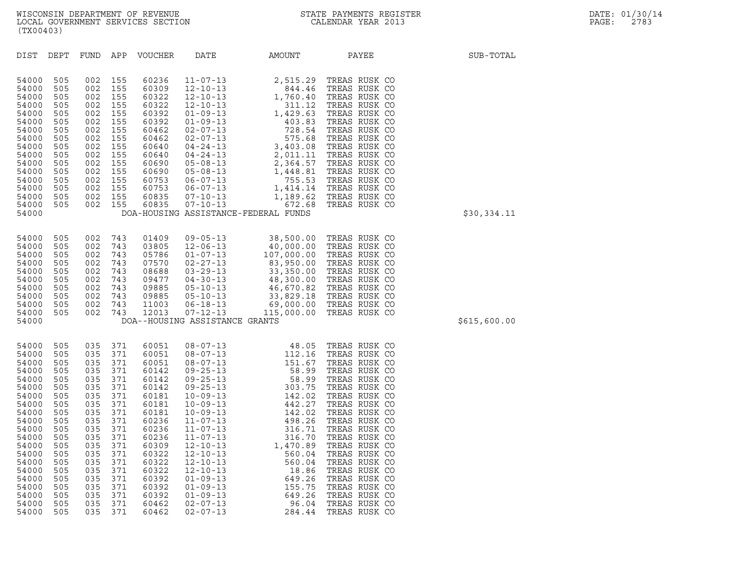WISCONSIN DEPARTMENT OF REVENUE
LOCAL GOVERNMENT SERVICES SECTION
(TX00403)

STATE PAYMENTS REGISTER
CALENDAR YEAR 2013

DATE: 01/30/14

| DIST | DEPT | FUND | APP | VOUCHER | DATE | AMOUNT | PAYEE | SUB-TOTAL |
|---|---|---|---|---|---|---|---|---|
| 54000 | 505 | 002 | 155 | 60236 | 11-07-13 | 2,515.29 | TREAS RUSK CO | |
| 54000 | 505 | 002 | 155 | 60309 | 12-10-13 | 844.46 | TREAS RUSK CO | |
| 54000 | 505 | 002 | 155 | 60322 | 12-10-13 | 1,760.40 | TREAS RUSK CO | |
| 54000 | 505 | 002 | 155 | 60322 | 12-10-13 | 311.12 | TREAS RUSK CO | |
| 54000 | 505 | 002 | 155 | 60392 | 01-09-13 | 1,429.63 | TREAS RUSK CO | |
| 54000 | 505 | 002 | 155 | 60392 | 01-09-13 | 403.83 | TREAS RUSK CO | |
| 54000 | 505 | 002 | 155 | 60462 | 02-07-13 | 728.54 | TREAS RUSK CO | |
| 54000 | 505 | 002 | 155 | 60462 | 02-07-13 | 575.68 | TREAS RUSK CO | |
| 54000 | 505 | 002 | 155 | 60640 | 04-24-13 | 3,403.08 | TREAS RUSK CO | |
| 54000 | 505 | 002 | 155 | 60640 | 04-24-13 | 2,011.11 | TREAS RUSK CO | |
| 54000 | 505 | 002 | 155 | 60690 | 05-08-13 | 2,364.57 | TREAS RUSK CO | |
| 54000 | 505 | 002 | 155 | 60690 | 05-08-13 | 1,448.81 | TREAS RUSK CO | |
| 54000 | 505 | 002 | 155 | 60753 | 06-07-13 | 755.53 | TREAS RUSK CO | |
| 54000 | 505 | 002 | 155 | 60753 | 06-07-13 | 1,414.14 | TREAS RUSK CO | |
| 54000 | 505 | 002 | 155 | 60835 | 07-10-13 | 1,189.62 | TREAS RUSK CO | |
| 54000 | 505 | 002 | 155 | 60835 | 07-10-13 | 672.68 | TREAS RUSK CO | |
| 54000 | | | | DOA-HOUSING ASSISTANCE-FEDERAL FUNDS | | | | $30,334.11 |
| 54000 | 505 | 002 | 743 | 01409 | 09-05-13 | 38,500.00 | TREAS RUSK CO | |
| 54000 | 505 | 002 | 743 | 03805 | 12-06-13 | 40,000.00 | TREAS RUSK CO | |
| 54000 | 505 | 002 | 743 | 05786 | 01-07-13 | 107,000.00 | TREAS RUSK CO | |
| 54000 | 505 | 002 | 743 | 07570 | 02-27-13 | 83,950.00 | TREAS RUSK CO | |
| 54000 | 505 | 002 | 743 | 08688 | 03-29-13 | 33,350.00 | TREAS RUSK CO | |
| 54000 | 505 | 002 | 743 | 09477 | 04-30-13 | 48,300.00 | TREAS RUSK CO | |
| 54000 | 505 | 002 | 743 | 09885 | 05-10-13 | 46,670.82 | TREAS RUSK CO | |
| 54000 | 505 | 002 | 743 | 09885 | 05-10-13 | 33,829.18 | TREAS RUSK CO | |
| 54000 | 505 | 002 | 743 | 11003 | 06-18-13 | 69,000.00 | TREAS RUSK CO | |
| 54000 | 505 | 002 | 743 | 12013 | 07-12-13 | 115,000.00 | TREAS RUSK CO | |
| 54000 | | | | DOA--HOUSING ASSISTANCE GRANTS | | | | $615,600.00 |
| 54000 | 505 | 035 | 371 | 60051 | 08-07-13 | 48.05 | TREAS RUSK CO | |
| 54000 | 505 | 035 | 371 | 60051 | 08-07-13 | 112.16 | TREAS RUSK CO | |
| 54000 | 505 | 035 | 371 | 60051 | 08-07-13 | 151.67 | TREAS RUSK CO | |
| 54000 | 505 | 035 | 371 | 60142 | 09-25-13 | 58.99 | TREAS RUSK CO | |
| 54000 | 505 | 035 | 371 | 60142 | 09-25-13 | 58.99 | TREAS RUSK CO | |
| 54000 | 505 | 035 | 371 | 60142 | 09-25-13 | 303.75 | TREAS RUSK CO | |
| 54000 | 505 | 035 | 371 | 60181 | 10-09-13 | 142.02 | TREAS RUSK CO | |
| 54000 | 505 | 035 | 371 | 60181 | 10-09-13 | 442.27 | TREAS RUSK CO | |
| 54000 | 505 | 035 | 371 | 60181 | 10-09-13 | 142.02 | TREAS RUSK CO | |
| 54000 | 505 | 035 | 371 | 60236 | 11-07-13 | 498.26 | TREAS RUSK CO | |
| 54000 | 505 | 035 | 371 | 60236 | 11-07-13 | 316.71 | TREAS RUSK CO | |
| 54000 | 505 | 035 | 371 | 60236 | 11-07-13 | 316.70 | TREAS RUSK CO | |
| 54000 | 505 | 035 | 371 | 60309 | 12-10-13 | 1,470.89 | TREAS RUSK CO | |
| 54000 | 505 | 035 | 371 | 60322 | 12-10-13 | 560.04 | TREAS RUSK CO | |
| 54000 | 505 | 035 | 371 | 60322 | 12-10-13 | 560.04 | TREAS RUSK CO | |
| 54000 | 505 | 035 | 371 | 60322 | 12-10-13 | 18.86 | TREAS RUSK CO | |
| 54000 | 505 | 035 | 371 | 60392 | 01-09-13 | 649.26 | TREAS RUSK CO | |
| 54000 | 505 | 035 | 371 | 60392 | 01-09-13 | 155.75 | TREAS RUSK CO | |
| 54000 | 505 | 035 | 371 | 60392 | 01-09-13 | 649.26 | TREAS RUSK CO | |
| 54000 | 505 | 035 | 371 | 60462 | 02-07-13 | 96.04 | TREAS RUSK CO | |
| 54000 | 505 | 035 | 371 | 60462 | 02-07-13 | 284.44 | TREAS RUSK CO | |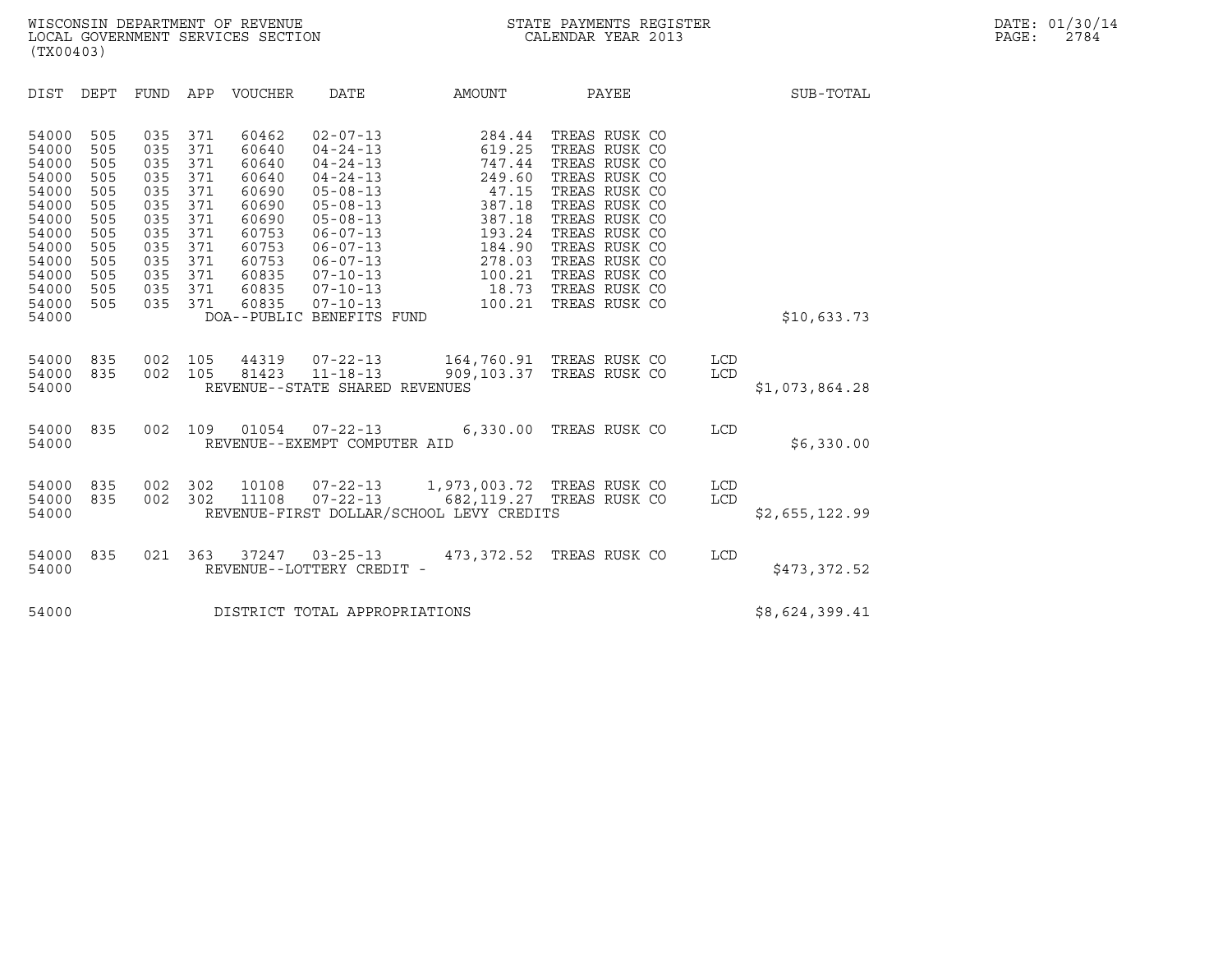WISCONSIN DEPARTMENT OF REVENUE
LOCAL GOVERNMENT SERVICES SECTION
(TX00403)

STATE PAYMENTS REGISTER
CALENDAR YEAR 2013

DATE: 01/30/14
PAGE: 2784

| DIST | DEPT | FUND | APP | VOUCHER | DATE | AMOUNT | PAYEE | | SUB-TOTAL |
|---|---|---|---|---|---|---|---|---|---|
| 54000 | 505 | 035 | 371 | 60462 | 02-07-13 | 284.44 | TREAS RUSK CO | | |
| 54000 | 505 | 035 | 371 | 60640 | 04-24-13 | 619.25 | TREAS RUSK CO | | |
| 54000 | 505 | 035 | 371 | 60640 | 04-24-13 | 747.44 | TREAS RUSK CO | | |
| 54000 | 505 | 035 | 371 | 60640 | 04-24-13 | 249.60 | TREAS RUSK CO | | |
| 54000 | 505 | 035 | 371 | 60690 | 05-08-13 | 47.15 | TREAS RUSK CO | | |
| 54000 | 505 | 035 | 371 | 60690 | 05-08-13 | 387.18 | TREAS RUSK CO | | |
| 54000 | 505 | 035 | 371 | 60690 | 05-08-13 | 387.18 | TREAS RUSK CO | | |
| 54000 | 505 | 035 | 371 | 60753 | 06-07-13 | 193.24 | TREAS RUSK CO | | |
| 54000 | 505 | 035 | 371 | 60753 | 06-07-13 | 184.90 | TREAS RUSK CO | | |
| 54000 | 505 | 035 | 371 | 60753 | 06-07-13 | 278.03 | TREAS RUSK CO | | |
| 54000 | 505 | 035 | 371 | 60835 | 07-10-13 | 100.21 | TREAS RUSK CO | | |
| 54000 | 505 | 035 | 371 | 60835 | 07-10-13 | 18.73 | TREAS RUSK CO | | |
| 54000 | 505 | 035 | 371 | 60835 | 07-10-13 | 100.21 | TREAS RUSK CO | | |
| 54000 | | | | DOA--PUBLIC BENEFITS FUND | | | | | $10,633.73 |
| 54000 | 835 | 002 | 105 | 44319 | 07-22-13 | 164,760.91 | TREAS RUSK CO | LCD | |
| 54000 | 835 | 002 | 105 | 81423 | 11-18-13 | 909,103.37 | TREAS RUSK CO | LCD | |
| 54000 | | | | REVENUE--STATE SHARED REVENUES | | | | | $1,073,864.28 |
| 54000 | 835 | 002 | 109 | 01054 | 07-22-13 | 6,330.00 | TREAS RUSK CO | LCD | |
| 54000 | | | | REVENUE--EXEMPT COMPUTER AID | | | | | $6,330.00 |
| 54000 | 835 | 002 | 302 | 10108 | 07-22-13 | 1,973,003.72 | TREAS RUSK CO | LCD | |
| 54000 | 835 | 002 | 302 | 11108 | 07-22-13 | 682,119.27 | TREAS RUSK CO | LCD | |
| 54000 | | | | REVENUE-FIRST DOLLAR/SCHOOL LEVY CREDITS | | | | | $2,655,122.99 |
| 54000 | 835 | 021 | 363 | 37247 | 03-25-13 | 473,372.52 | TREAS RUSK CO | LCD | |
| 54000 | | | | REVENUE--LOTTERY CREDIT - | | | | | $473,372.52 |
| 54000 | | | | DISTRICT TOTAL APPROPRIATIONS | | | | | $8,624,399.41 |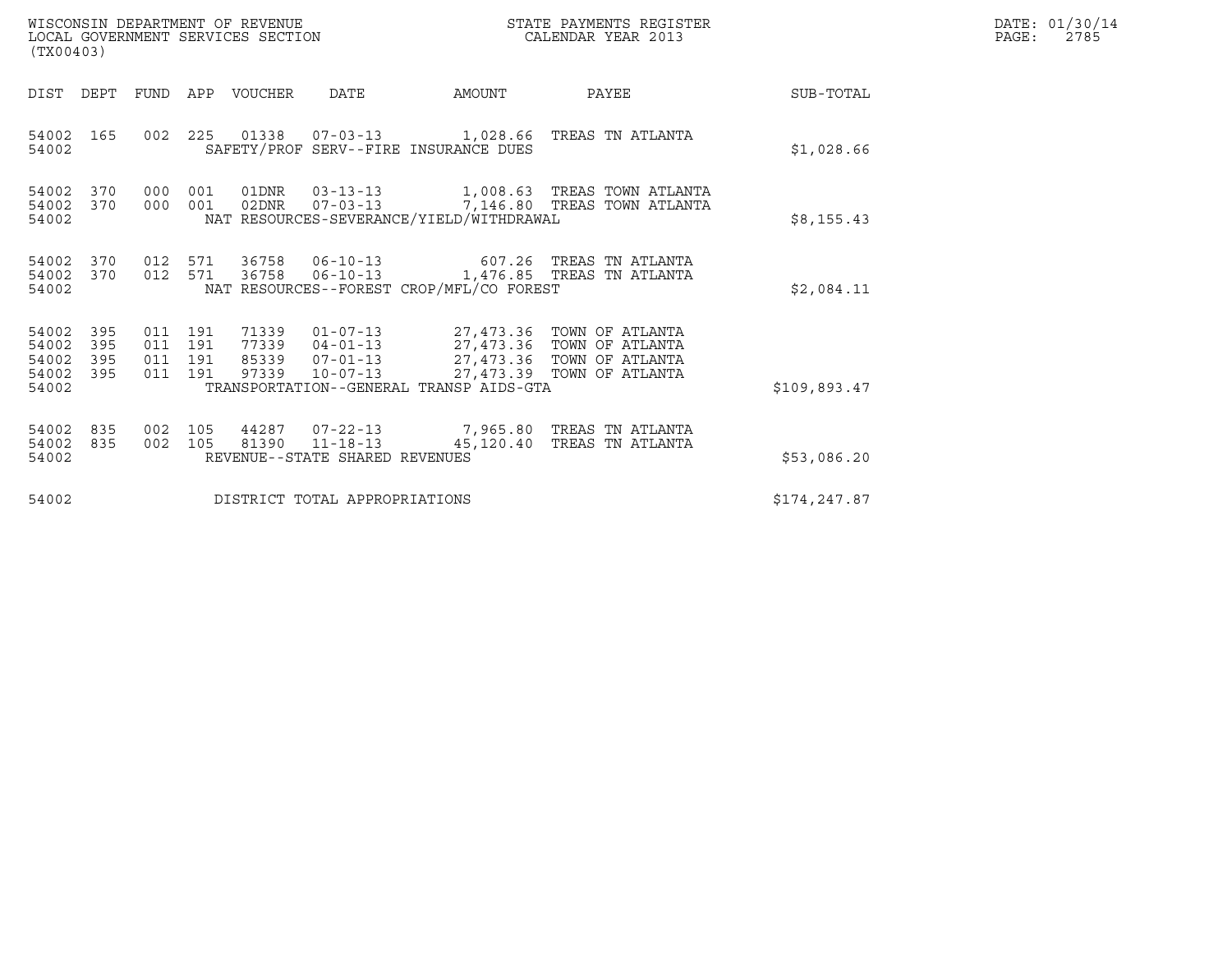WISCONSIN DEPARTMENT OF REVENUE
LOCAL GOVERNMENT SERVICES SECTION
(TX00403)

STATE PAYMENTS REGISTER
CALENDAR YEAR 2013

DATE: 01/30/14
PAGE: 2785

| DIST | DEPT | FUND | APP | VOUCHER | DATE | AMOUNT | PAYEE | SUB-TOTAL |
|---|---|---|---|---|---|---|---|---|
| 54002 | 165 | 002 | 225 | 01338 | 07-03-13 | 1,028.66 | TREAS TN ATLANTA | |
| 54002 | | | | SAFETY/PROF SERV--FIRE INSURANCE DUES | | | | $1,028.66 |
| 54002 | 370 | 000 | 001 | 01DNR | 03-13-13 | 1,008.63 | TREAS TOWN ATLANTA | |
| 54002 | 370 | 000 | 001 | 02DNR | 07-03-13 | 7,146.80 | TREAS TOWN ATLANTA | |
| 54002 | | | | NAT RESOURCES-SEVERANCE/YIELD/WITHDRAWAL | | | | $8,155.43 |
| 54002 | 370 | 012 | 571 | 36758 | 06-10-13 | 607.26 | TREAS TN ATLANTA | |
| 54002 | 370 | 012 | 571 | 36758 | 06-10-13 | 1,476.85 | TREAS TN ATLANTA | |
| 54002 | | | | NAT RESOURCES--FOREST CROP/MFL/CO FOREST | | | | $2,084.11 |
| 54002 | 395 | 011 | 191 | 71339 | 01-07-13 | 27,473.36 | TOWN OF ATLANTA | |
| 54002 | 395 | 011 | 191 | 77339 | 04-01-13 | 27,473.36 | TOWN OF ATLANTA | |
| 54002 | 395 | 011 | 191 | 85339 | 07-01-13 | 27,473.36 | TOWN OF ATLANTA | |
| 54002 | 395 | 011 | 191 | 97339 | 10-07-13 | 27,473.39 | TOWN OF ATLANTA | |
| 54002 | | | | TRANSPORTATION--GENERAL TRANSP AIDS-GTA | | | | $109,893.47 |
| 54002 | 835 | 002 | 105 | 44287 | 07-22-13 | 7,965.80 | TREAS TN ATLANTA | |
| 54002 | 835 | 002 | 105 | 81390 | 11-18-13 | 45,120.40 | TREAS TN ATLANTA | |
| 54002 | | | | REVENUE--STATE SHARED REVENUES | | | | $53,086.20 |
| 54002 | | | | DISTRICT TOTAL APPROPRIATIONS | | | | $174,247.87 |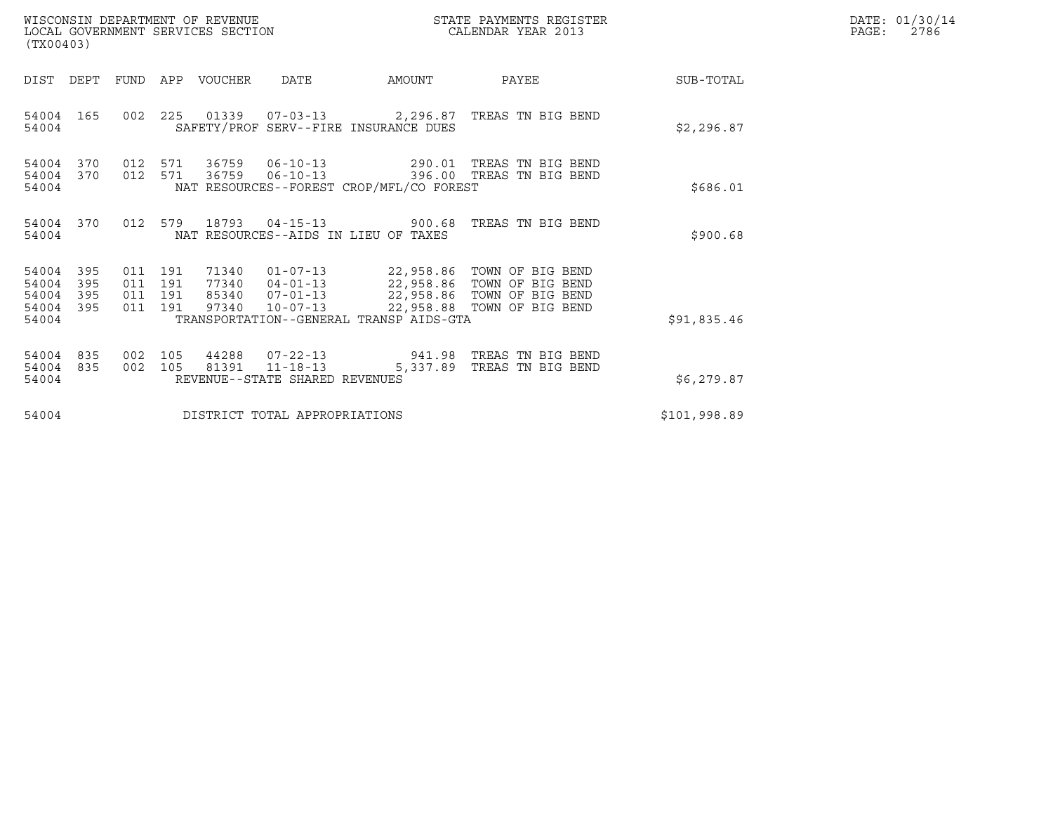WISCONSIN DEPARTMENT OF REVENUE
LOCAL GOVERNMENT SERVICES SECTION
(TX00403)

STATE PAYMENTS REGISTER
CALENDAR YEAR 2013

DATE: 01/30/14

| DIST | DEPT | FUND | APP | VOUCHER | DATE | AMOUNT | PAYEE | SUB-TOTAL |
|---|---|---|---|---|---|---|---|---|
| 54004 | 165 | 002 | 225 | 01339 | 07-03-13 | 2,296.87 | TREAS TN BIG BEND | |
| 54004 | | | | SAFETY/PROF SERV--FIRE INSURANCE DUES | | | | $2,296.87 |
| 54004 | 370 | 012 | 571 | 36759 | 06-10-13 | 290.01 | TREAS TN BIG BEND | |
| 54004 | 370 | 012 | 571 | 36759 | 06-10-13 | 396.00 | TREAS TN BIG BEND | |
| 54004 | | | | NAT RESOURCES--FOREST CROP/MFL/CO FOREST | | | | $686.01 |
| 54004 | 370 | 012 | 579 | 18793 | 04-15-13 | 900.68 | TREAS TN BIG BEND | |
| 54004 | | | | NAT RESOURCES--AIDS IN LIEU OF TAXES | | | | $900.68 |
| 54004 | 395 | 011 | 191 | 71340 | 01-07-13 | 22,958.86 | TOWN OF BIG BEND | |
| 54004 | 395 | 011 | 191 | 77340 | 04-01-13 | 22,958.86 | TOWN OF BIG BEND | |
| 54004 | 395 | 011 | 191 | 85340 | 07-01-13 | 22,958.86 | TOWN OF BIG BEND | |
| 54004 | 395 | 011 | 191 | 97340 | 10-07-13 | 22,958.88 | TOWN OF BIG BEND | |
| 54004 | | | | TRANSPORTATION--GENERAL TRANSP AIDS-GTA | | | | $91,835.46 |
| 54004 | 835 | 002 | 105 | 44288 | 07-22-13 | 941.98 | TREAS TN BIG BEND | |
| 54004 | 835 | 002 | 105 | 81391 | 11-18-13 | 5,337.89 | TREAS TN BIG BEND | |
| 54004 | | | | REVENUE--STATE SHARED REVENUES | | | | $6,279.87 |
| 54004 | | | | DISTRICT TOTAL APPROPRIATIONS | | | | $101,998.89 |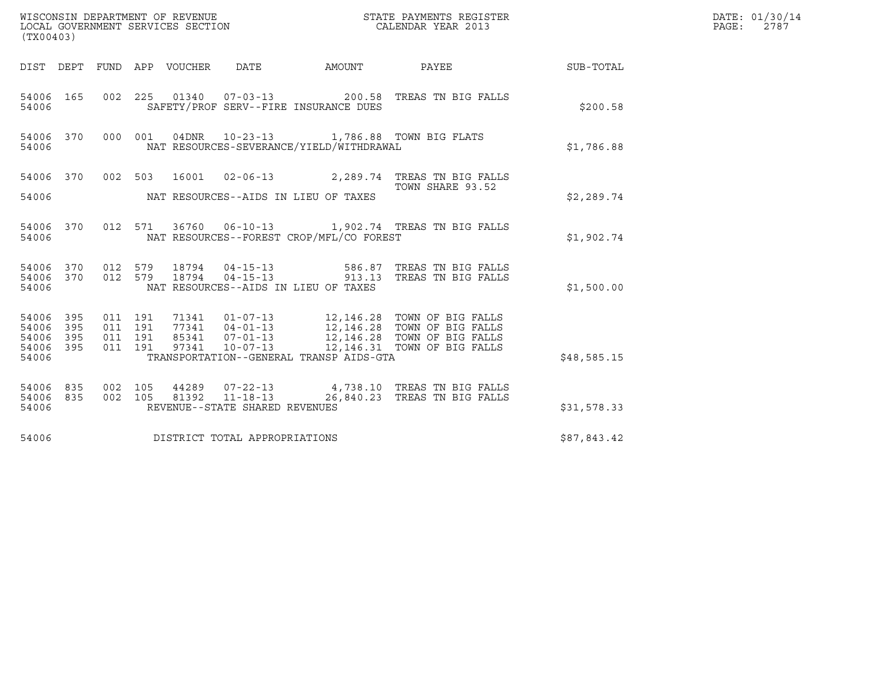WISCONSIN DEPARTMENT OF REVENUE
LOCAL GOVERNMENT SERVICES SECTION
(TX00403)

STATE PAYMENTS REGISTER
CALENDAR YEAR 2013

DATE: 01/30/14

| DIST | DEPT | FUND | APP | VOUCHER | DATE | AMOUNT | PAYEE | SUB-TOTAL |
|---|---|---|---|---|---|---|---|---|
| 54006 | 165 | 002 | 225 | 01340 | 07-03-13 | 200.58 | TREAS TN BIG FALLS | |
| 54006 | | | | | SAFETY/PROF SERV--FIRE INSURANCE DUES | | | $200.58 |
| 54006 | 370 | 000 | 001 | 04DNR | 10-23-13 | 1,786.88 | TOWN BIG FLATS | |
| 54006 | | | | | NAT RESOURCES-SEVERANCE/YIELD/WITHDRAWAL | | | $1,786.88 |
| 54006 | 370 | 002 | 503 | 16001 | 02-06-13 | 2,289.74 | TREAS TN BIG FALLS TOWN SHARE 93.52 | |
| 54006 | | | | | NAT RESOURCES--AIDS IN LIEU OF TAXES | | | $2,289.74 |
| 54006 | 370 | 012 | 571 | 36760 | 06-10-13 | 1,902.74 | TREAS TN BIG FALLS | |
| 54006 | | | | | NAT RESOURCES--FOREST CROP/MFL/CO FOREST | | | $1,902.74 |
| 54006 | 370 | 012 | 579 | 18794 | 04-15-13 | 586.87 | TREAS TN BIG FALLS | |
| 54006 | 370 | 012 | 579 | 18794 | 04-15-13 | 913.13 | TREAS TN BIG FALLS | |
| 54006 | | | | | NAT RESOURCES--AIDS IN LIEU OF TAXES | | | $1,500.00 |
| 54006 | 395 | 011 | 191 | 71341 | 01-07-13 | 12,146.28 | TOWN OF BIG FALLS | |
| 54006 | 395 | 011 | 191 | 77341 | 04-01-13 | 12,146.28 | TOWN OF BIG FALLS | |
| 54006 | 395 | 011 | 191 | 85341 | 07-01-13 | 12,146.28 | TOWN OF BIG FALLS | |
| 54006 | 395 | 011 | 191 | 97341 | 10-07-13 | 12,146.31 | TOWN OF BIG FALLS | |
| 54006 | | | | | TRANSPORTATION--GENERAL TRANSP AIDS-GTA | | | $48,585.15 |
| 54006 | 835 | 002 | 105 | 44289 | 07-22-13 | 4,738.10 | TREAS TN BIG FALLS | |
| 54006 | 835 | 002 | 105 | 81392 | 11-18-13 | 26,840.23 | TREAS TN BIG FALLS | |
| 54006 | | | | | REVENUE--STATE SHARED REVENUES | | | $31,578.33 |
| 54006 | | | | | DISTRICT TOTAL APPROPRIATIONS | | | $87,843.42 |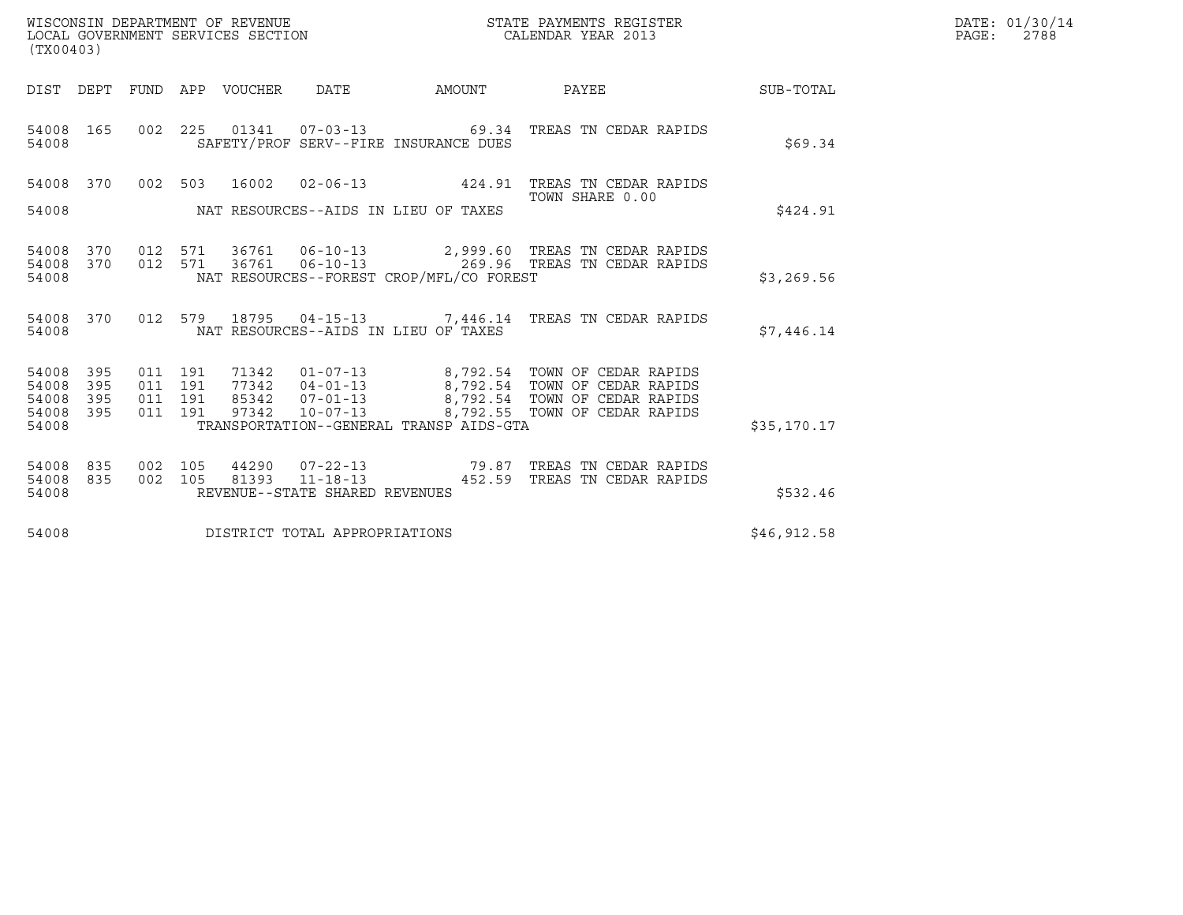WISCONSIN DEPARTMENT OF REVENUE
LOCAL GOVERNMENT SERVICES SECTION
(TX00403)

STATE PAYMENTS REGISTER
CALENDAR YEAR 2013

DATE: 01/30/14
PAGE: 2788

| DIST | DEPT | FUND | APP | VOUCHER | DATE | AMOUNT | PAYEE | SUB-TOTAL |
|---|---|---|---|---|---|---|---|---|
| 54008 | 165 | 002 | 225 | 01341 | 07-03-13 | 69.34 | TREAS TN CEDAR RAPIDS | |
| 54008 | | | | SAFETY/PROF SERV--FIRE INSURANCE DUES | | | | $69.34 |
| 54008 | 370 | 002 | 503 | 16002 | 02-06-13 | 424.91 | TREAS TN CEDAR RAPIDS TOWN SHARE 0.00 | |
| 54008 | | | | NAT RESOURCES--AIDS IN LIEU OF TAXES | | | | $424.91 |
| 54008 | 370 | 012 | 571 | 36761 | 06-10-13 | 2,999.60 | TREAS TN CEDAR RAPIDS | |
| 54008 | 370 | 012 | 571 | 36761 | 06-10-13 | 269.96 | TREAS TN CEDAR RAPIDS | |
| 54008 | | | | NAT RESOURCES--FOREST CROP/MFL/CO FOREST | | | | $3,269.56 |
| 54008 | 370 | 012 | 579 | 18795 | 04-15-13 | 7,446.14 | TREAS TN CEDAR RAPIDS | |
| 54008 | | | | NAT RESOURCES--AIDS IN LIEU OF TAXES | | | | $7,446.14 |
| 54008 | 395 | 011 | 191 | 71342 | 01-07-13 | 8,792.54 | TOWN OF CEDAR RAPIDS | |
| 54008 | 395 | 011 | 191 | 77342 | 04-01-13 | 8,792.54 | TOWN OF CEDAR RAPIDS | |
| 54008 | 395 | 011 | 191 | 85342 | 07-01-13 | 8,792.54 | TOWN OF CEDAR RAPIDS | |
| 54008 | 395 | 011 | 191 | 97342 | 10-07-13 | 8,792.55 | TOWN OF CEDAR RAPIDS | |
| 54008 | | | | TRANSPORTATION--GENERAL TRANSP AIDS-GTA | | | | $35,170.17 |
| 54008 | 835 | 002 | 105 | 44290 | 07-22-13 | 79.87 | TREAS TN CEDAR RAPIDS | |
| 54008 | 835 | 002 | 105 | 81393 | 11-18-13 | 452.59 | TREAS TN CEDAR RAPIDS | |
| 54008 | | | | REVENUE--STATE SHARED REVENUES | | | | $532.46 |
| 54008 | | | | DISTRICT TOTAL APPROPRIATIONS | | | | $46,912.58 |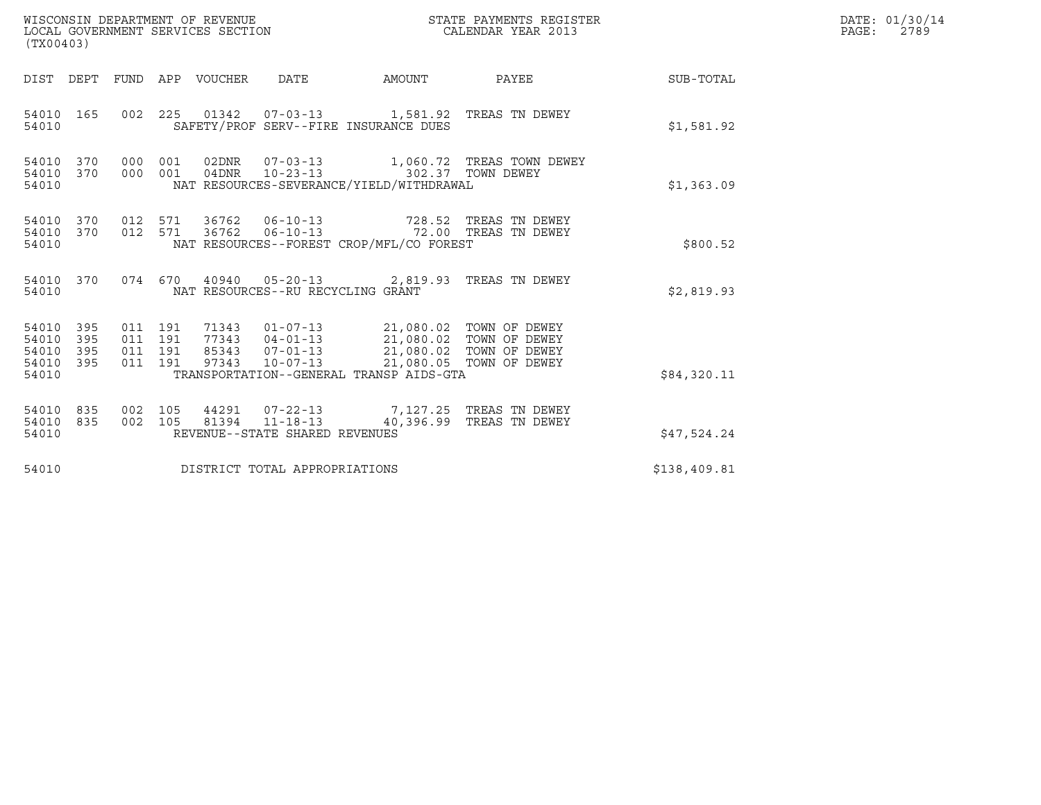WISCONSIN DEPARTMENT OF REVENUE
LOCAL GOVERNMENT SERVICES SECTION
(TX00403)

STATE PAYMENTS REGISTER
CALENDAR YEAR 2013

DATE: 01/30/14
PAGE: 2789

| DIST | DEPT | FUND | APP | VOUCHER | DATE | AMOUNT | PAYEE | SUB-TOTAL |
|---|---|---|---|---|---|---|---|---|
| 54010 | 165 | 002 | 225 | 01342 | 07-03-13 | 1,581.92 | TREAS TN DEWEY | |
| 54010 | | | | SAFETY/PROF SERV--FIRE INSURANCE DUES | | | | $1,581.92 |
| 54010 | 370 | 000 | 001 | 02DNR | 07-03-13 | 1,060.72 | TREAS TOWN DEWEY | |
| 54010 | 370 | 000 | 001 | 04DNR | 10-23-13 | 302.37 | TOWN DEWEY | |
| 54010 | | | | NAT RESOURCES-SEVERANCE/YIELD/WITHDRAWAL | | | | $1,363.09 |
| 54010 | 370 | 012 | 571 | 36762 | 06-10-13 | 728.52 | TREAS TN DEWEY | |
| 54010 | 370 | 012 | 571 | 36762 | 06-10-13 | 72.00 | TREAS TN DEWEY | |
| 54010 | | | | NAT RESOURCES--FOREST CROP/MFL/CO FOREST | | | | $800.52 |
| 54010 | 370 | 074 | 670 | 40940 | 05-20-13 | 2,819.93 | TREAS TN DEWEY | |
| 54010 | | | | NAT RESOURCES--RU RECYCLING GRANT | | | | $2,819.93 |
| 54010 | 395 | 011 | 191 | 71343 | 01-07-13 | 21,080.02 | TOWN OF DEWEY | |
| 54010 | 395 | 011 | 191 | 77343 | 04-01-13 | 21,080.02 | TOWN OF DEWEY | |
| 54010 | 395 | 011 | 191 | 85343 | 07-01-13 | 21,080.02 | TOWN OF DEWEY | |
| 54010 | 395 | 011 | 191 | 97343 | 10-07-13 | 21,080.05 | TOWN OF DEWEY | |
| 54010 | | | | TRANSPORTATION--GENERAL TRANSP AIDS-GTA | | | | $84,320.11 |
| 54010 | 835 | 002 | 105 | 44291 | 07-22-13 | 7,127.25 | TREAS TN DEWEY | |
| 54010 | 835 | 002 | 105 | 81394 | 11-18-13 | 40,396.99 | TREAS TN DEWEY | |
| 54010 | | | | REVENUE--STATE SHARED REVENUES | | | | $47,524.24 |
| 54010 | | | | DISTRICT TOTAL APPROPRIATIONS | | | | $138,409.81 |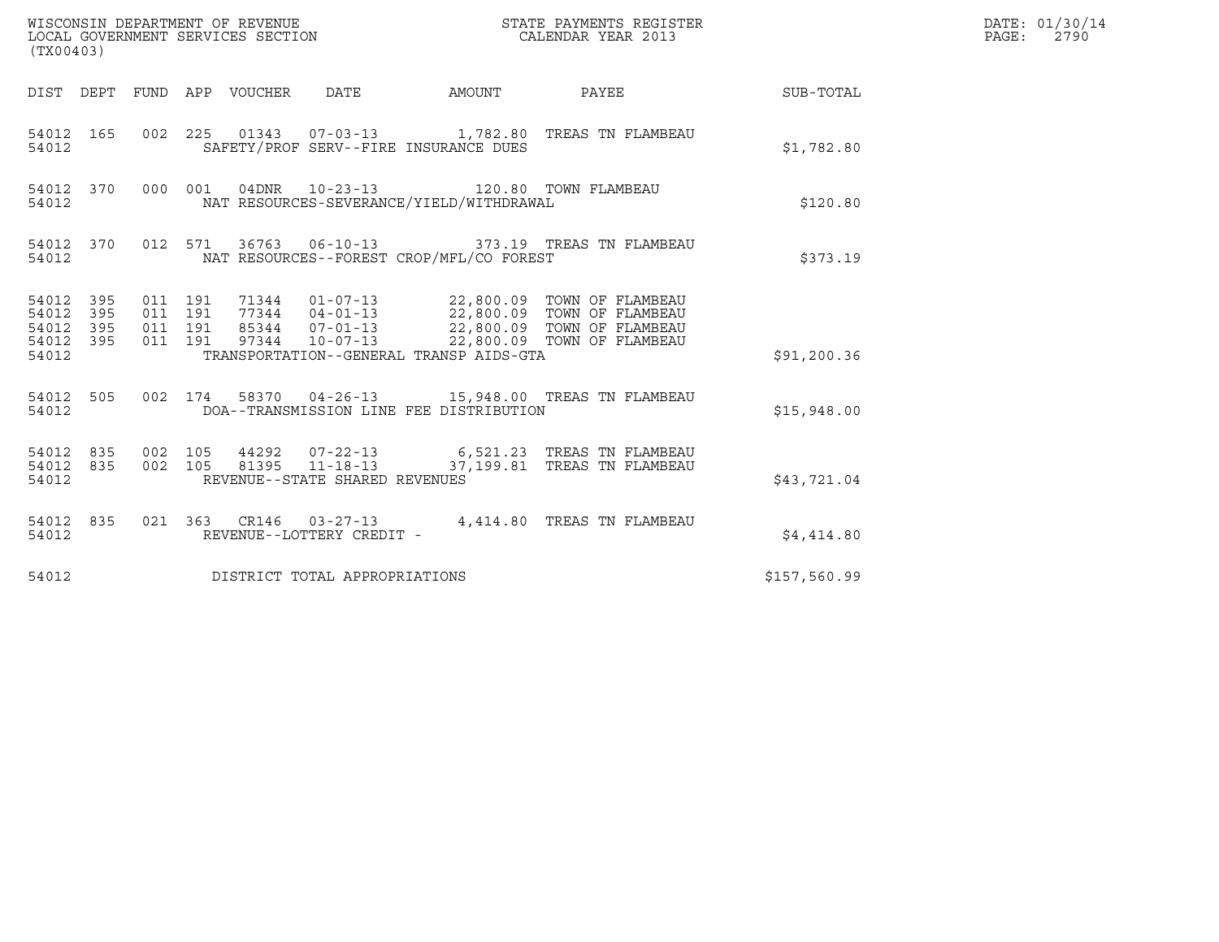WISCONSIN DEPARTMENT OF REVENUE
LOCAL GOVERNMENT SERVICES SECTION
(TX00403)

STATE PAYMENTS REGISTER
CALENDAR YEAR 2013

DATE: 01/30/14
PAGE: 2790

| DIST | DEPT | FUND | APP | VOUCHER | DATE | AMOUNT | PAYEE | SUB-TOTAL |
|---|---|---|---|---|---|---|---|---|
| 54012 | 165 | 002 | 225 | 01343 | 07-03-13 | 1,782.80 | TREAS TN FLAMBEAU | |
| 54012 | | | | SAFETY/PROF SERV--FIRE INSURANCE DUES | | | | $1,782.80 |
| 54012 | 370 | 000 | 001 | 04DNR | 10-23-13 | 120.80 | TOWN FLAMBEAU | |
| 54012 | | | | NAT RESOURCES-SEVERANCE/YIELD/WITHDRAWAL | | | | $120.80 |
| 54012 | 370 | 012 | 571 | 36763 | 06-10-13 | 373.19 | TREAS TN FLAMBEAU | |
| 54012 | | | | NAT RESOURCES--FOREST CROP/MFL/CO FOREST | | | | $373.19 |
| 54012 | 395 | 011 | 191 | 71344 | 01-07-13 | 22,800.09 | TOWN OF FLAMBEAU | |
| 54012 | 395 | 011 | 191 | 77344 | 04-01-13 | 22,800.09 | TOWN OF FLAMBEAU | |
| 54012 | 395 | 011 | 191 | 85344 | 07-01-13 | 22,800.09 | TOWN OF FLAMBEAU | |
| 54012 | 395 | 011 | 191 | 97344 | 10-07-13 | 22,800.09 | TOWN OF FLAMBEAU | |
| 54012 | | | | TRANSPORTATION--GENERAL TRANSP AIDS-GTA | | | | $91,200.36 |
| 54012 | 505 | 002 | 174 | 58370 | 04-26-13 | 15,948.00 | TREAS TN FLAMBEAU | |
| 54012 | | | | DOA--TRANSMISSION LINE FEE DISTRIBUTION | | | | $15,948.00 |
| 54012 | 835 | 002 | 105 | 44292 | 07-22-13 | 6,521.23 | TREAS TN FLAMBEAU | |
| 54012 | 835 | 002 | 105 | 81395 | 11-18-13 | 37,199.81 | TREAS TN FLAMBEAU | |
| 54012 | | | | REVENUE--STATE SHARED REVENUES | | | | $43,721.04 |
| 54012 | 835 | 021 | 363 | CR146 | 03-27-13 | 4,414.80 | TREAS TN FLAMBEAU | |
| 54012 | | | | REVENUE--LOTTERY CREDIT - | | | | $4,414.80 |
| 54012 | | | | DISTRICT TOTAL APPROPRIATIONS | | | | $157,560.99 |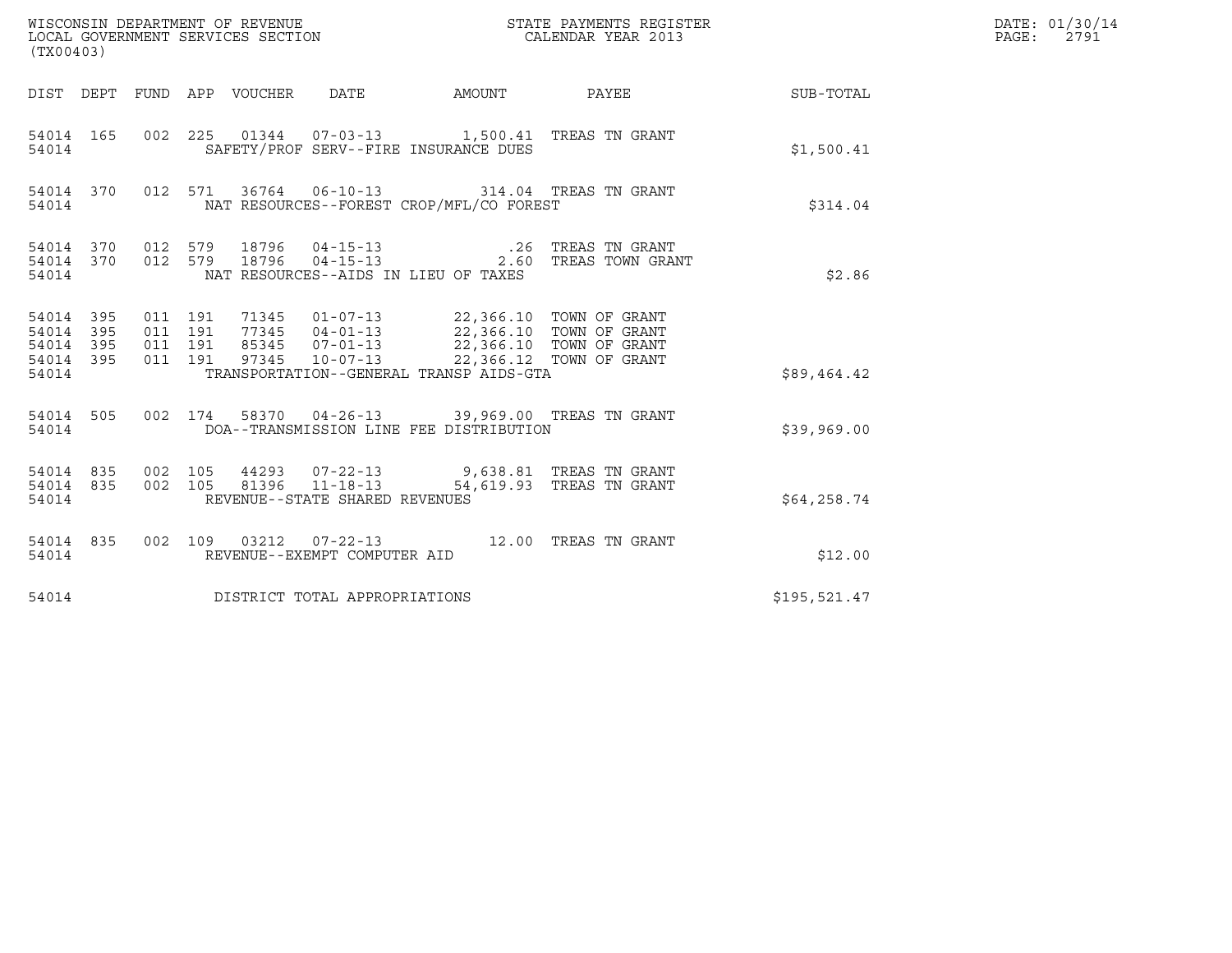WISCONSIN DEPARTMENT OF REVENUE
LOCAL GOVERNMENT SERVICES SECTION
(TX00403)

STATE PAYMENTS REGISTER
CALENDAR YEAR 2013

DATE: 01/30/14
PAGE: 2791

| DIST | DEPT | FUND | APP | VOUCHER | DATE | AMOUNT | PAYEE | SUB-TOTAL |
|---|---|---|---|---|---|---|---|---|
| 54014 | 165 | 002 | 225 | 01344 | 07-03-13 | 1,500.41 | TREAS TN GRANT | |
| 54014 | | | | SAFETY/PROF SERV--FIRE INSURANCE DUES | | | | $1,500.41 |
| 54014 | 370 | 012 | 571 | 36764 | 06-10-13 | 314.04 | TREAS TN GRANT | |
| 54014 | | | | NAT RESOURCES--FOREST CROP/MFL/CO FOREST | | | | $314.04 |
| 54014 | 370 | 012 | 579 | 18796 | 04-15-13 | .26 | TREAS TN GRANT | |
| 54014 | 370 | 012 | 579 | 18796 | 04-15-13 | 2.60 | TREAS TOWN GRANT | |
| 54014 | | | | NAT RESOURCES--AIDS IN LIEU OF TAXES | | | | $2.86 |
| 54014 | 395 | 011 | 191 | 71345 | 01-07-13 | 22,366.10 | TOWN OF GRANT | |
| 54014 | 395 | 011 | 191 | 77345 | 04-01-13 | 22,366.10 | TOWN OF GRANT | |
| 54014 | 395 | 011 | 191 | 85345 | 07-01-13 | 22,366.10 | TOWN OF GRANT | |
| 54014 | 395 | 011 | 191 | 97345 | 10-07-13 | 22,366.12 | TOWN OF GRANT | |
| 54014 | | | | TRANSPORTATION--GENERAL TRANSP AIDS-GTA | | | | $89,464.42 |
| 54014 | 505 | 002 | 174 | 58370 | 04-26-13 | 39,969.00 | TREAS TN GRANT | |
| 54014 | | | | DOA--TRANSMISSION LINE FEE DISTRIBUTION | | | | $39,969.00 |
| 54014 | 835 | 002 | 105 | 44293 | 07-22-13 | 9,638.81 | TREAS TN GRANT | |
| 54014 | 835 | 002 | 105 | 81396 | 11-18-13 | 54,619.93 | TREAS TN GRANT | |
| 54014 | | | | REVENUE--STATE SHARED REVENUES | | | | $64,258.74 |
| 54014 | 835 | 002 | 109 | 03212 | 07-22-13 | 12.00 | TREAS TN GRANT | |
| 54014 | | | | REVENUE--EXEMPT COMPUTER AID | | | | $12.00 |
| 54014 | | | | DISTRICT TOTAL APPROPRIATIONS | | | | $195,521.47 |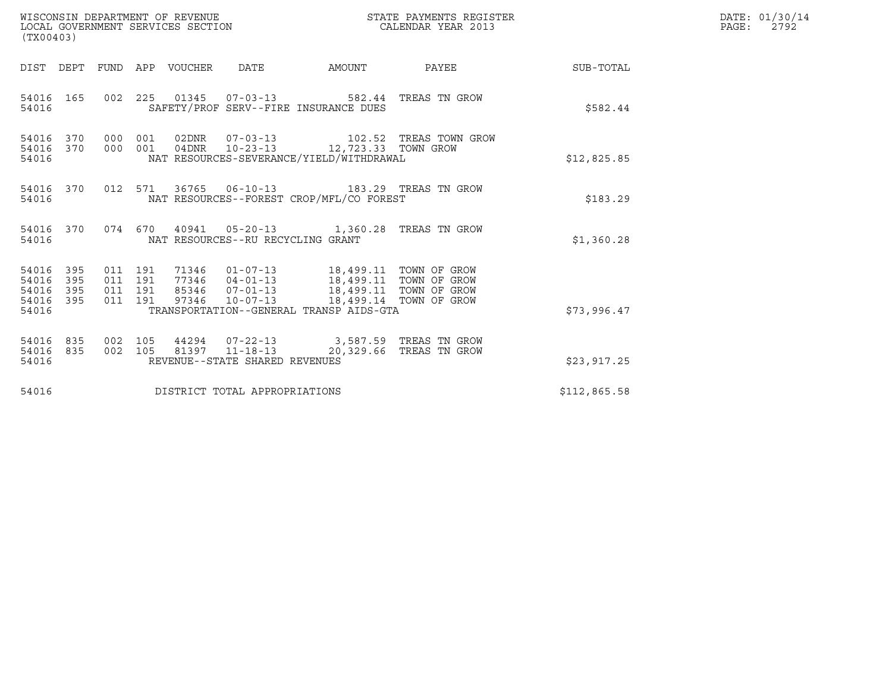WISCONSIN DEPARTMENT OF REVENUE
LOCAL GOVERNMENT SERVICES SECTION
(TX00403)

STATE PAYMENTS REGISTER
CALENDAR YEAR 2013

DATE: 01/30/14
PAGE: 2792

| DIST | DEPT | FUND | APP | VOUCHER | DATE | AMOUNT | PAYEE | SUB-TOTAL |
|---|---|---|---|---|---|---|---|---|
| 54016 | 165 | 002 | 225 | 01345 | 07-03-13 | 582.44 | TREAS TN GROW | |
| 54016 | | | | SAFETY/PROF SERV--FIRE INSURANCE DUES | | | | $582.44 |
| 54016 | 370 | 000 | 001 | 02DNR | 07-03-13 | 102.52 | TREAS TOWN GROW | |
| 54016 | 370 | 000 | 001 | 04DNR | 10-23-13 | 12,723.33 | TOWN GROW | |
| 54016 | | | | NAT RESOURCES-SEVERANCE/YIELD/WITHDRAWAL | | | | $12,825.85 |
| 54016 | 370 | 012 | 571 | 36765 | 06-10-13 | 183.29 | TREAS TN GROW | |
| 54016 | | | | NAT RESOURCES--FOREST CROP/MFL/CO FOREST | | | | $183.29 |
| 54016 | 370 | 074 | 670 | 40941 | 05-20-13 | 1,360.28 | TREAS TN GROW | |
| 54016 | | | | NAT RESOURCES--RU RECYCLING GRANT | | | | $1,360.28 |
| 54016 | 395 | 011 | 191 | 71346 | 01-07-13 | 18,499.11 | TOWN OF GROW | |
| 54016 | 395 | 011 | 191 | 77346 | 04-01-13 | 18,499.11 | TOWN OF GROW | |
| 54016 | 395 | 011 | 191 | 85346 | 07-01-13 | 18,499.11 | TOWN OF GROW | |
| 54016 | 395 | 011 | 191 | 97346 | 10-07-13 | 18,499.14 | TOWN OF GROW | |
| 54016 | | | | TRANSPORTATION--GENERAL TRANSP AIDS-GTA | | | | $73,996.47 |
| 54016 | 835 | 002 | 105 | 44294 | 07-22-13 | 3,587.59 | TREAS TN GROW | |
| 54016 | 835 | 002 | 105 | 81397 | 11-18-13 | 20,329.66 | TREAS TN GROW | |
| 54016 | | | | REVENUE--STATE SHARED REVENUES | | | | $23,917.25 |
| 54016 | | | | DISTRICT TOTAL APPROPRIATIONS | | | | $112,865.58 |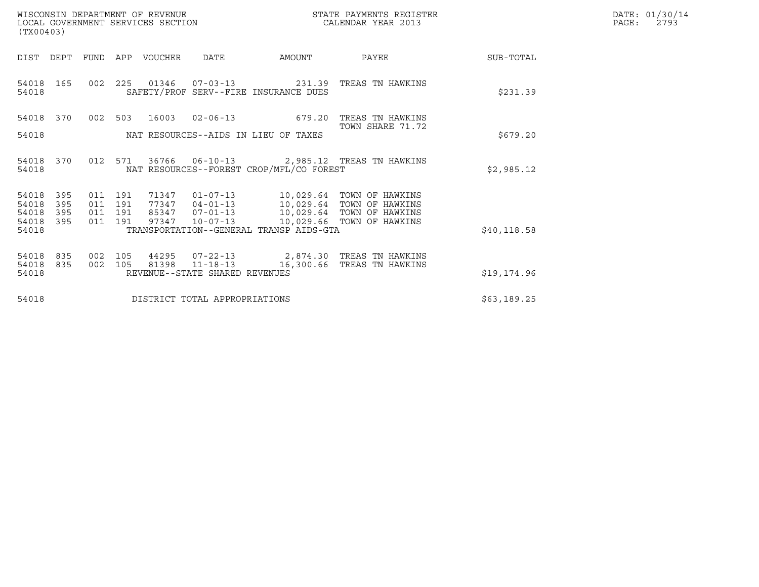WISCONSIN DEPARTMENT OF REVENUE
LOCAL GOVERNMENT SERVICES SECTION
(TX00403)

STATE PAYMENTS REGISTER
CALENDAR YEAR 2013

DATE: 01/30/14

| DIST | DEPT | FUND | APP | VOUCHER | DATE | AMOUNT | PAYEE | SUB-TOTAL |
|---|---|---|---|---|---|---|---|---|
| 54018 | 165 | 002 | 225 | 01346 | 07-03-13 | 231.39 | TREAS TN HAWKINS | |
| 54018 | | | | SAFETY/PROF SERV--FIRE INSURANCE DUES | | | | $231.39 |
| 54018 | 370 | 002 | 503 | 16003 | 02-06-13 | 679.20 | TREAS TN HAWKINS TOWN SHARE 71.72 | |
| 54018 | | | | NAT RESOURCES--AIDS IN LIEU OF TAXES | | | | $679.20 |
| 54018 | 370 | 012 | 571 | 36766 | 06-10-13 | 2,985.12 | TREAS TN HAWKINS | |
| 54018 | | | | NAT RESOURCES--FOREST CROP/MFL/CO FOREST | | | | $2,985.12 |
| 54018 | 395 | 011 | 191 | 71347 | 01-07-13 | 10,029.64 | TOWN OF HAWKINS | |
| 54018 | 395 | 011 | 191 | 77347 | 04-01-13 | 10,029.64 | TOWN OF HAWKINS | |
| 54018 | 395 | 011 | 191 | 85347 | 07-01-13 | 10,029.64 | TOWN OF HAWKINS | |
| 54018 | 395 | 011 | 191 | 97347 | 10-07-13 | 10,029.66 | TOWN OF HAWKINS | |
| 54018 | | | | TRANSPORTATION--GENERAL TRANSP AIDS-GTA | | | | $40,118.58 |
| 54018 | 835 | 002 | 105 | 44295 | 07-22-13 | 2,874.30 | TREAS TN HAWKINS | |
| 54018 | 835 | 002 | 105 | 81398 | 11-18-13 | 16,300.66 | TREAS TN HAWKINS | |
| 54018 | | | | REVENUE--STATE SHARED REVENUES | | | | $19,174.96 |
| 54018 | | | | DISTRICT TOTAL APPROPRIATIONS | | | | $63,189.25 |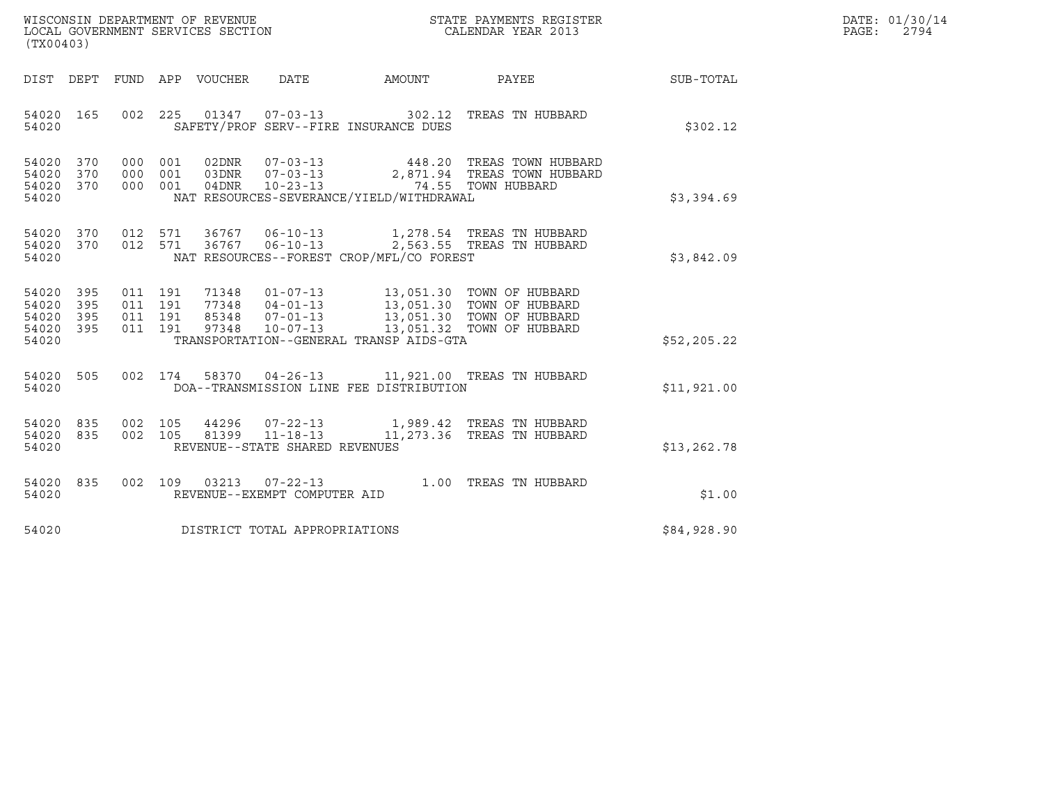WISCONSIN DEPARTMENT OF REVENUE
LOCAL GOVERNMENT SERVICES SECTION
(TX00403)

STATE PAYMENTS REGISTER
CALENDAR YEAR 2013

DATE: 01/30/14
PAGE: 2794

| DIST | DEPT | FUND | APP | VOUCHER | DATE | AMOUNT | PAYEE | SUB-TOTAL |
|---|---|---|---|---|---|---|---|---|
| 54020 | 165 | 002 | 225 | 01347 | 07-03-13 | 302.12 | TREAS TN HUBBARD | |
| 54020 | | | | SAFETY/PROF SERV--FIRE INSURANCE DUES | | | | $302.12 |
| 54020 | 370 | 000 | 001 | 02DNR | 07-03-13 | 448.20 | TREAS TOWN HUBBARD | |
| 54020 | 370 | 000 | 001 | 03DNR | 07-03-13 | 2,871.94 | TREAS TOWN HUBBARD | |
| 54020 | 370 | 000 | 001 | 04DNR | 10-23-13 | 74.55 | TOWN HUBBARD | |
| 54020 | | | | NAT RESOURCES-SEVERANCE/YIELD/WITHDRAWAL | | | | $3,394.69 |
| 54020 | 370 | 012 | 571 | 36767 | 06-10-13 | 1,278.54 | TREAS TN HUBBARD | |
| 54020 | 370 | 012 | 571 | 36767 | 06-10-13 | 2,563.55 | TREAS TN HUBBARD | |
| 54020 | | | | NAT RESOURCES--FOREST CROP/MFL/CO FOREST | | | | $3,842.09 |
| 54020 | 395 | 011 | 191 | 71348 | 01-07-13 | 13,051.30 | TOWN OF HUBBARD | |
| 54020 | 395 | 011 | 191 | 77348 | 04-01-13 | 13,051.30 | TOWN OF HUBBARD | |
| 54020 | 395 | 011 | 191 | 85348 | 07-01-13 | 13,051.30 | TOWN OF HUBBARD | |
| 54020 | 395 | 011 | 191 | 97348 | 10-07-13 | 13,051.32 | TOWN OF HUBBARD | |
| 54020 | | | | TRANSPORTATION--GENERAL TRANSP AIDS-GTA | | | | $52,205.22 |
| 54020 | 505 | 002 | 174 | 58370 | 04-26-13 | 11,921.00 | TREAS TN HUBBARD | |
| 54020 | | | | DOA--TRANSMISSION LINE FEE DISTRIBUTION | | | | $11,921.00 |
| 54020 | 835 | 002 | 105 | 44296 | 07-22-13 | 1,989.42 | TREAS TN HUBBARD | |
| 54020 | 835 | 002 | 105 | 81399 | 11-18-13 | 11,273.36 | TREAS TN HUBBARD | |
| 54020 | | | | REVENUE--STATE SHARED REVENUES | | | | $13,262.78 |
| 54020 | 835 | 002 | 109 | 03213 | 07-22-13 | 1.00 | TREAS TN HUBBARD | |
| 54020 | | | | REVENUE--EXEMPT COMPUTER AID | | | | $1.00 |
| 54020 | | | | DISTRICT TOTAL APPROPRIATIONS | | | | $84,928.90 |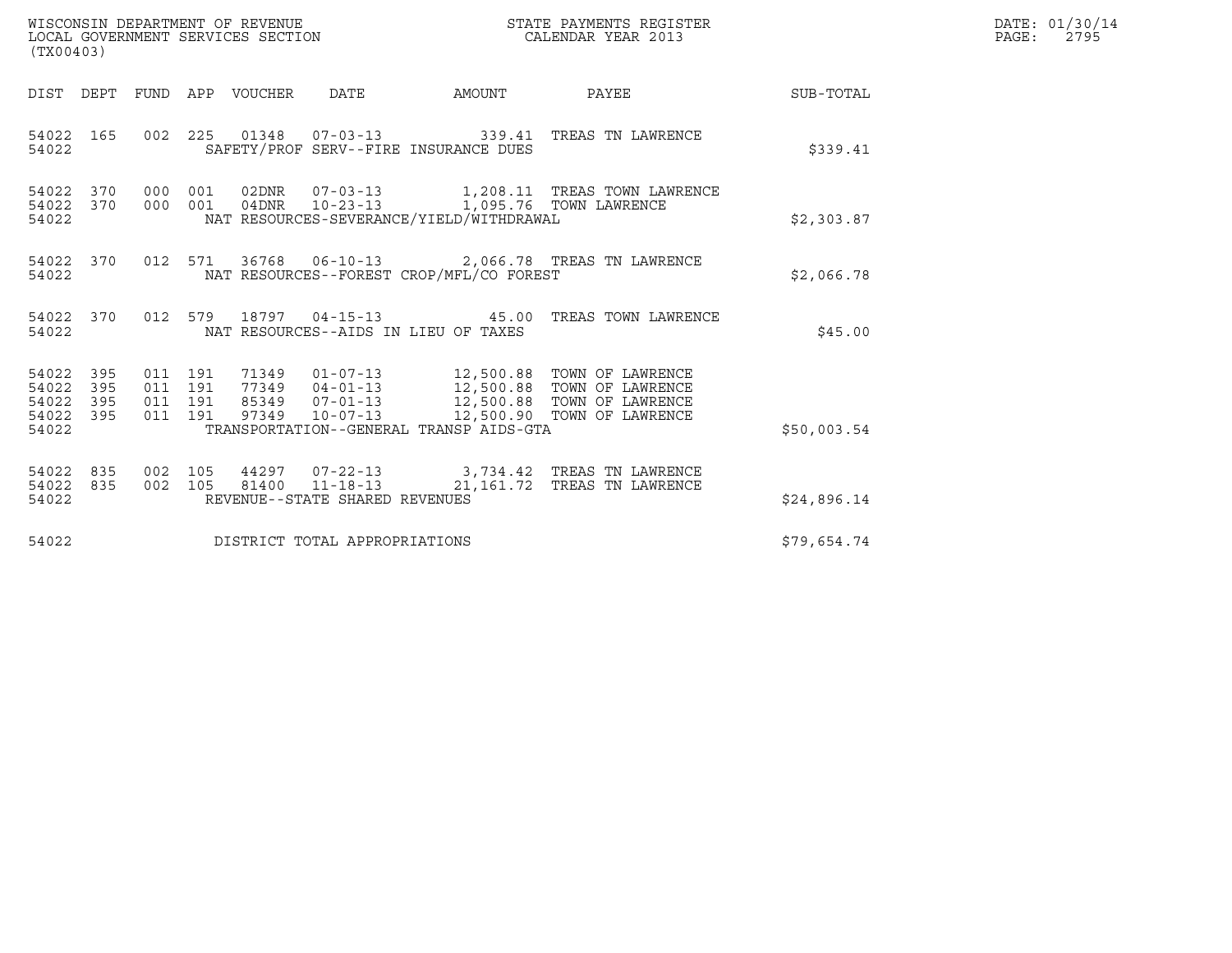WISCONSIN DEPARTMENT OF REVENUE
LOCAL GOVERNMENT SERVICES SECTION
(TX00403)

STATE PAYMENTS REGISTER
CALENDAR YEAR 2013

DATE: 01/30/14

| DIST | DEPT | FUND | APP | VOUCHER | DATE | AMOUNT | PAYEE | SUB-TOTAL |
|---|---|---|---|---|---|---|---|---|
| 54022 | 165 | 002 | 225 | 01348 | 07-03-13 | 339.41 | TREAS TN LAWRENCE | |
| 54022 | | | | | SAFETY/PROF SERV--FIRE INSURANCE DUES | | | $339.41 |
| 54022 | 370 | 000 | 001 | 02DNR | 07-03-13 | 1,208.11 | TREAS TOWN LAWRENCE | |
| 54022 | 370 | 000 | 001 | 04DNR | 10-23-13 | 1,095.76 | TOWN LAWRENCE | |
| 54022 | | | | | NAT RESOURCES-SEVERANCE/YIELD/WITHDRAWAL | | | $2,303.87 |
| 54022 | 370 | 012 | 571 | 36768 | 06-10-13 | 2,066.78 | TREAS TN LAWRENCE | |
| 54022 | | | | | NAT RESOURCES--FOREST CROP/MFL/CO FOREST | | | $2,066.78 |
| 54022 | 370 | 012 | 579 | 18797 | 04-15-13 | 45.00 | TREAS TOWN LAWRENCE | |
| 54022 | | | | | NAT RESOURCES--AIDS IN LIEU OF TAXES | | | $45.00 |
| 54022 | 395 | 011 | 191 | 71349 | 01-07-13 | 12,500.88 | TOWN OF LAWRENCE | |
| 54022 | 395 | 011 | 191 | 77349 | 04-01-13 | 12,500.88 | TOWN OF LAWRENCE | |
| 54022 | 395 | 011 | 191 | 85349 | 07-01-13 | 12,500.88 | TOWN OF LAWRENCE | |
| 54022 | 395 | 011 | 191 | 97349 | 10-07-13 | 12,500.90 | TOWN OF LAWRENCE | |
| 54022 | | | | | TRANSPORTATION--GENERAL TRANSP AIDS-GTA | | | $50,003.54 |
| 54022 | 835 | 002 | 105 | 44297 | 07-22-13 | 3,734.42 | TREAS TN LAWRENCE | |
| 54022 | 835 | 002 | 105 | 81400 | 11-18-13 | 21,161.72 | TREAS TN LAWRENCE | |
| 54022 | | | | | REVENUE--STATE SHARED REVENUES | | | $24,896.14 |
| 54022 | | | | | DISTRICT TOTAL APPROPRIATIONS | | | $79,654.74 |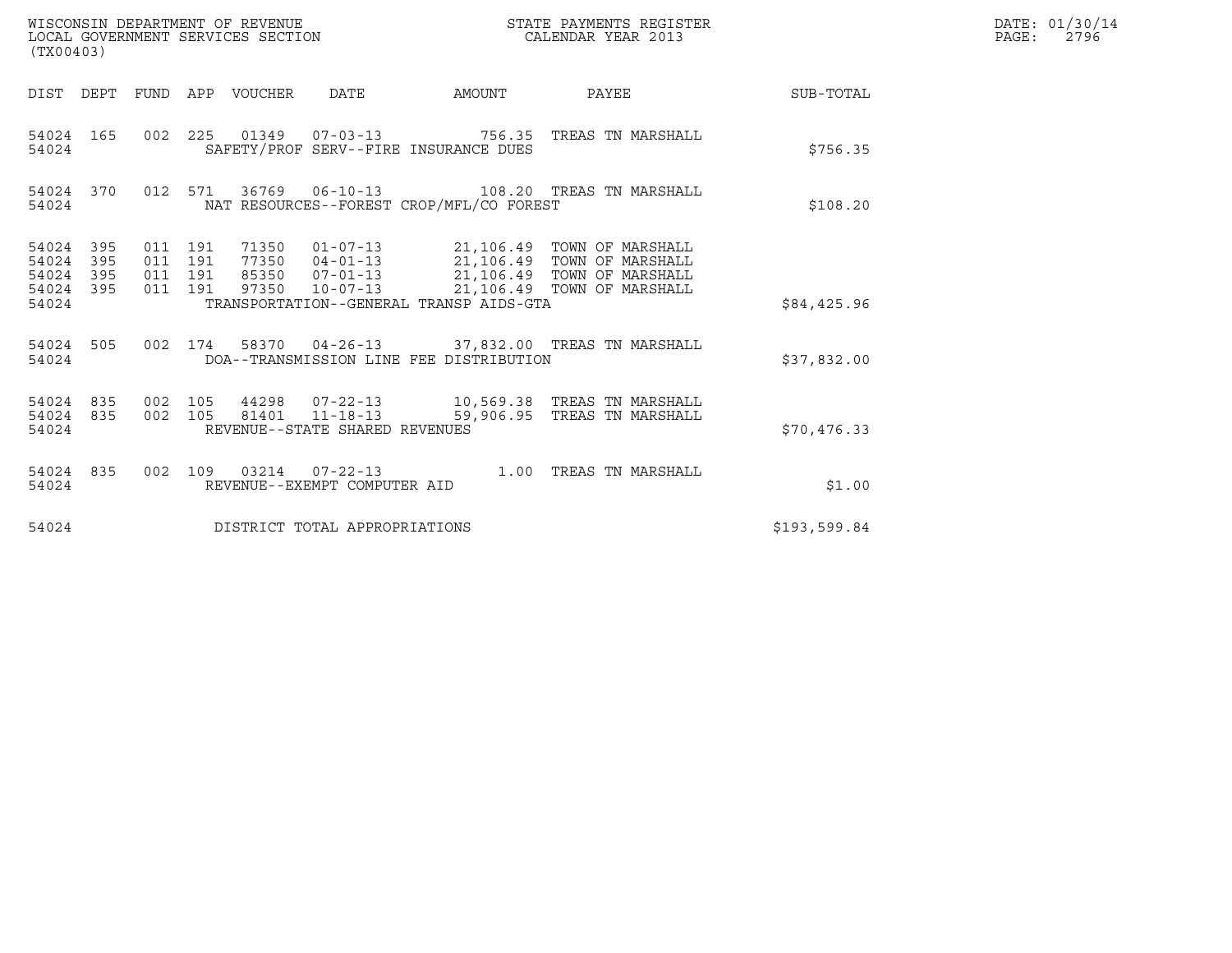WISCONSIN DEPARTMENT OF REVENUE
LOCAL GOVERNMENT SERVICES SECTION
(TX00403)

STATE PAYMENTS REGISTER
CALENDAR YEAR 2013

DATE: 01/30/14

| DIST | DEPT | FUND | APP | VOUCHER | DATE | AMOUNT | PAYEE | SUB-TOTAL |
|---|---|---|---|---|---|---|---|---|
| 54024 | 165 | 002 | 225 | 01349 | 07-03-13 | 756.35 | TREAS TN MARSHALL | |
| 54024 | | | | SAFETY/PROF SERV--FIRE INSURANCE DUES | | | | $756.35 |
| 54024 | 370 | 012 | 571 | 36769 | 06-10-13 | 108.20 | TREAS TN MARSHALL | |
| 54024 | | | | NAT RESOURCES--FOREST CROP/MFL/CO FOREST | | | | $108.20 |
| 54024 | 395 | 011 | 191 | 71350 | 01-07-13 | 21,106.49 | TOWN OF MARSHALL | |
| 54024 | 395 | 011 | 191 | 77350 | 04-01-13 | 21,106.49 | TOWN OF MARSHALL | |
| 54024 | 395 | 011 | 191 | 85350 | 07-01-13 | 21,106.49 | TOWN OF MARSHALL | |
| 54024 | 395 | 011 | 191 | 97350 | 10-07-13 | 21,106.49 | TOWN OF MARSHALL | |
| 54024 | | | | TRANSPORTATION--GENERAL TRANSP AIDS-GTA | | | | $84,425.96 |
| 54024 | 505 | 002 | 174 | 58370 | 04-26-13 | 37,832.00 | TREAS TN MARSHALL | |
| 54024 | | | | DOA--TRANSMISSION LINE FEE DISTRIBUTION | | | | $37,832.00 |
| 54024 | 835 | 002 | 105 | 44298 | 07-22-13 | 10,569.38 | TREAS TN MARSHALL | |
| 54024 | 835 | 002 | 105 | 81401 | 11-18-13 | 59,906.95 | TREAS TN MARSHALL | |
| 54024 | | | | REVENUE--STATE SHARED REVENUES | | | | $70,476.33 |
| 54024 | 835 | 002 | 109 | 03214 | 07-22-13 | 1.00 | TREAS TN MARSHALL | |
| 54024 | | | | REVENUE--EXEMPT COMPUTER AID | | | | $1.00 |
| 54024 | | | | DISTRICT TOTAL APPROPRIATIONS | | | | $193,599.84 |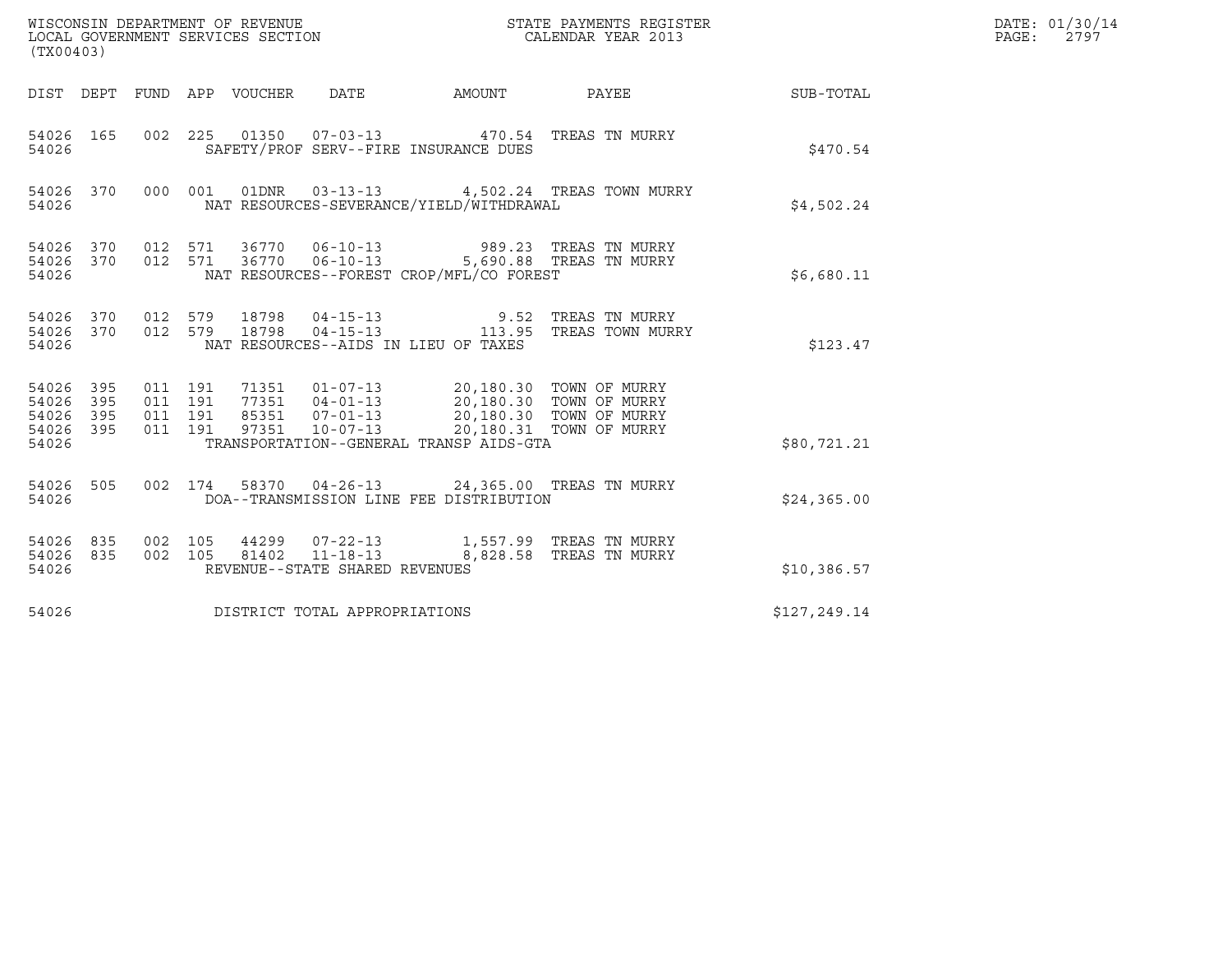WISCONSIN DEPARTMENT OF REVENUE
LOCAL GOVERNMENT SERVICES SECTION
(TX00403)

STATE PAYMENTS REGISTER
CALENDAR YEAR 2013

DATE: 01/30/14

| DIST | DEPT | FUND | APP | VOUCHER | DATE | AMOUNT | PAYEE | SUB-TOTAL |
|---|---|---|---|---|---|---|---|---|
| 54026 | 165 | 002 | 225 | 01350 | 07-03-13 | 470.54 | TREAS TN MURRY | |
| 54026 | | | | | SAFETY/PROF SERV--FIRE INSURANCE DUES | | | $470.54 |
| 54026 | 370 | 000 | 001 | 01DNR | 03-13-13 | 4,502.24 | TREAS TOWN MURRY | |
| 54026 | | | | | NAT RESOURCES-SEVERANCE/YIELD/WITHDRAWAL | | | $4,502.24 |
| 54026 | 370 | 012 | 571 | 36770 | 06-10-13 | 989.23 | TREAS TN MURRY | |
| 54026 | 370 | 012 | 571 | 36770 | 06-10-13 | 5,690.88 | TREAS TN MURRY | |
| 54026 | | | | | NAT RESOURCES--FOREST CROP/MFL/CO FOREST | | | $6,680.11 |
| 54026 | 370 | 012 | 579 | 18798 | 04-15-13 | 9.52 | TREAS TN MURRY | |
| 54026 | 370 | 012 | 579 | 18798 | 04-15-13 | 113.95 | TREAS TOWN MURRY | |
| 54026 | | | | | NAT RESOURCES--AIDS IN LIEU OF TAXES | | | $123.47 |
| 54026 | 395 | 011 | 191 | 71351 | 01-07-13 | 20,180.30 | TOWN OF MURRY | |
| 54026 | 395 | 011 | 191 | 77351 | 04-01-13 | 20,180.30 | TOWN OF MURRY | |
| 54026 | 395 | 011 | 191 | 85351 | 07-01-13 | 20,180.30 | TOWN OF MURRY | |
| 54026 | 395 | 011 | 191 | 97351 | 10-07-13 | 20,180.31 | TOWN OF MURRY | |
| 54026 | | | | | TRANSPORTATION--GENERAL TRANSP AIDS-GTA | | | $80,721.21 |
| 54026 | 505 | 002 | 174 | 58370 | 04-26-13 | 24,365.00 | TREAS TN MURRY | |
| 54026 | | | | | DOA--TRANSMISSION LINE FEE DISTRIBUTION | | | $24,365.00 |
| 54026 | 835 | 002 | 105 | 44299 | 07-22-13 | 1,557.99 | TREAS TN MURRY | |
| 54026 | 835 | 002 | 105 | 81402 | 11-18-13 | 8,828.58 | TREAS TN MURRY | |
| 54026 | | | | | REVENUE--STATE SHARED REVENUES | | | $10,386.57 |
| 54026 | | | | | DISTRICT TOTAL APPROPRIATIONS | | | $127,249.14 |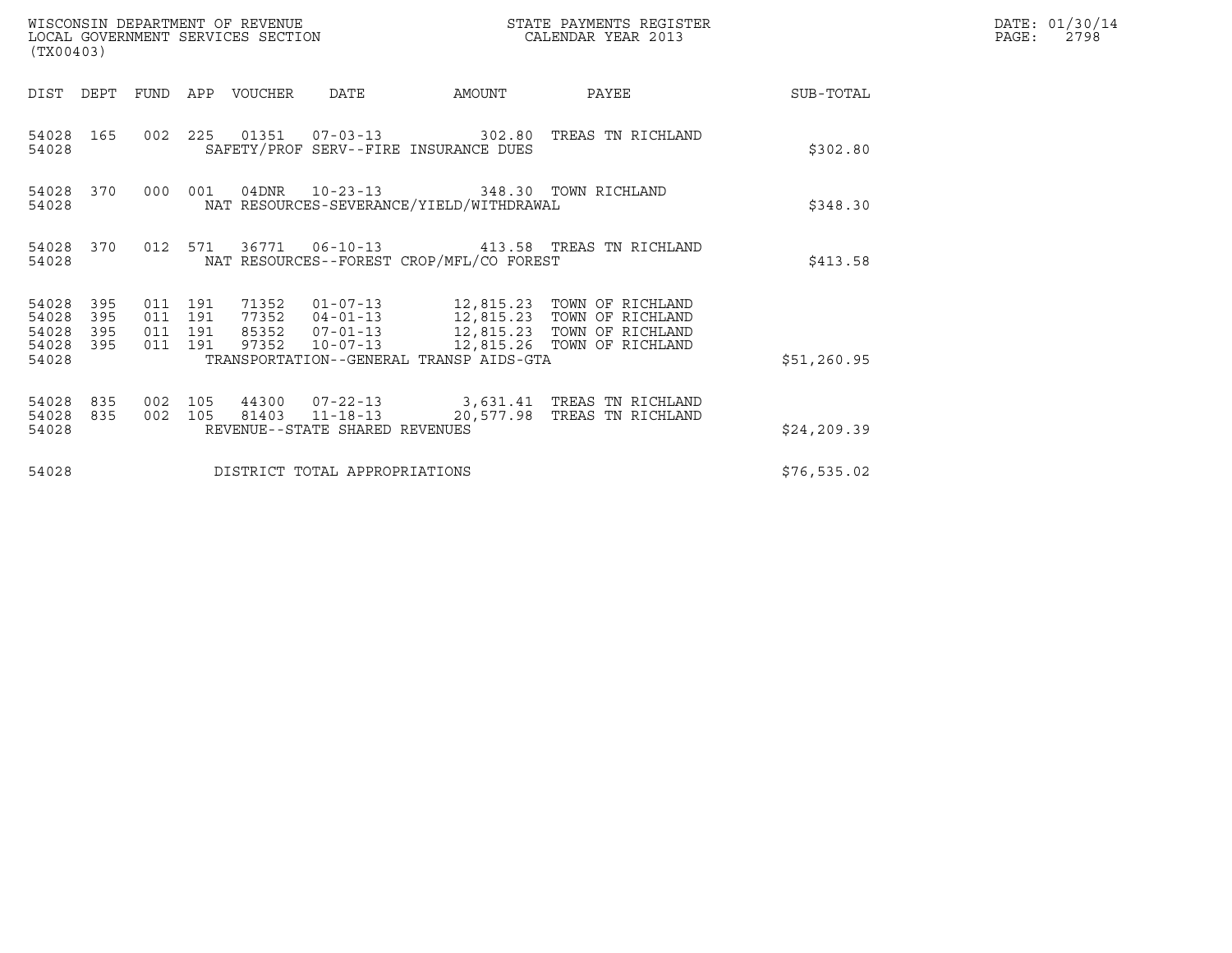WISCONSIN DEPARTMENT OF REVENUE
LOCAL GOVERNMENT SERVICES SECTION
(TX00403)

STATE PAYMENTS REGISTER
CALENDAR YEAR 2013

DATE: 01/30/14

| DIST | DEPT | FUND | APP | VOUCHER | DATE | AMOUNT | PAYEE | SUB-TOTAL |
|---|---|---|---|---|---|---|---|---|
| 54028 | 165 | 002 | 225 | 01351 | 07-03-13 | 302.80 | TREAS TN RICHLAND | |
| 54028 | | | | SAFETY/PROF SERV--FIRE INSURANCE DUES | | | | $302.80 |
| 54028 | 370 | 000 | 001 | 04DNR | 10-23-13 | 348.30 | TOWN RICHLAND | |
| 54028 | | | | NAT RESOURCES-SEVERANCE/YIELD/WITHDRAWAL | | | | $348.30 |
| 54028 | 370 | 012 | 571 | 36771 | 06-10-13 | 413.58 | TREAS TN RICHLAND | |
| 54028 | | | | NAT RESOURCES--FOREST CROP/MFL/CO FOREST | | | | $413.58 |
| 54028 | 395 | 011 | 191 | 71352 | 01-07-13 | 12,815.23 | TOWN OF RICHLAND | |
| 54028 | 395 | 011 | 191 | 77352 | 04-01-13 | 12,815.23 | TOWN OF RICHLAND | |
| 54028 | 395 | 011 | 191 | 85352 | 07-01-13 | 12,815.23 | TOWN OF RICHLAND | |
| 54028 | 395 | 011 | 191 | 97352 | 10-07-13 | 12,815.26 | TOWN OF RICHLAND | |
| 54028 | | | | TRANSPORTATION--GENERAL TRANSP AIDS-GTA | | | | $51,260.95 |
| 54028 | 835 | 002 | 105 | 44300 | 07-22-13 | 3,631.41 | TREAS TN RICHLAND | |
| 54028 | 835 | 002 | 105 | 81403 | 11-18-13 | 20,577.98 | TREAS TN RICHLAND | |
| 54028 | | | | REVENUE--STATE SHARED REVENUES | | | | $24,209.39 |
| 54028 | | | | DISTRICT TOTAL APPROPRIATIONS | | | | $76,535.02 |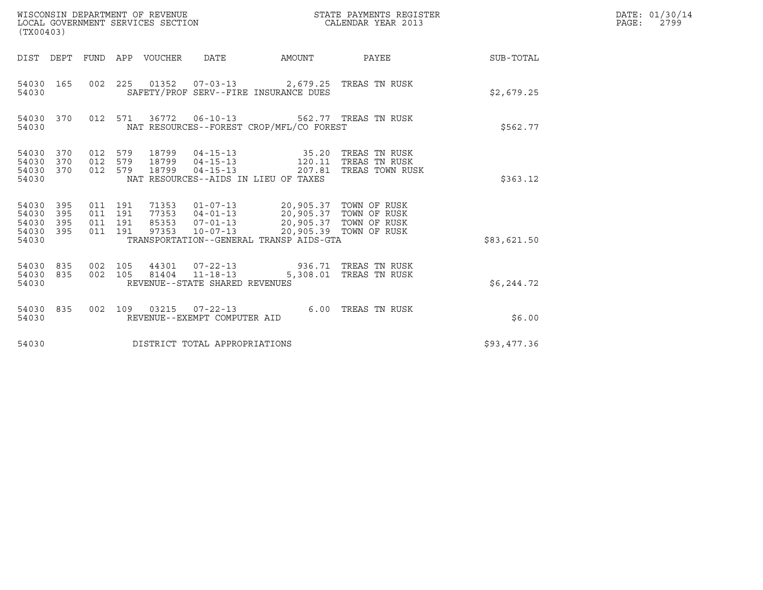WISCONSIN DEPARTMENT OF REVENUE
LOCAL GOVERNMENT SERVICES SECTION
(TX00403)

STATE PAYMENTS REGISTER
CALENDAR YEAR 2013

DATE: 01/30/14
PAGE: 2799

| DIST | DEPT | FUND | APP | VOUCHER | DATE | AMOUNT | PAYEE | SUB-TOTAL |
|---|---|---|---|---|---|---|---|---|
| 54030 | 165 | 002 | 225 | 01352 | 07-03-13 | 2,679.25 | TREAS TN RUSK | |
| 54030 | | | | | SAFETY/PROF SERV--FIRE INSURANCE DUES | | | $2,679.25 |
| 54030 | 370 | 012 | 571 | 36772 | 06-10-13 | 562.77 | TREAS TN RUSK | |
| 54030 | | | | | NAT RESOURCES--FOREST CROP/MFL/CO FOREST | | | $562.77 |
| 54030 | 370 | 012 | 579 | 18799 | 04-15-13 | 35.20 | TREAS TN RUSK | |
| 54030 | 370 | 012 | 579 | 18799 | 04-15-13 | 120.11 | TREAS TN RUSK | |
| 54030 | 370 | 012 | 579 | 18799 | 04-15-13 | 207.81 | TREAS TOWN RUSK | |
| 54030 | | | | | NAT RESOURCES--AIDS IN LIEU OF TAXES | | | $363.12 |
| 54030 | 395 | 011 | 191 | 71353 | 01-07-13 | 20,905.37 | TOWN OF RUSK | |
| 54030 | 395 | 011 | 191 | 77353 | 04-01-13 | 20,905.37 | TOWN OF RUSK | |
| 54030 | 395 | 011 | 191 | 85353 | 07-01-13 | 20,905.37 | TOWN OF RUSK | |
| 54030 | 395 | 011 | 191 | 97353 | 10-07-13 | 20,905.39 | TOWN OF RUSK | |
| 54030 | | | | | TRANSPORTATION--GENERAL TRANSP AIDS-GTA | | | $83,621.50 |
| 54030 | 835 | 002 | 105 | 44301 | 07-22-13 | 936.71 | TREAS TN RUSK | |
| 54030 | 835 | 002 | 105 | 81404 | 11-18-13 | 5,308.01 | TREAS TN RUSK | |
| 54030 | | | | | REVENUE--STATE SHARED REVENUES | | | $6,244.72 |
| 54030 | 835 | 002 | 109 | 03215 | 07-22-13 | 6.00 | TREAS TN RUSK | |
| 54030 | | | | | REVENUE--EXEMPT COMPUTER AID | | | $6.00 |
| 54030 | | | | | DISTRICT TOTAL APPROPRIATIONS | | | $93,477.36 |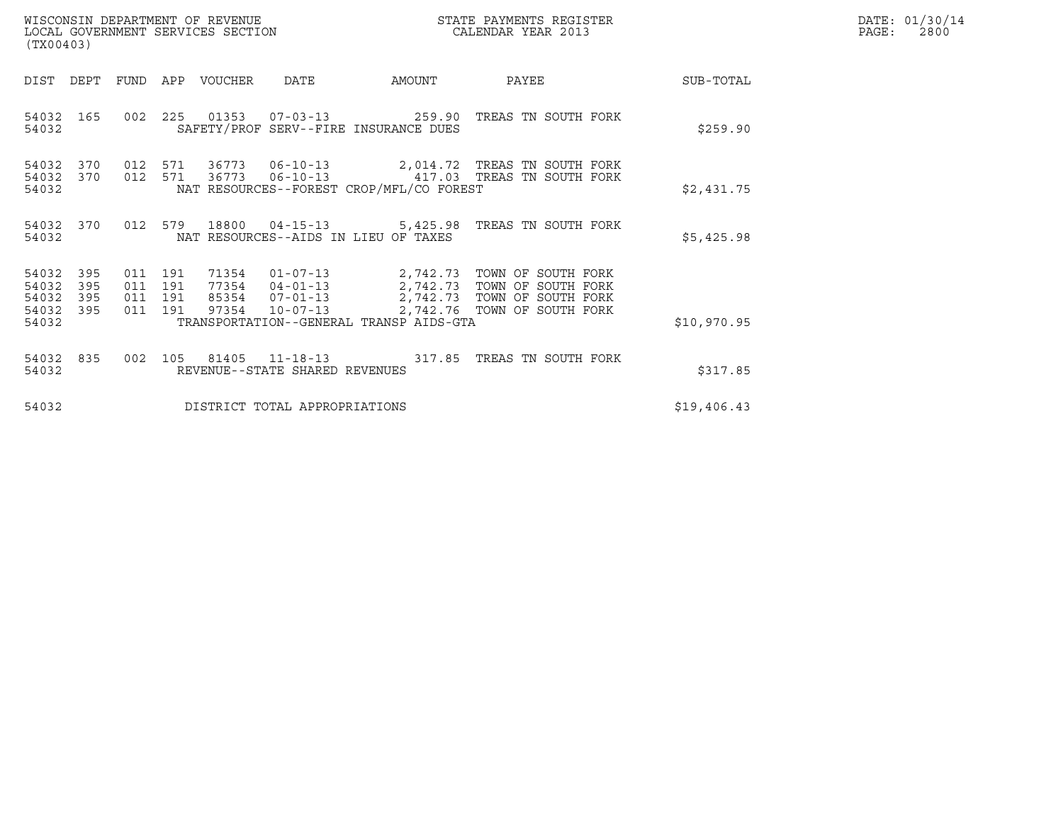WISCONSIN DEPARTMENT OF REVENUE
LOCAL GOVERNMENT SERVICES SECTION
(TX00403)

STATE PAYMENTS REGISTER
CALENDAR YEAR 2013

DATE: 01/30/14
PAGE: 2800

| DIST | DEPT | FUND | APP | VOUCHER | DATE | AMOUNT | PAYEE | SUB-TOTAL |
|---|---|---|---|---|---|---|---|---|
| 54032 | 165 | 002 | 225 | 01353 | 07-03-13 | 259.90 | TREAS TN SOUTH FORK | |
| 54032 | | | | SAFETY/PROF SERV--FIRE INSURANCE DUES | | | | $259.90 |
| 54032 | 370 | 012 | 571 | 36773 | 06-10-13 | 2,014.72 | TREAS TN SOUTH FORK | |
| 54032 | 370 | 012 | 571 | 36773 | 06-10-13 | 417.03 | TREAS TN SOUTH FORK | |
| 54032 | | | | NAT RESOURCES--FOREST CROP/MFL/CO FOREST | | | | $2,431.75 |
| 54032 | 370 | 012 | 579 | 18800 | 04-15-13 | 5,425.98 | TREAS TN SOUTH FORK | |
| 54032 | | | | NAT RESOURCES--AIDS IN LIEU OF TAXES | | | | $5,425.98 |
| 54032 | 395 | 011 | 191 | 71354 | 01-07-13 | 2,742.73 | TOWN OF SOUTH FORK | |
| 54032 | 395 | 011 | 191 | 77354 | 04-01-13 | 2,742.73 | TOWN OF SOUTH FORK | |
| 54032 | 395 | 011 | 191 | 85354 | 07-01-13 | 2,742.73 | TOWN OF SOUTH FORK | |
| 54032 | 395 | 011 | 191 | 97354 | 10-07-13 | 2,742.76 | TOWN OF SOUTH FORK | |
| 54032 | | | | TRANSPORTATION--GENERAL TRANSP AIDS-GTA | | | | $10,970.95 |
| 54032 | 835 | 002 | 105 | 81405 | 11-18-13 | 317.85 | TREAS TN SOUTH FORK | |
| 54032 | | | | REVENUE--STATE SHARED REVENUES | | | | $317.85 |
| 54032 | | | | DISTRICT TOTAL APPROPRIATIONS | | | | $19,406.43 |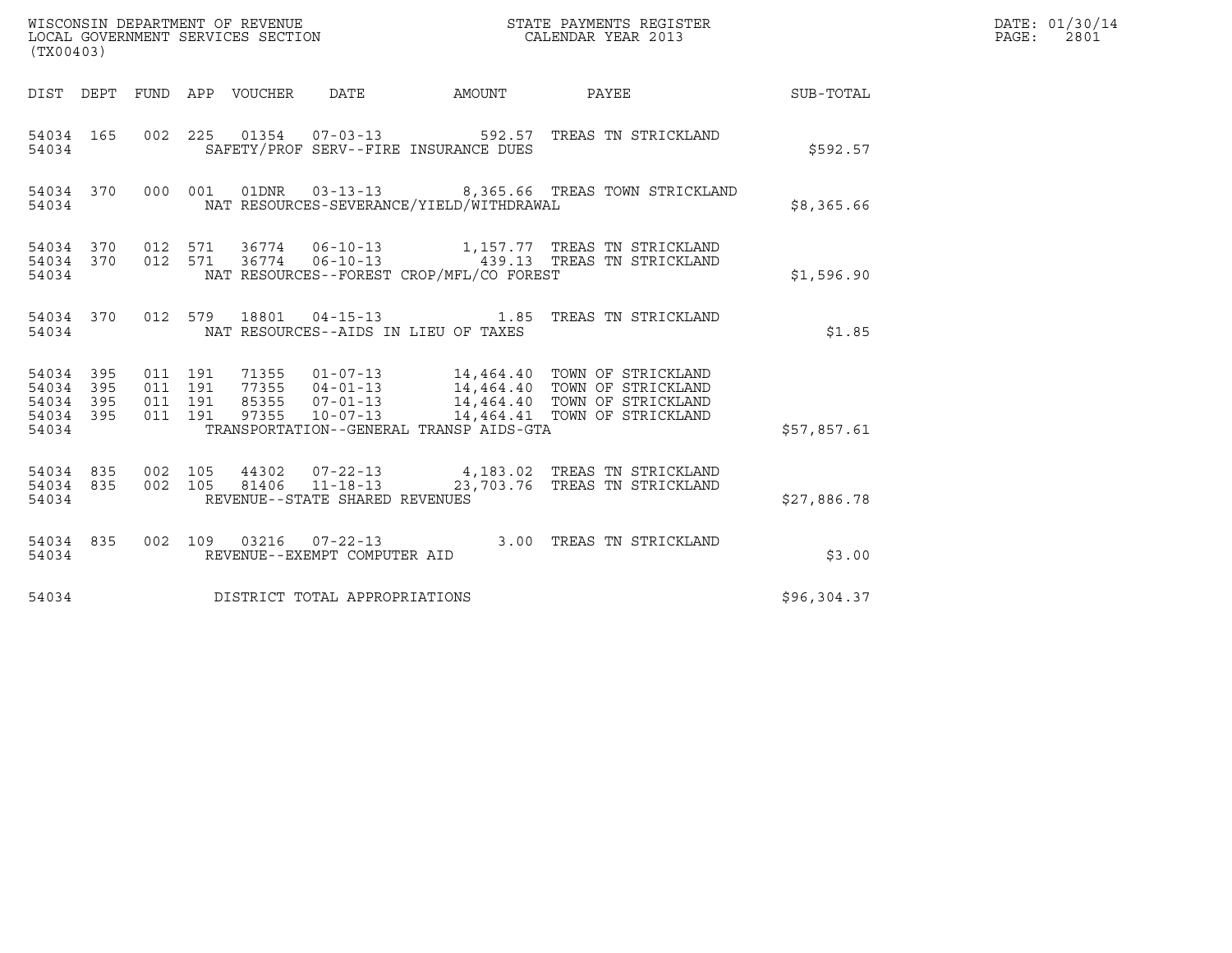WISCONSIN DEPARTMENT OF REVENUE
LOCAL GOVERNMENT SERVICES SECTION
(TX00403)

STATE PAYMENTS REGISTER
CALENDAR YEAR 2013

DATE: 01/30/14
PAGE: 2801

| DIST | DEPT | FUND | APP | VOUCHER | DATE | AMOUNT | PAYEE | SUB-TOTAL |
|---|---|---|---|---|---|---|---|---|
| 54034 | 165 | 002 | 225 | 01354 | 07-03-13 | 592.57 | TREAS TN STRICKLAND | |
| 54034 | | | | SAFETY/PROF SERV--FIRE INSURANCE DUES | | | | $592.57 |
| 54034 | 370 | 000 | 001 | 01DNR | 03-13-13 | 8,365.66 | TREAS TOWN STRICKLAND | |
| 54034 | | | | NAT RESOURCES-SEVERANCE/YIELD/WITHDRAWAL | | | | $8,365.66 |
| 54034 | 370 | 012 | 571 | 36774 | 06-10-13 | 1,157.77 | TREAS TN STRICKLAND | |
| 54034 | 370 | 012 | 571 | 36774 | 06-10-13 | 439.13 | TREAS TN STRICKLAND | |
| 54034 | | | | NAT RESOURCES--FOREST CROP/MFL/CO FOREST | | | | $1,596.90 |
| 54034 | 370 | 012 | 579 | 18801 | 04-15-13 | 1.85 | TREAS TN STRICKLAND | |
| 54034 | | | | NAT RESOURCES--AIDS IN LIEU OF TAXES | | | | $1.85 |
| 54034 | 395 | 011 | 191 | 71355 | 01-07-13 | 14,464.40 | TOWN OF STRICKLAND | |
| 54034 | 395 | 011 | 191 | 77355 | 04-01-13 | 14,464.40 | TOWN OF STRICKLAND | |
| 54034 | 395 | 011 | 191 | 85355 | 07-01-13 | 14,464.40 | TOWN OF STRICKLAND | |
| 54034 | 395 | 011 | 191 | 97355 | 10-07-13 | 14,464.41 | TOWN OF STRICKLAND | |
| 54034 | | | | TRANSPORTATION--GENERAL TRANSP AIDS-GTA | | | | $57,857.61 |
| 54034 | 835 | 002 | 105 | 44302 | 07-22-13 | 4,183.02 | TREAS TN STRICKLAND | |
| 54034 | 835 | 002 | 105 | 81406 | 11-18-13 | 23,703.76 | TREAS TN STRICKLAND | |
| 54034 | | | | REVENUE--STATE SHARED REVENUES | | | | $27,886.78 |
| 54034 | 835 | 002 | 109 | 03216 | 07-22-13 | 3.00 | TREAS TN STRICKLAND | |
| 54034 | | | | REVENUE--EXEMPT COMPUTER AID | | | | $3.00 |
| 54034 | | | | DISTRICT TOTAL APPROPRIATIONS | | | | $96,304.37 |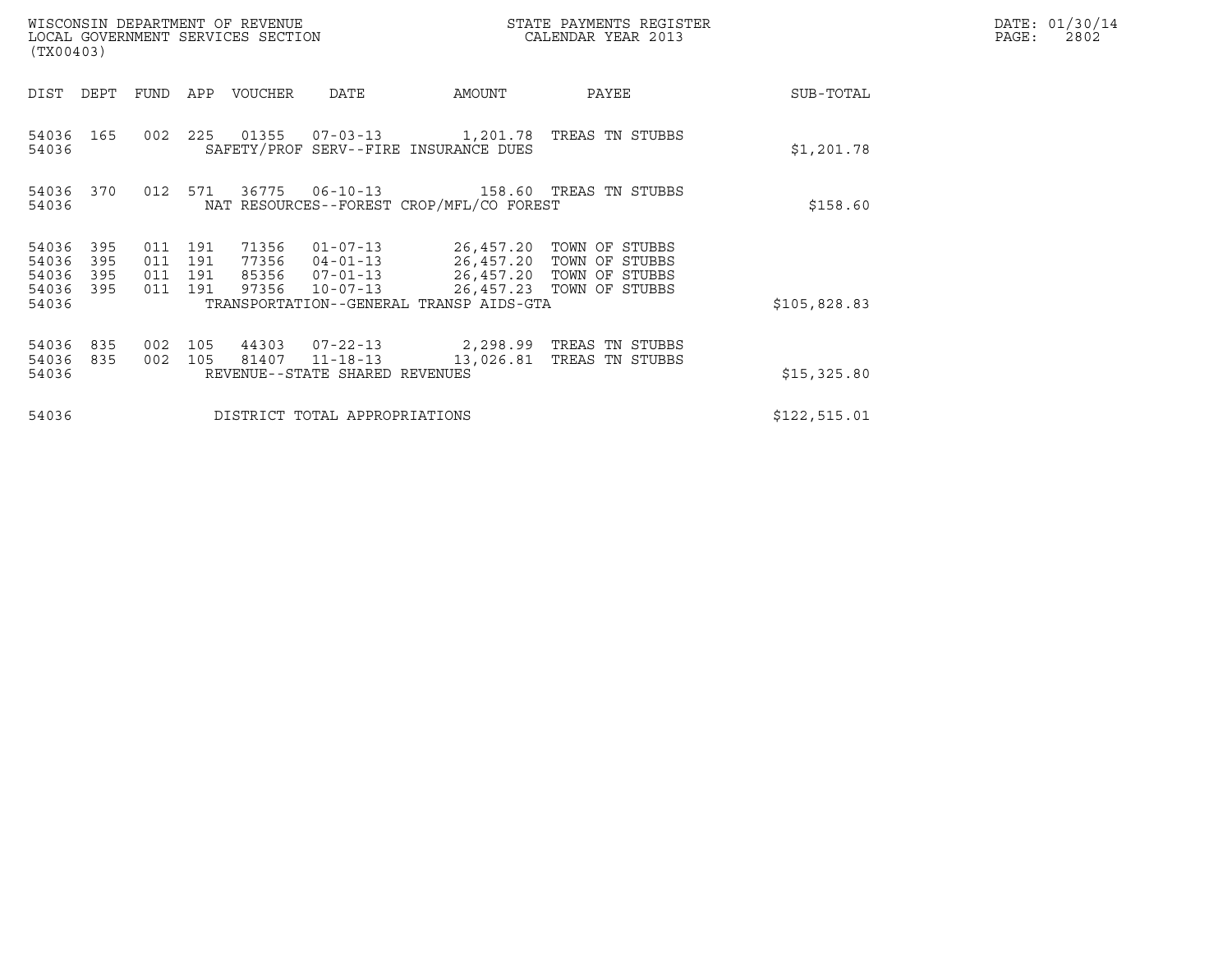WISCONSIN DEPARTMENT OF REVENUE
LOCAL GOVERNMENT SERVICES SECTION
(TX00403)

STATE PAYMENTS REGISTER
CALENDAR YEAR 2013

DATE: 01/30/14
PAGE: 2802

| DIST | DEPT | FUND | APP | VOUCHER | DATE | AMOUNT | PAYEE | SUB-TOTAL |
|---|---|---|---|---|---|---|---|---|
| 54036 | 165 | 002 | 225 | 01355 | 07-03-13 | 1,201.78 | TREAS TN STUBBS | |
| 54036 | | | | SAFETY/PROF SERV--FIRE INSURANCE DUES | | | | $1,201.78 |
| 54036 | 370 | 012 | 571 | 36775 | 06-10-13 | 158.60 | TREAS TN STUBBS | |
| 54036 | | | | NAT RESOURCES--FOREST CROP/MFL/CO FOREST | | | | $158.60 |
| 54036 | 395 | 011 | 191 | 71356 | 01-07-13 | 26,457.20 | TOWN OF STUBBS | |
| 54036 | 395 | 011 | 191 | 77356 | 04-01-13 | 26,457.20 | TOWN OF STUBBS | |
| 54036 | 395 | 011 | 191 | 85356 | 07-01-13 | 26,457.20 | TOWN OF STUBBS | |
| 54036 | 395 | 011 | 191 | 97356 | 10-07-13 | 26,457.23 | TOWN OF STUBBS | |
| 54036 | | | | TRANSPORTATION--GENERAL TRANSP AIDS-GTA | | | | $105,828.83 |
| 54036 | 835 | 002 | 105 | 44303 | 07-22-13 | 2,298.99 | TREAS TN STUBBS | |
| 54036 | 835 | 002 | 105 | 81407 | 11-18-13 | 13,026.81 | TREAS TN STUBBS | |
| 54036 | | | | REVENUE--STATE SHARED REVENUES | | | | $15,325.80 |
| 54036 | | | | DISTRICT TOTAL APPROPRIATIONS | | | | $122,515.01 |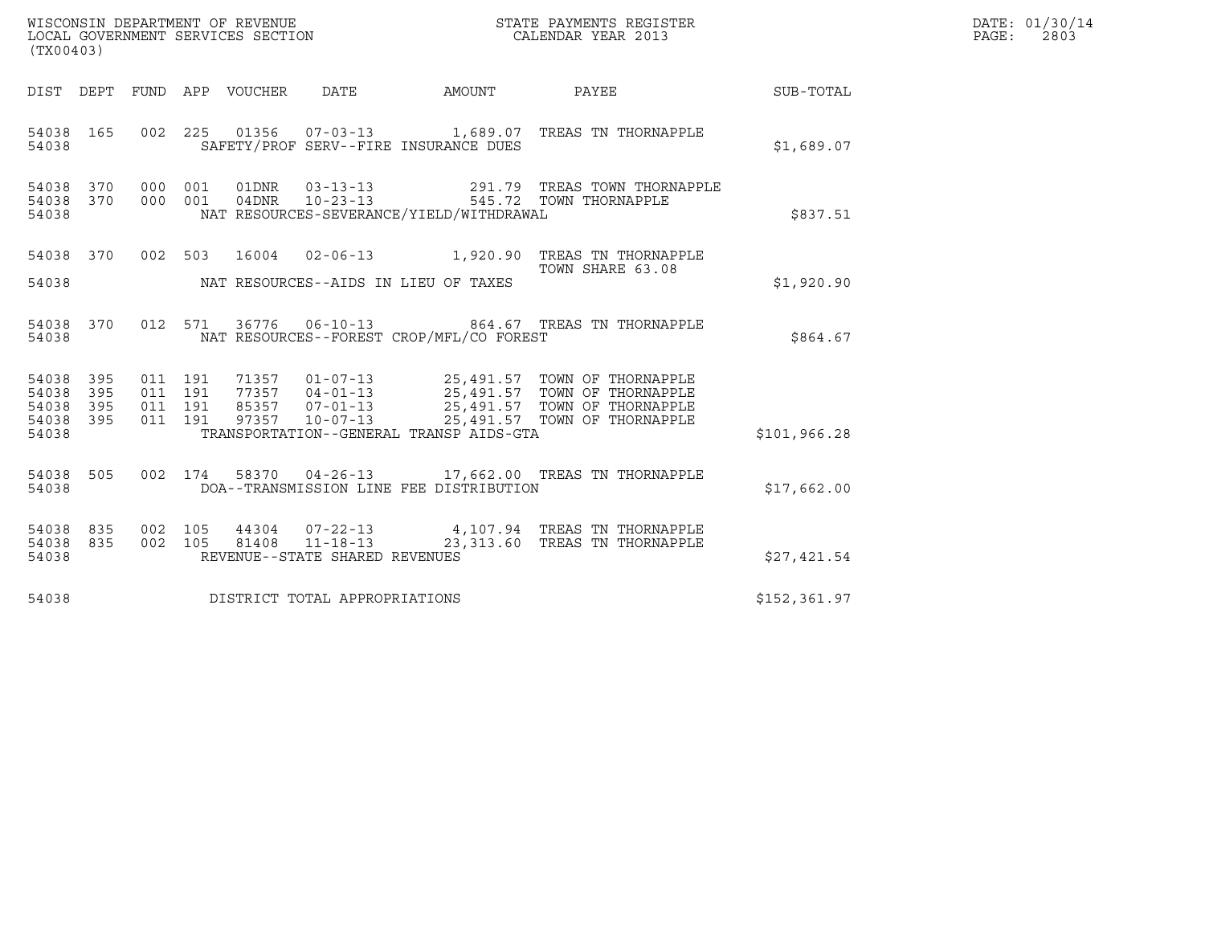WISCONSIN DEPARTMENT OF REVENUE
LOCAL GOVERNMENT SERVICES SECTION
(TX00403)

STATE PAYMENTS REGISTER
CALENDAR YEAR 2013

DATE: 01/30/14
PAGE: 2803

| DIST | DEPT | FUND | APP | VOUCHER | DATE | AMOUNT | PAYEE | SUB-TOTAL |
|---|---|---|---|---|---|---|---|---|
| 54038 | 165 | 002 | 225 | 01356 | 07-03-13 | 1,689.07 | TREAS TN THORNAPPLE | |
| 54038 | | | | | SAFETY/PROF SERV--FIRE INSURANCE DUES | | | $1,689.07 |
| 54038 | 370 | 000 | 001 | 01DNR | 03-13-13 | 291.79 | TREAS TOWN THORNAPPLE | |
| 54038 | 370 | 000 | 001 | 04DNR | 10-23-13 | 545.72 | TOWN THORNAPPLE | |
| 54038 | | | | | NAT RESOURCES-SEVERANCE/YIELD/WITHDRAWAL | | | $837.51 |
| 54038 | 370 | 002 | 503 | 16004 | 02-06-13 | 1,920.90 | TREAS TN THORNAPPLE TOWN SHARE 63.08 | |
| 54038 | | | | | NAT RESOURCES--AIDS IN LIEU OF TAXES | | | $1,920.90 |
| 54038 | 370 | 012 | 571 | 36776 | 06-10-13 | 864.67 | TREAS TN THORNAPPLE | |
| 54038 | | | | | NAT RESOURCES--FOREST CROP/MFL/CO FOREST | | | $864.67 |
| 54038 | 395 | 011 | 191 | 71357 | 01-07-13 | 25,491.57 | TOWN OF THORNAPPLE | |
| 54038 | 395 | 011 | 191 | 77357 | 04-01-13 | 25,491.57 | TOWN OF THORNAPPLE | |
| 54038 | 395 | 011 | 191 | 85357 | 07-01-13 | 25,491.57 | TOWN OF THORNAPPLE | |
| 54038 | 395 | 011 | 191 | 97357 | 10-07-13 | 25,491.57 | TOWN OF THORNAPPLE | |
| 54038 | | | | | TRANSPORTATION--GENERAL TRANSP AIDS-GTA | | | $101,966.28 |
| 54038 | 505 | 002 | 174 | 58370 | 04-26-13 | 17,662.00 | TREAS TN THORNAPPLE | |
| 54038 | | | | | DOA--TRANSMISSION LINE FEE DISTRIBUTION | | | $17,662.00 |
| 54038 | 835 | 002 | 105 | 44304 | 07-22-13 | 4,107.94 | TREAS TN THORNAPPLE | |
| 54038 | 835 | 002 | 105 | 81408 | 11-18-13 | 23,313.60 | TREAS TN THORNAPPLE | |
| 54038 | | | | | REVENUE--STATE SHARED REVENUES | | | $27,421.54 |
| 54038 | | | | | DISTRICT TOTAL APPROPRIATIONS | | | $152,361.97 |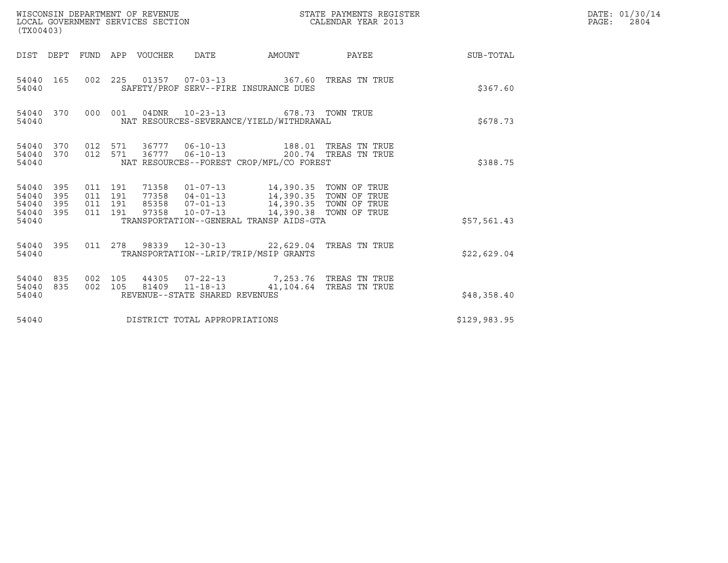WISCONSIN DEPARTMENT OF REVENUE
LOCAL GOVERNMENT SERVICES SECTION
(TX00403)

STATE PAYMENTS REGISTER
CALENDAR YEAR 2013

DATE: 01/30/14
PAGE: 2804

| DIST | DEPT | FUND | APP | VOUCHER | DATE | AMOUNT | PAYEE | SUB-TOTAL |
|---|---|---|---|---|---|---|---|---|
| 54040 | 165 | 002 | 225 | 01357 | 07-03-13 | 367.60 | TREAS TN TRUE | |
| 54040 | | | | SAFETY/PROF SERV--FIRE INSURANCE DUES | | | | $367.60 |
| 54040 | 370 | 000 | 001 | 04DNR | 10-23-13 | 678.73 | TOWN TRUE | |
| 54040 | | | | NAT RESOURCES-SEVERANCE/YIELD/WITHDRAWAL | | | | $678.73 |
| 54040 | 370 | 012 | 571 | 36777 | 06-10-13 | 188.01 | TREAS TN TRUE | |
| 54040 | 370 | 012 | 571 | 36777 | 06-10-13 | 200.74 | TREAS TN TRUE | |
| 54040 | | | | NAT RESOURCES--FOREST CROP/MFL/CO FOREST | | | | $388.75 |
| 54040 | 395 | 011 | 191 | 71358 | 01-07-13 | 14,390.35 | TOWN OF TRUE | |
| 54040 | 395 | 011 | 191 | 77358 | 04-01-13 | 14,390.35 | TOWN OF TRUE | |
| 54040 | 395 | 011 | 191 | 85358 | 07-01-13 | 14,390.35 | TOWN OF TRUE | |
| 54040 | 395 | 011 | 191 | 97358 | 10-07-13 | 14,390.38 | TOWN OF TRUE | |
| 54040 | | | | TRANSPORTATION--GENERAL TRANSP AIDS-GTA | | | | $57,561.43 |
| 54040 | 395 | 011 | 278 | 98339 | 12-30-13 | 22,629.04 | TREAS TN TRUE | |
| 54040 | | | | TRANSPORTATION--LRIP/TRIP/MSIP GRANTS | | | | $22,629.04 |
| 54040 | 835 | 002 | 105 | 44305 | 07-22-13 | 7,253.76 | TREAS TN TRUE | |
| 54040 | 835 | 002 | 105 | 81409 | 11-18-13 | 41,104.64 | TREAS TN TRUE | |
| 54040 | | | | REVENUE--STATE SHARED REVENUES | | | | $48,358.40 |
| 54040 | | | | DISTRICT TOTAL APPROPRIATIONS | | | | $129,983.95 |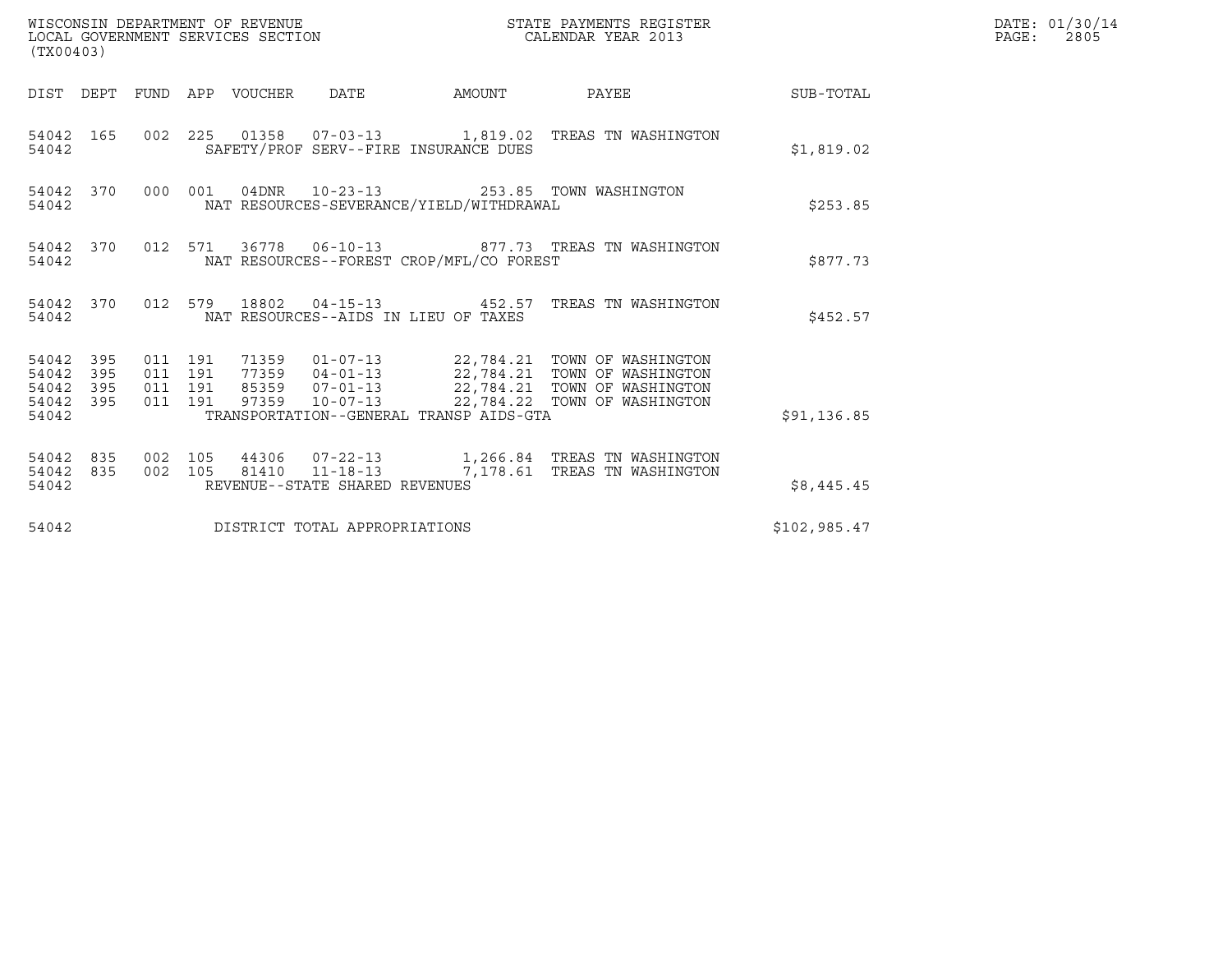WISCONSIN DEPARTMENT OF REVENUE  
LOCAL GOVERNMENT SERVICES SECTION  
(TX00403)

STATE PAYMENTS REGISTER  
CALENDAR YEAR 2013

DATE: 01/30/14  
PAGE: 2805

| DIST | DEPT | FUND | APP | VOUCHER | DATE | AMOUNT | PAYEE | SUB-TOTAL |
|---|---|---|---|---|---|---|---|---|
| 54042 | 165 | 002 | 225 | 01358 | 07-03-13 | 1,819.02 | TREAS TN WASHINGTON | |
| 54042 | | | | SAFETY/PROF SERV--FIRE INSURANCE DUES | | | | $1,819.02 |
| 54042 | 370 | 000 | 001 | 04DNR | 10-23-13 | 253.85 | TOWN WASHINGTON | |
| 54042 | | | | NAT RESOURCES-SEVERANCE/YIELD/WITHDRAWAL | | | | $253.85 |
| 54042 | 370 | 012 | 571 | 36778 | 06-10-13 | 877.73 | TREAS TN WASHINGTON | |
| 54042 | | | | NAT RESOURCES--FOREST CROP/MFL/CO FOREST | | | | $877.73 |
| 54042 | 370 | 012 | 579 | 18802 | 04-15-13 | 452.57 | TREAS TN WASHINGTON | |
| 54042 | | | | NAT RESOURCES--AIDS IN LIEU OF TAXES | | | | $452.57 |
| 54042 | 395 | 011 | 191 | 71359 | 01-07-13 | 22,784.21 | TOWN OF WASHINGTON | |
| 54042 | 395 | 011 | 191 | 77359 | 04-01-13 | 22,784.21 | TOWN OF WASHINGTON | |
| 54042 | 395 | 011 | 191 | 85359 | 07-01-13 | 22,784.21 | TOWN OF WASHINGTON | |
| 54042 | 395 | 011 | 191 | 97359 | 10-07-13 | 22,784.22 | TOWN OF WASHINGTON | |
| 54042 | | | | TRANSPORTATION--GENERAL TRANSP AIDS-GTA | | | | $91,136.85 |
| 54042 | 835 | 002 | 105 | 44306 | 07-22-13 | 1,266.84 | TREAS TN WASHINGTON | |
| 54042 | 835 | 002 | 105 | 81410 | 11-18-13 | 7,178.61 | TREAS TN WASHINGTON | |
| 54042 | | | | REVENUE--STATE SHARED REVENUES | | | | $8,445.45 |
| 54042 | | | | DISTRICT TOTAL APPROPRIATIONS | | | | $102,985.47 |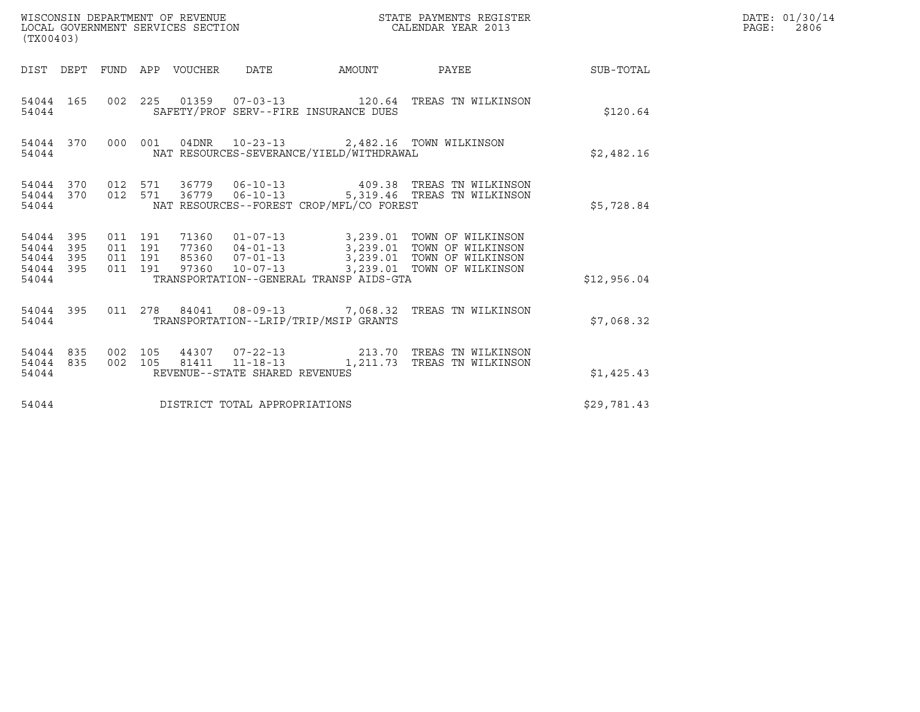WISCONSIN DEPARTMENT OF REVENUE
LOCAL GOVERNMENT SERVICES SECTION
(TX00403)

STATE PAYMENTS REGISTER
CALENDAR YEAR 2013

DATE: 01/30/14
PAGE: 2806

| DIST | DEPT | FUND | APP | VOUCHER | DATE | AMOUNT | PAYEE | SUB-TOTAL |
|---|---|---|---|---|---|---|---|---|
| 54044 | 165 | 002 | 225 | 01359 | 07-03-13 | 120.64 | TREAS TN WILKINSON | |
| 54044 | | | | SAFETY/PROF SERV--FIRE INSURANCE DUES | | | | $120.64 |
| 54044 | 370 | 000 | 001 | 04DNR | 10-23-13 | 2,482.16 | TOWN WILKINSON | |
| 54044 | | | | NAT RESOURCES-SEVERANCE/YIELD/WITHDRAWAL | | | | $2,482.16 |
| 54044 | 370 | 012 | 571 | 36779 | 06-10-13 | 409.38 | TREAS TN WILKINSON | |
| 54044 | 370 | 012 | 571 | 36779 | 06-10-13 | 5,319.46 | TREAS TN WILKINSON | |
| 54044 | | | | NAT RESOURCES--FOREST CROP/MFL/CO FOREST | | | | $5,728.84 |
| 54044 | 395 | 011 | 191 | 71360 | 01-07-13 | 3,239.01 | TOWN OF WILKINSON | |
| 54044 | 395 | 011 | 191 | 77360 | 04-01-13 | 3,239.01 | TOWN OF WILKINSON | |
| 54044 | 395 | 011 | 191 | 85360 | 07-01-13 | 3,239.01 | TOWN OF WILKINSON | |
| 54044 | 395 | 011 | 191 | 97360 | 10-07-13 | 3,239.01 | TOWN OF WILKINSON | |
| 54044 | | | | TRANSPORTATION--GENERAL TRANSP AIDS-GTA | | | | $12,956.04 |
| 54044 | 395 | 011 | 278 | 84041 | 08-09-13 | 7,068.32 | TREAS TN WILKINSON | |
| 54044 | | | | TRANSPORTATION--LRIP/TRIP/MSIP GRANTS | | | | $7,068.32 |
| 54044 | 835 | 002 | 105 | 44307 | 07-22-13 | 213.70 | TREAS TN WILKINSON | |
| 54044 | 835 | 002 | 105 | 81411 | 11-18-13 | 1,211.73 | TREAS TN WILKINSON | |
| 54044 | | | | REVENUE--STATE SHARED REVENUES | | | | $1,425.43 |
| 54044 | | | | DISTRICT TOTAL APPROPRIATIONS | | | | $29,781.43 |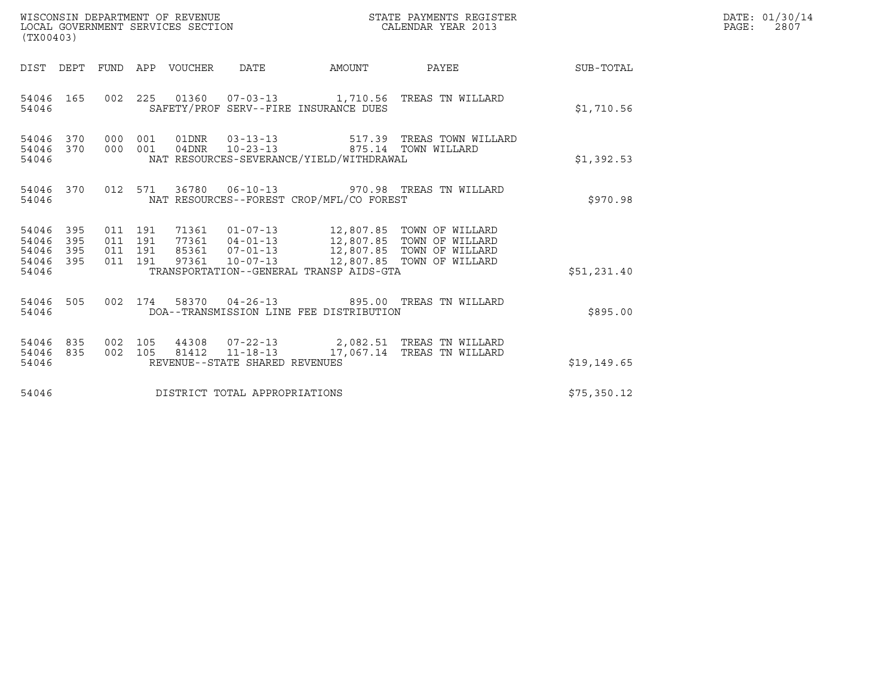WISCONSIN DEPARTMENT OF REVENUE
LOCAL GOVERNMENT SERVICES SECTION
(TX00403)

STATE PAYMENTS REGISTER
CALENDAR YEAR 2013

DATE: 01/30/14

| DIST | DEPT | FUND | APP | VOUCHER | DATE | AMOUNT | PAYEE | SUB-TOTAL |
|---|---|---|---|---|---|---|---|---|
| 54046 | 165 | 002 | 225 | 01360 | 07-03-13 | 1,710.56 | TREAS TN WILLARD | |
| 54046 | | | | | SAFETY/PROF SERV--FIRE INSURANCE DUES | | | $1,710.56 |
| 54046 | 370 | 000 | 001 | 01DNR | 03-13-13 | 517.39 | TREAS TOWN WILLARD | |
| 54046 | 370 | 000 | 001 | 04DNR | 10-23-13 | 875.14 | TOWN WILLARD | |
| 54046 | | | | | NAT RESOURCES-SEVERANCE/YIELD/WITHDRAWAL | | | $1,392.53 |
| 54046 | 370 | 012 | 571 | 36780 | 06-10-13 | 970.98 | TREAS TN WILLARD | |
| 54046 | | | | | NAT RESOURCES--FOREST CROP/MFL/CO FOREST | | | $970.98 |
| 54046 | 395 | 011 | 191 | 71361 | 01-07-13 | 12,807.85 | TOWN OF WILLARD | |
| 54046 | 395 | 011 | 191 | 77361 | 04-01-13 | 12,807.85 | TOWN OF WILLARD | |
| 54046 | 395 | 011 | 191 | 85361 | 07-01-13 | 12,807.85 | TOWN OF WILLARD | |
| 54046 | 395 | 011 | 191 | 97361 | 10-07-13 | 12,807.85 | TOWN OF WILLARD | |
| 54046 | | | | | TRANSPORTATION--GENERAL TRANSP AIDS-GTA | | | $51,231.40 |
| 54046 | 505 | 002 | 174 | 58370 | 04-26-13 | 895.00 | TREAS TN WILLARD | |
| 54046 | | | | | DOA--TRANSMISSION LINE FEE DISTRIBUTION | | | $895.00 |
| 54046 | 835 | 002 | 105 | 44308 | 07-22-13 | 2,082.51 | TREAS TN WILLARD | |
| 54046 | 835 | 002 | 105 | 81412 | 11-18-13 | 17,067.14 | TREAS TN WILLARD | |
| 54046 | | | | | REVENUE--STATE SHARED REVENUES | | | $19,149.65 |
| 54046 | | | | | DISTRICT TOTAL APPROPRIATIONS | | | $75,350.12 |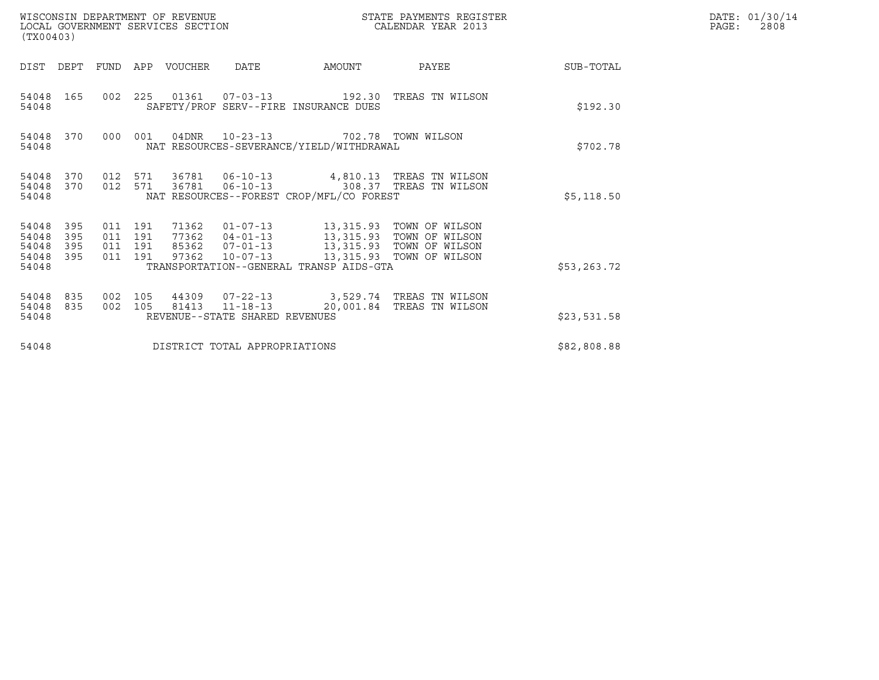WISCONSIN DEPARTMENT OF REVENUE
LOCAL GOVERNMENT SERVICES SECTION
(TX00403)

STATE PAYMENTS REGISTER
CALENDAR YEAR 2013

DATE: 01/30/14
PAGE: 2808

| DIST | DEPT | FUND | APP | VOUCHER | DATE | AMOUNT | PAYEE | SUB-TOTAL |
|---|---|---|---|---|---|---|---|---|
| 54048 | 165 | 002 | 225 | 01361 | 07-03-13 | 192.30 | TREAS TN WILSON | |
| 54048 | | | | SAFETY/PROF SERV--FIRE INSURANCE DUES | | | | $192.30 |
| 54048 | 370 | 000 | 001 | 04DNR | 10-23-13 | 702.78 | TOWN WILSON | |
| 54048 | | | | NAT RESOURCES-SEVERANCE/YIELD/WITHDRAWAL | | | | $702.78 |
| 54048 | 370 | 012 | 571 | 36781 | 06-10-13 | 4,810.13 | TREAS TN WILSON | |
| 54048 | 370 | 012 | 571 | 36781 | 06-10-13 | 308.37 | TREAS TN WILSON | |
| 54048 | | | | NAT RESOURCES--FOREST CROP/MFL/CO FOREST | | | | $5,118.50 |
| 54048 | 395 | 011 | 191 | 71362 | 01-07-13 | 13,315.93 | TOWN OF WILSON | |
| 54048 | 395 | 011 | 191 | 77362 | 04-01-13 | 13,315.93 | TOWN OF WILSON | |
| 54048 | 395 | 011 | 191 | 85362 | 07-01-13 | 13,315.93 | TOWN OF WILSON | |
| 54048 | 395 | 011 | 191 | 97362 | 10-07-13 | 13,315.93 | TOWN OF WILSON | |
| 54048 | | | | TRANSPORTATION--GENERAL TRANSP AIDS-GTA | | | | $53,263.72 |
| 54048 | 835 | 002 | 105 | 44309 | 07-22-13 | 3,529.74 | TREAS TN WILSON | |
| 54048 | 835 | 002 | 105 | 81413 | 11-18-13 | 20,001.84 | TREAS TN WILSON | |
| 54048 | | | | REVENUE--STATE SHARED REVENUES | | | | $23,531.58 |
| 54048 | | | | DISTRICT TOTAL APPROPRIATIONS | | | | $82,808.88 |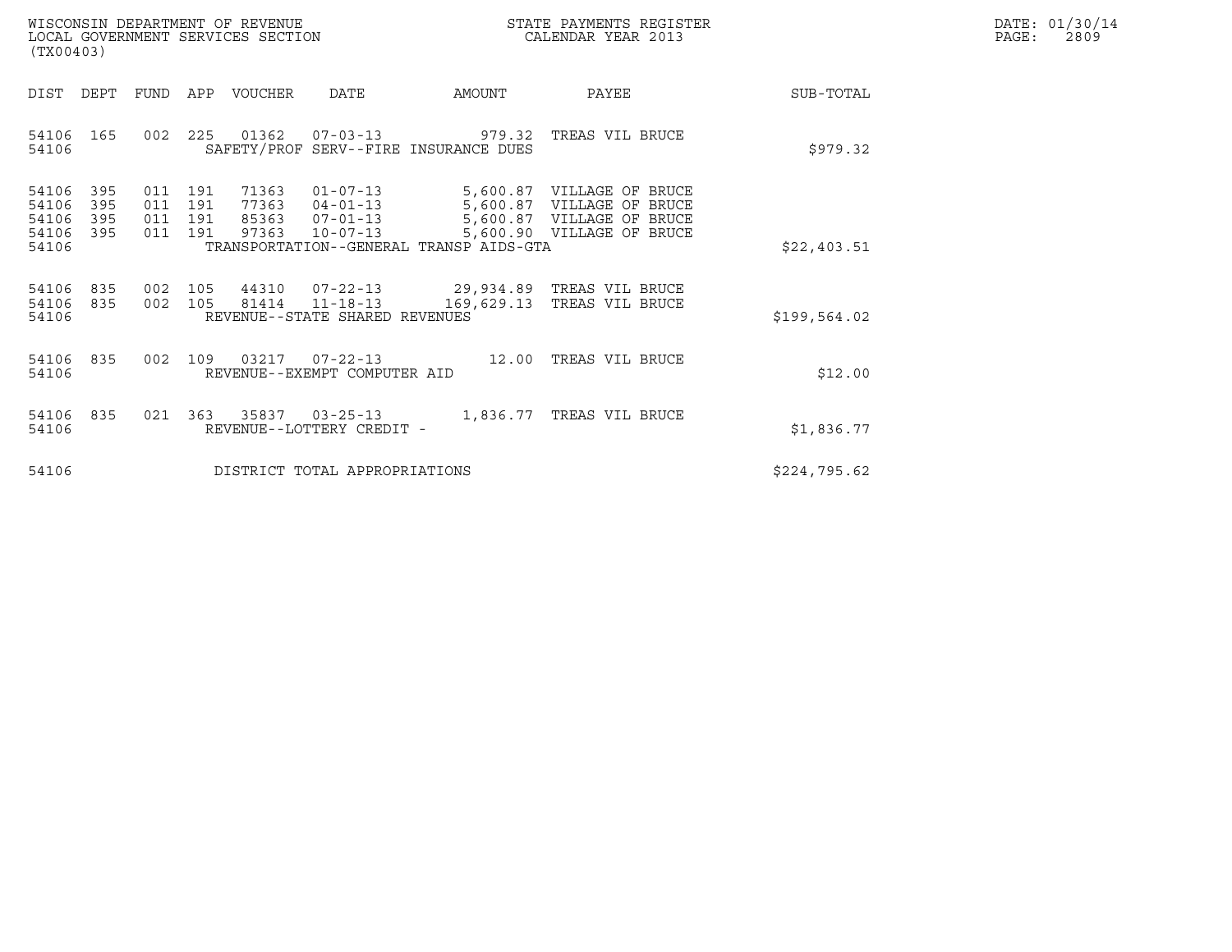WISCONSIN DEPARTMENT OF REVENUE
LOCAL GOVERNMENT SERVICES SECTION
(TX00403)

STATE PAYMENTS REGISTER
CALENDAR YEAR 2013

DATE: 01/30/14
PAGE: 2809

| DIST | DEPT | FUND | APP | VOUCHER | DATE | AMOUNT | PAYEE | SUB-TOTAL |
|---|---|---|---|---|---|---|---|---|
| 54106 | 165 | 002 | 225 | 01362 | 07-03-13 | 979.32 | TREAS VIL BRUCE | |
| 54106 | | | | SAFETY/PROF SERV--FIRE INSURANCE DUES | | | | $979.32 |
| 54106 | 395 | 011 | 191 | 71363 | 01-07-13 | 5,600.87 | VILLAGE OF BRUCE | |
| 54106 | 395 | 011 | 191 | 77363 | 04-01-13 | 5,600.87 | VILLAGE OF BRUCE | |
| 54106 | 395 | 011 | 191 | 85363 | 07-01-13 | 5,600.87 | VILLAGE OF BRUCE | |
| 54106 | 395 | 011 | 191 | 97363 | 10-07-13 | 5,600.90 | VILLAGE OF BRUCE | |
| 54106 | | | | TRANSPORTATION--GENERAL TRANSP AIDS-GTA | | | | $22,403.51 |
| 54106 | 835 | 002 | 105 | 44310 | 07-22-13 | 29,934.89 | TREAS VIL BRUCE | |
| 54106 | 835 | 002 | 105 | 81414 | 11-18-13 | 169,629.13 | TREAS VIL BRUCE | |
| 54106 | | | | REVENUE--STATE SHARED REVENUES | | | | $199,564.02 |
| 54106 | 835 | 002 | 109 | 03217 | 07-22-13 | 12.00 | TREAS VIL BRUCE | |
| 54106 | | | | REVENUE--EXEMPT COMPUTER AID | | | | $12.00 |
| 54106 | 835 | 021 | 363 | 35837 | 03-25-13 | 1,836.77 | TREAS VIL BRUCE | |
| 54106 | | | | REVENUE--LOTTERY CREDIT - | | | | $1,836.77 |
| 54106 | | | | DISTRICT TOTAL APPROPRIATIONS | | | | $224,795.62 |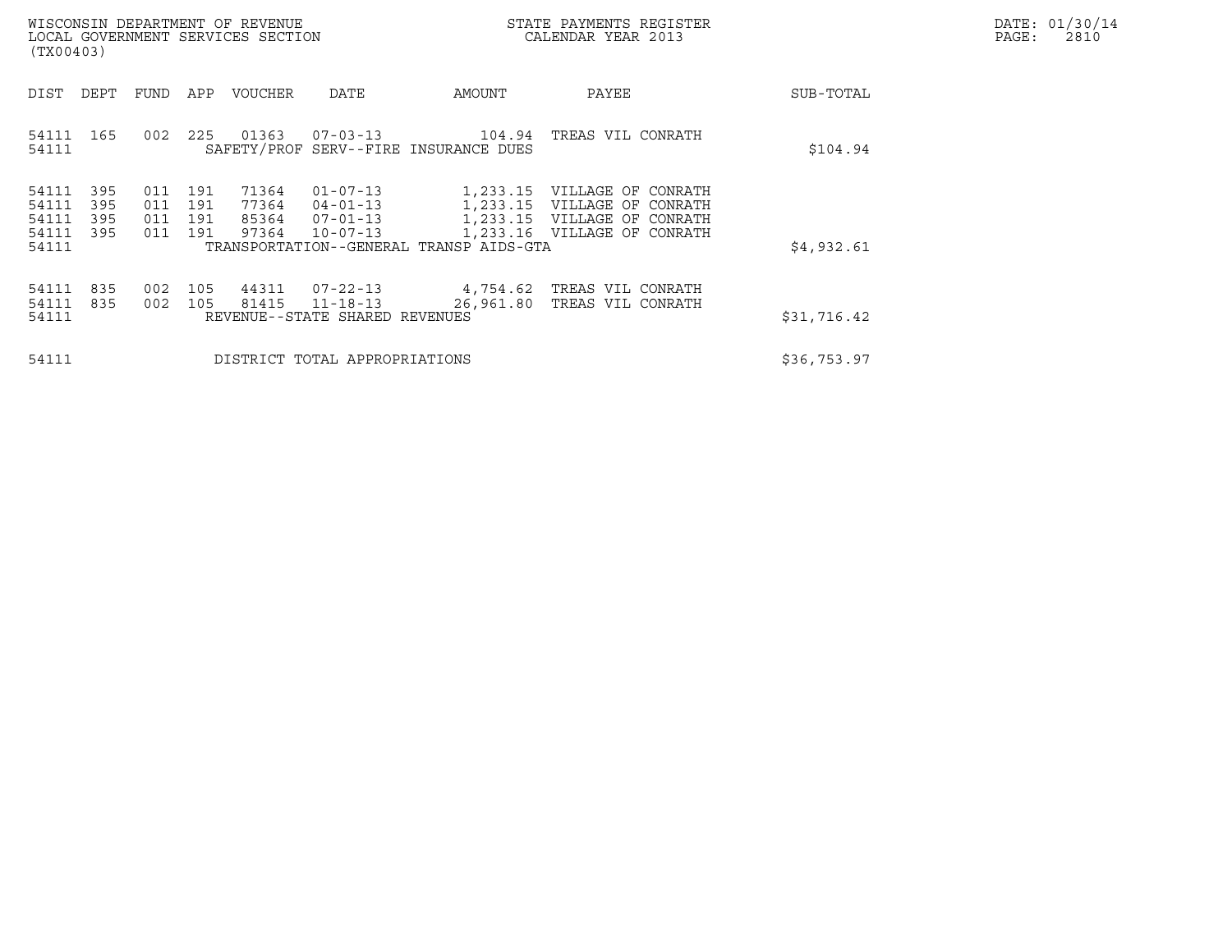WISCONSIN DEPARTMENT OF REVENUE
LOCAL GOVERNMENT SERVICES SECTION
(TX00403)

STATE PAYMENTS REGISTER
CALENDAR YEAR 2013

DATE: 01/30/14
PAGE: 2810

| DIST | DEPT | FUND | APP | VOUCHER | DATE | AMOUNT | PAYEE | SUB-TOTAL |
|---|---|---|---|---|---|---|---|---|
| 54111 | 165 | 002 | 225 | 01363 | 07-03-13 | 104.94 | TREAS VIL CONRATH | |
| 54111 | | | | SAFETY/PROF SERV--FIRE INSURANCE DUES | | | | $104.94 |
| 54111 | 395 | 011 | 191 | 71364 | 01-07-13 | 1,233.15 | VILLAGE OF CONRATH | |
| 54111 | 395 | 011 | 191 | 77364 | 04-01-13 | 1,233.15 | VILLAGE OF CONRATH | |
| 54111 | 395 | 011 | 191 | 85364 | 07-01-13 | 1,233.15 | VILLAGE OF CONRATH | |
| 54111 | 395 | 011 | 191 | 97364 | 10-07-13 | 1,233.16 | VILLAGE OF CONRATH | |
| 54111 | | | | TRANSPORTATION--GENERAL TRANSP AIDS-GTA | | | | $4,932.61 |
| 54111 | 835 | 002 | 105 | 44311 | 07-22-13 | 4,754.62 | TREAS VIL CONRATH | |
| 54111 | 835 | 002 | 105 | 81415 | 11-18-13 | 26,961.80 | TREAS VIL CONRATH | |
| 54111 | | | | REVENUE--STATE SHARED REVENUES | | | | $31,716.42 |
| 54111 | | | | DISTRICT TOTAL APPROPRIATIONS | | | | $36,753.97 |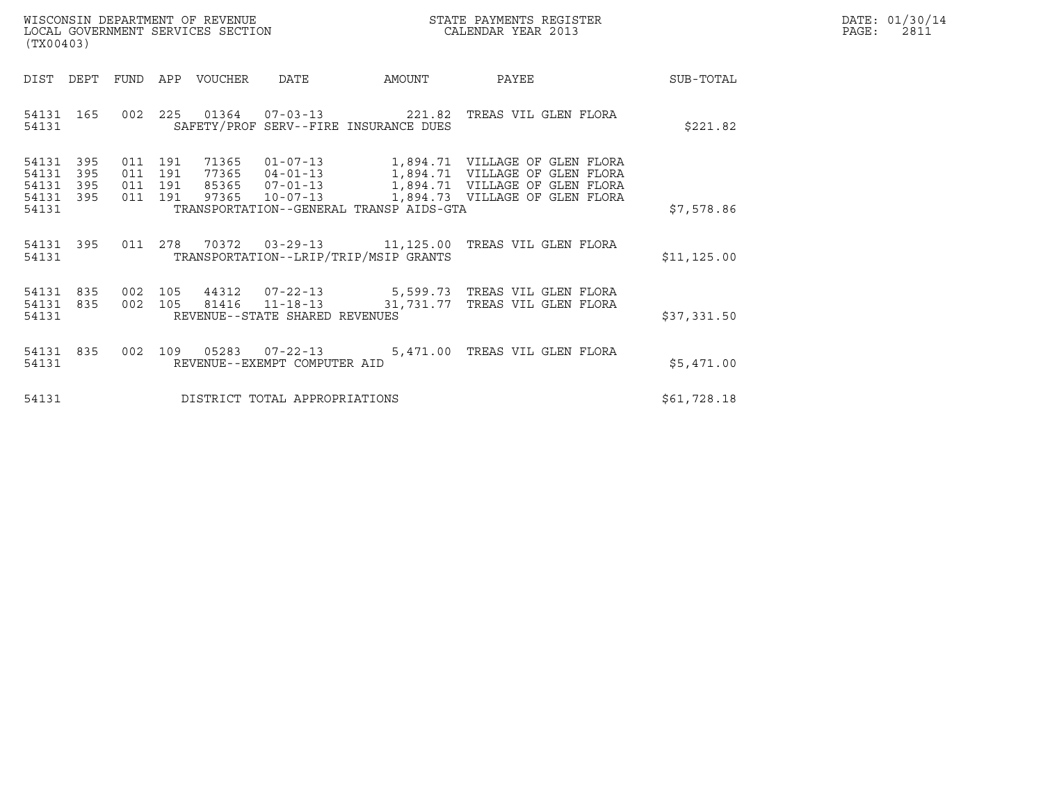WISCONSIN DEPARTMENT OF REVENUE
LOCAL GOVERNMENT SERVICES SECTION
(TX00403)

STATE PAYMENTS REGISTER
CALENDAR YEAR 2013

DATE: 01/30/14
PAGE: 2811

| DIST | DEPT | FUND | APP | VOUCHER | DATE | AMOUNT | PAYEE | SUB-TOTAL |
|---|---|---|---|---|---|---|---|---|
| 54131 | 165 | 002 | 225 | 01364 | 07-03-13 | 221.82 | TREAS VIL GLEN FLORA | |
| 54131 | | | | SAFETY/PROF SERV--FIRE INSURANCE DUES | | | | $221.82 |
| 54131 | 395 | 011 | 191 | 71365 | 01-07-13 | 1,894.71 | VILLAGE OF GLEN FLORA | |
| 54131 | 395 | 011 | 191 | 77365 | 04-01-13 | 1,894.71 | VILLAGE OF GLEN FLORA | |
| 54131 | 395 | 011 | 191 | 85365 | 07-01-13 | 1,894.71 | VILLAGE OF GLEN FLORA | |
| 54131 | 395 | 011 | 191 | 97365 | 10-07-13 | 1,894.73 | VILLAGE OF GLEN FLORA | |
| 54131 | | | | TRANSPORTATION--GENERAL TRANSP AIDS-GTA | | | | $7,578.86 |
| 54131 | 395 | 011 | 278 | 70372 | 03-29-13 | 11,125.00 | TREAS VIL GLEN FLORA | |
| 54131 | | | | TRANSPORTATION--LRIP/TRIP/MSIP GRANTS | | | | $11,125.00 |
| 54131 | 835 | 002 | 105 | 44312 | 07-22-13 | 5,599.73 | TREAS VIL GLEN FLORA | |
| 54131 | 835 | 002 | 105 | 81416 | 11-18-13 | 31,731.77 | TREAS VIL GLEN FLORA | |
| 54131 | | | | REVENUE--STATE SHARED REVENUES | | | | $37,331.50 |
| 54131 | 835 | 002 | 109 | 05283 | 07-22-13 | 5,471.00 | TREAS VIL GLEN FLORA | |
| 54131 | | | | REVENUE--EXEMPT COMPUTER AID | | | | $5,471.00 |
| 54131 | | | | DISTRICT TOTAL APPROPRIATIONS | | | | $61,728.18 |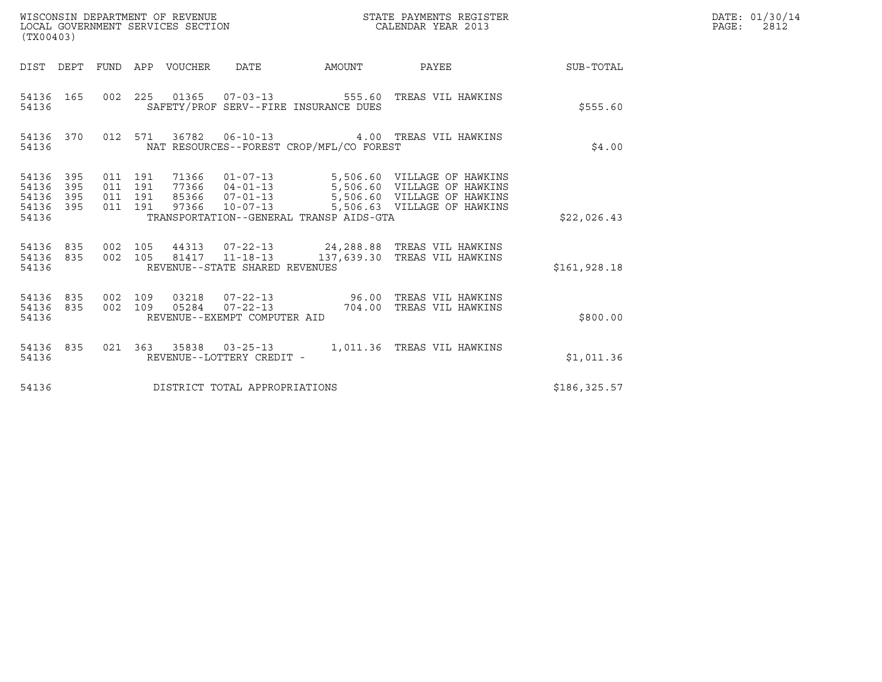WISCONSIN DEPARTMENT OF REVENUE
LOCAL GOVERNMENT SERVICES SECTION
(TX00403)

STATE PAYMENTS REGISTER
CALENDAR YEAR 2013

DATE: 01/30/14
PAGE: 2812

| DIST | DEPT | FUND | APP | VOUCHER | DATE | AMOUNT | PAYEE | SUB-TOTAL |
|---|---|---|---|---|---|---|---|---|
| 54136 | 165 | 002 | 225 | 01365 | 07-03-13 | 555.60 | TREAS VIL HAWKINS | |
| 54136 | | | | SAFETY/PROF SERV--FIRE INSURANCE DUES | | | | $555.60 |
| 54136 | 370 | 012 | 571 | 36782 | 06-10-13 | 4.00 | TREAS VIL HAWKINS | |
| 54136 | | | | NAT RESOURCES--FOREST CROP/MFL/CO FOREST | | | | $4.00 |
| 54136 | 395 | 011 | 191 | 71366 | 01-07-13 | 5,506.60 | VILLAGE OF HAWKINS | |
| 54136 | 395 | 011 | 191 | 77366 | 04-01-13 | 5,506.60 | VILLAGE OF HAWKINS | |
| 54136 | 395 | 011 | 191 | 85366 | 07-01-13 | 5,506.60 | VILLAGE OF HAWKINS | |
| 54136 | 395 | 011 | 191 | 97366 | 10-07-13 | 5,506.63 | VILLAGE OF HAWKINS | |
| 54136 | | | | TRANSPORTATION--GENERAL TRANSP AIDS-GTA | | | | $22,026.43 |
| 54136 | 835 | 002 | 105 | 44313 | 07-22-13 | 24,288.88 | TREAS VIL HAWKINS | |
| 54136 | 835 | 002 | 105 | 81417 | 11-18-13 | 137,639.30 | TREAS VIL HAWKINS | |
| 54136 | | | | REVENUE--STATE SHARED REVENUES | | | | $161,928.18 |
| 54136 | 835 | 002 | 109 | 03218 | 07-22-13 | 96.00 | TREAS VIL HAWKINS | |
| 54136 | 835 | 002 | 109 | 05284 | 07-22-13 | 704.00 | TREAS VIL HAWKINS | |
| 54136 | | | | REVENUE--EXEMPT COMPUTER AID | | | | $800.00 |
| 54136 | 835 | 021 | 363 | 35838 | 03-25-13 | 1,011.36 | TREAS VIL HAWKINS | |
| 54136 | | | | REVENUE--LOTTERY CREDIT - | | | | $1,011.36 |
| 54136 | | | | DISTRICT TOTAL APPROPRIATIONS | | | | $186,325.57 |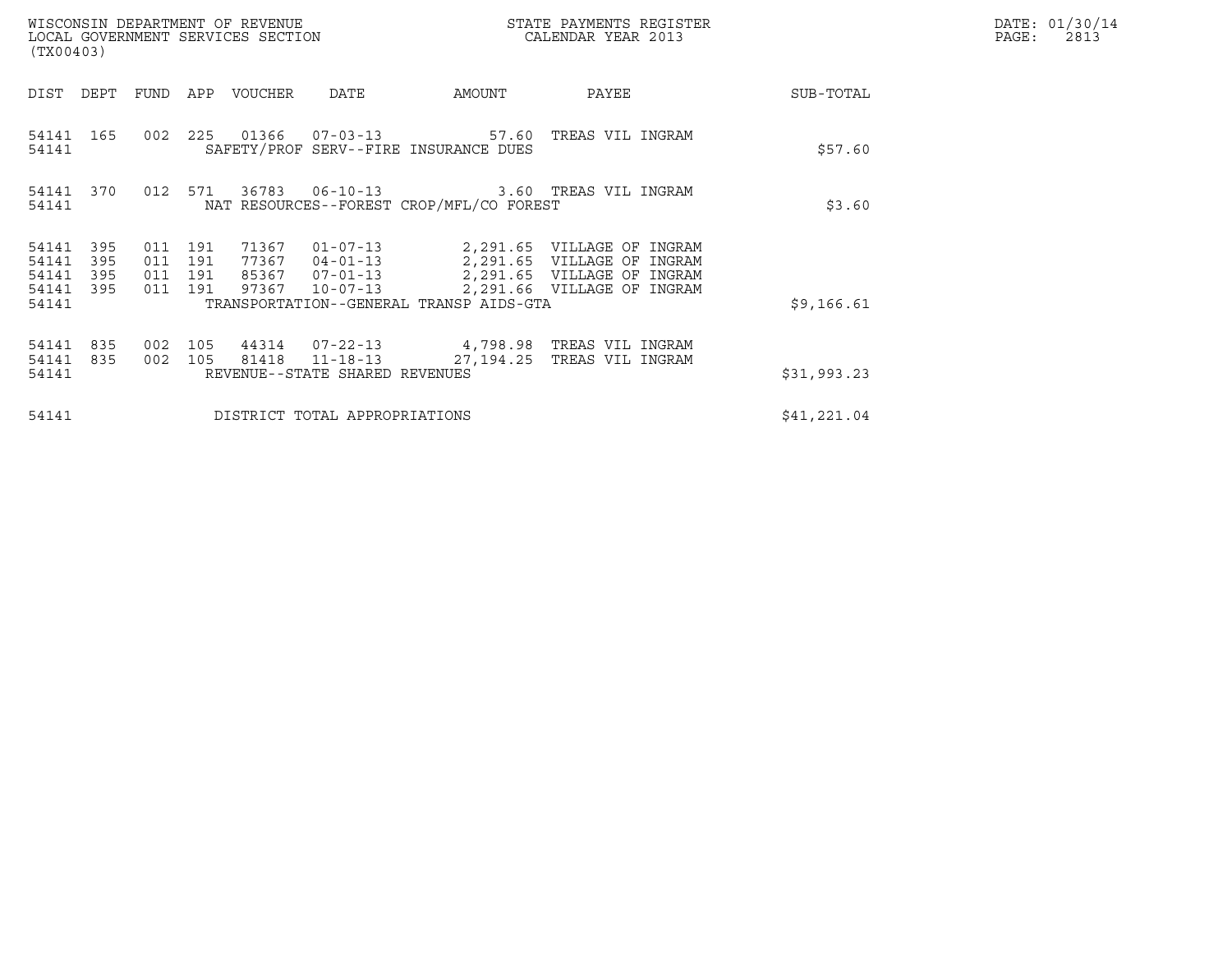WISCONSIN DEPARTMENT OF REVENUE
LOCAL GOVERNMENT SERVICES SECTION
(TX00403)

STATE PAYMENTS REGISTER
CALENDAR YEAR 2013

| DIST | DEPT | FUND | APP | VOUCHER | DATE | AMOUNT | PAYEE | SUB-TOTAL |
|---|---|---|---|---|---|---|---|---|
| 54141 | 165 | 002 | 225 | 01366 | 07-03-13 | 57.60 | TREAS VIL INGRAM | |
| 54141 | | | | SAFETY/PROF SERV--FIRE INSURANCE DUES | | | | $57.60 |
| 54141 | 370 | 012 | 571 | 36783 | 06-10-13 | 3.60 | TREAS VIL INGRAM | |
| 54141 | | | | NAT RESOURCES--FOREST CROP/MFL/CO FOREST | | | | $3.60 |
| 54141 | 395 | 011 | 191 | 71367 | 01-07-13 | 2,291.65 | VILLAGE OF INGRAM | |
| 54141 | 395 | 011 | 191 | 77367 | 04-01-13 | 2,291.65 | VILLAGE OF INGRAM | |
| 54141 | 395 | 011 | 191 | 85367 | 07-01-13 | 2,291.65 | VILLAGE OF INGRAM | |
| 54141 | 395 | 011 | 191 | 97367 | 10-07-13 | 2,291.66 | VILLAGE OF INGRAM | |
| 54141 | | | | TRANSPORTATION--GENERAL TRANSP AIDS-GTA | | | | $9,166.61 |
| 54141 | 835 | 002 | 105 | 44314 | 07-22-13 | 4,798.98 | TREAS VIL INGRAM | |
| 54141 | 835 | 002 | 105 | 81418 | 11-18-13 | 27,194.25 | TREAS VIL INGRAM | |
| 54141 | | | | REVENUE--STATE SHARED REVENUES | | | | $31,993.23 |
| 54141 | | | | DISTRICT TOTAL APPROPRIATIONS | | | | $41,221.04 |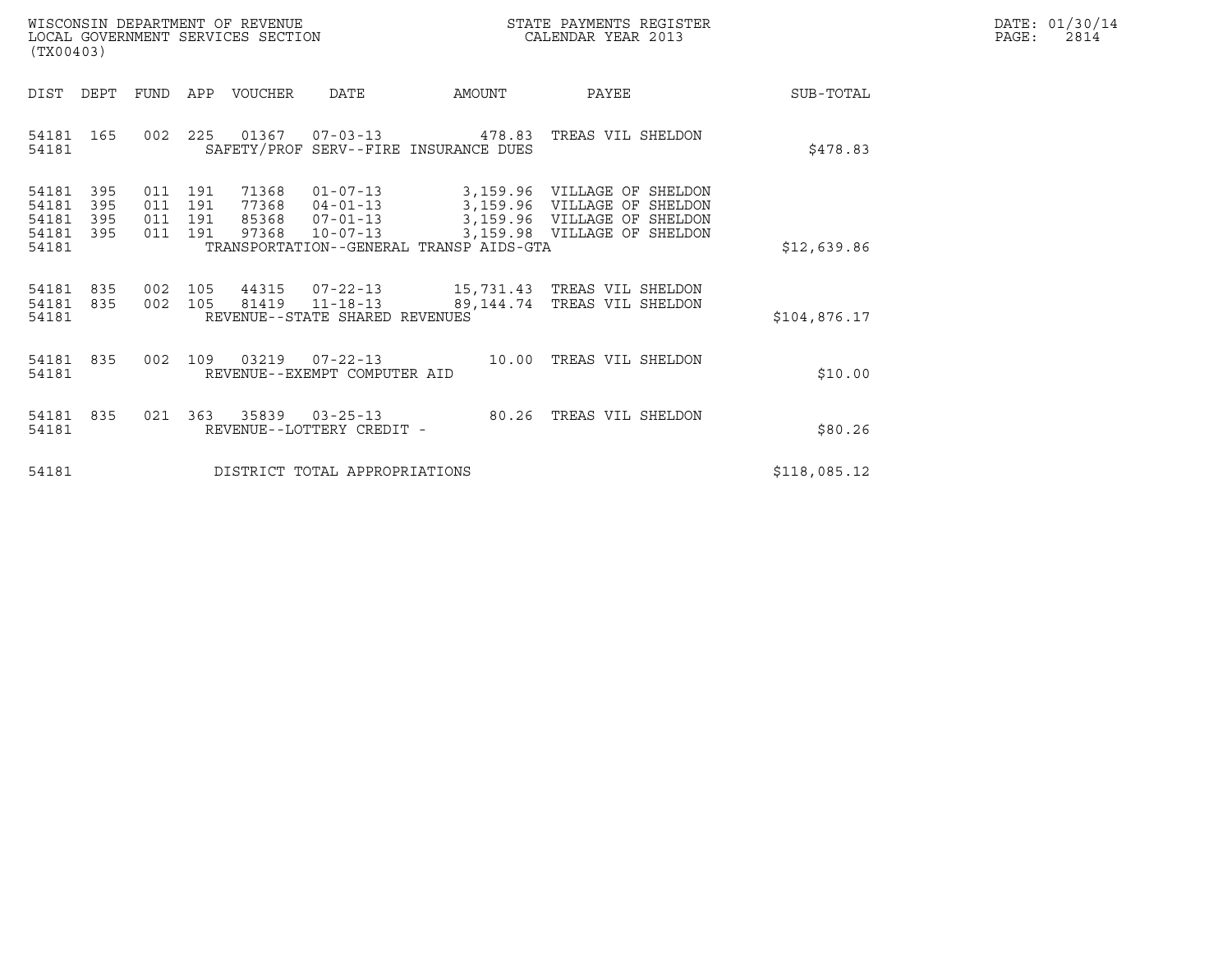WISCONSIN DEPARTMENT OF REVENUE
LOCAL GOVERNMENT SERVICES SECTION
(TX00403)

STATE PAYMENTS REGISTER
CALENDAR YEAR 2013

DATE: 01/30/14

| DIST | DEPT | FUND | APP | VOUCHER | DATE | AMOUNT | PAYEE | SUB-TOTAL |
|---|---|---|---|---|---|---|---|---|
| 54181 | 165 | 002 | 225 | 01367 | 07-03-13 | 478.83 | TREAS VIL SHELDON | |
| 54181 | | | | SAFETY/PROF SERV--FIRE INSURANCE DUES | | | | $478.83 |
| 54181 | 395 | 011 | 191 | 71368 | 01-07-13 | 3,159.96 | VILLAGE OF SHELDON | |
| 54181 | 395 | 011 | 191 | 77368 | 04-01-13 | 3,159.96 | VILLAGE OF SHELDON | |
| 54181 | 395 | 011 | 191 | 85368 | 07-01-13 | 3,159.96 | VILLAGE OF SHELDON | |
| 54181 | 395 | 011 | 191 | 97368 | 10-07-13 | 3,159.98 | VILLAGE OF SHELDON | |
| 54181 | | | | TRANSPORTATION--GENERAL TRANSP AIDS-GTA | | | | $12,639.86 |
| 54181 | 835 | 002 | 105 | 44315 | 07-22-13 | 15,731.43 | TREAS VIL SHELDON | |
| 54181 | 835 | 002 | 105 | 81419 | 11-18-13 | 89,144.74 | TREAS VIL SHELDON | |
| 54181 | | | | REVENUE--STATE SHARED REVENUES | | | | $104,876.17 |
| 54181 | 835 | 002 | 109 | 03219 | 07-22-13 | 10.00 | TREAS VIL SHELDON | |
| 54181 | | | | REVENUE--EXEMPT COMPUTER AID | | | | $10.00 |
| 54181 | 835 | 021 | 363 | 35839 | 03-25-13 | 80.26 | TREAS VIL SHELDON | |
| 54181 | | | | REVENUE--LOTTERY CREDIT - | | | | $80.26 |
| 54181 | | | | DISTRICT TOTAL APPROPRIATIONS | | | | $118,085.12 |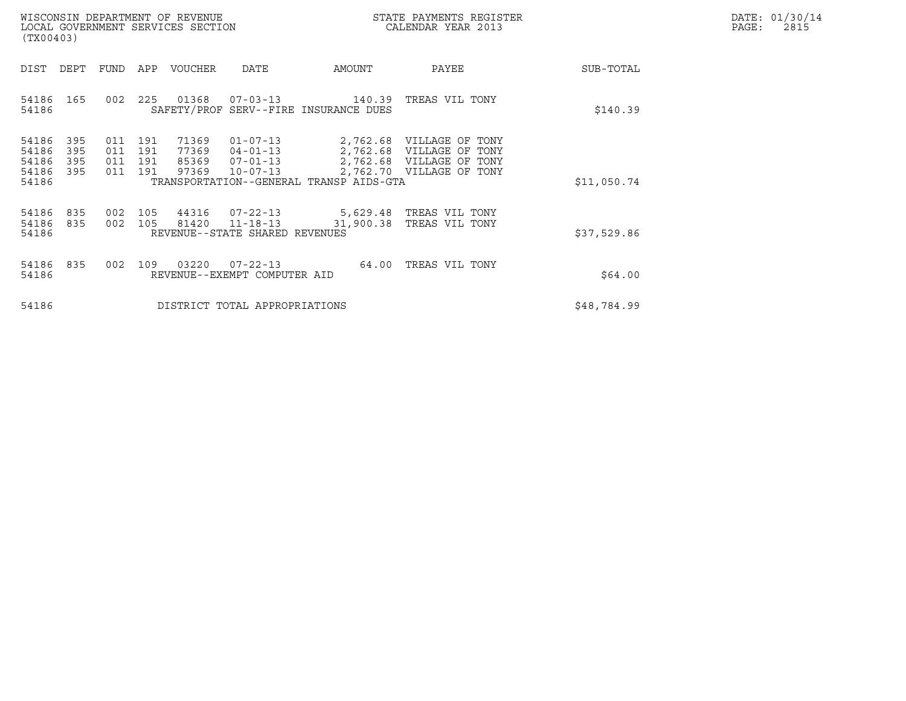WISCONSIN DEPARTMENT OF REVENUE
LOCAL GOVERNMENT SERVICES SECTION
(TX00403)

STATE PAYMENTS REGISTER
CALENDAR YEAR 2013

DATE: 01/30/14
PAGE: 2815

| DIST | DEPT | FUND | APP | VOUCHER | DATE | AMOUNT | PAYEE | SUB-TOTAL |
|---|---|---|---|---|---|---|---|---|
| 54186 | 165 | 002 | 225 | 01368 | 07-03-13 | 140.39 | TREAS VIL TONY | |
| 54186 | | | | SAFETY/PROF SERV--FIRE INSURANCE DUES | | | | $140.39 |
| 54186 | 395 | 011 | 191 | 71369 | 01-07-13 | 2,762.68 | VILLAGE OF TONY | |
| 54186 | 395 | 011 | 191 | 77369 | 04-01-13 | 2,762.68 | VILLAGE OF TONY | |
| 54186 | 395 | 011 | 191 | 85369 | 07-01-13 | 2,762.68 | VILLAGE OF TONY | |
| 54186 | 395 | 011 | 191 | 97369 | 10-07-13 | 2,762.70 | VILLAGE OF TONY | |
| 54186 | | | | TRANSPORTATION--GENERAL TRANSP AIDS-GTA | | | | $11,050.74 |
| 54186 | 835 | 002 | 105 | 44316 | 07-22-13 | 5,629.48 | TREAS VIL TONY | |
| 54186 | 835 | 002 | 105 | 81420 | 11-18-13 | 31,900.38 | TREAS VIL TONY | |
| 54186 | | | | REVENUE--STATE SHARED REVENUES | | | | $37,529.86 |
| 54186 | 835 | 002 | 109 | 03220 | 07-22-13 | 64.00 | TREAS VIL TONY | |
| 54186 | | | | REVENUE--EXEMPT COMPUTER AID | | | | $64.00 |
| 54186 | | | | DISTRICT TOTAL APPROPRIATIONS | | | | $48,784.99 |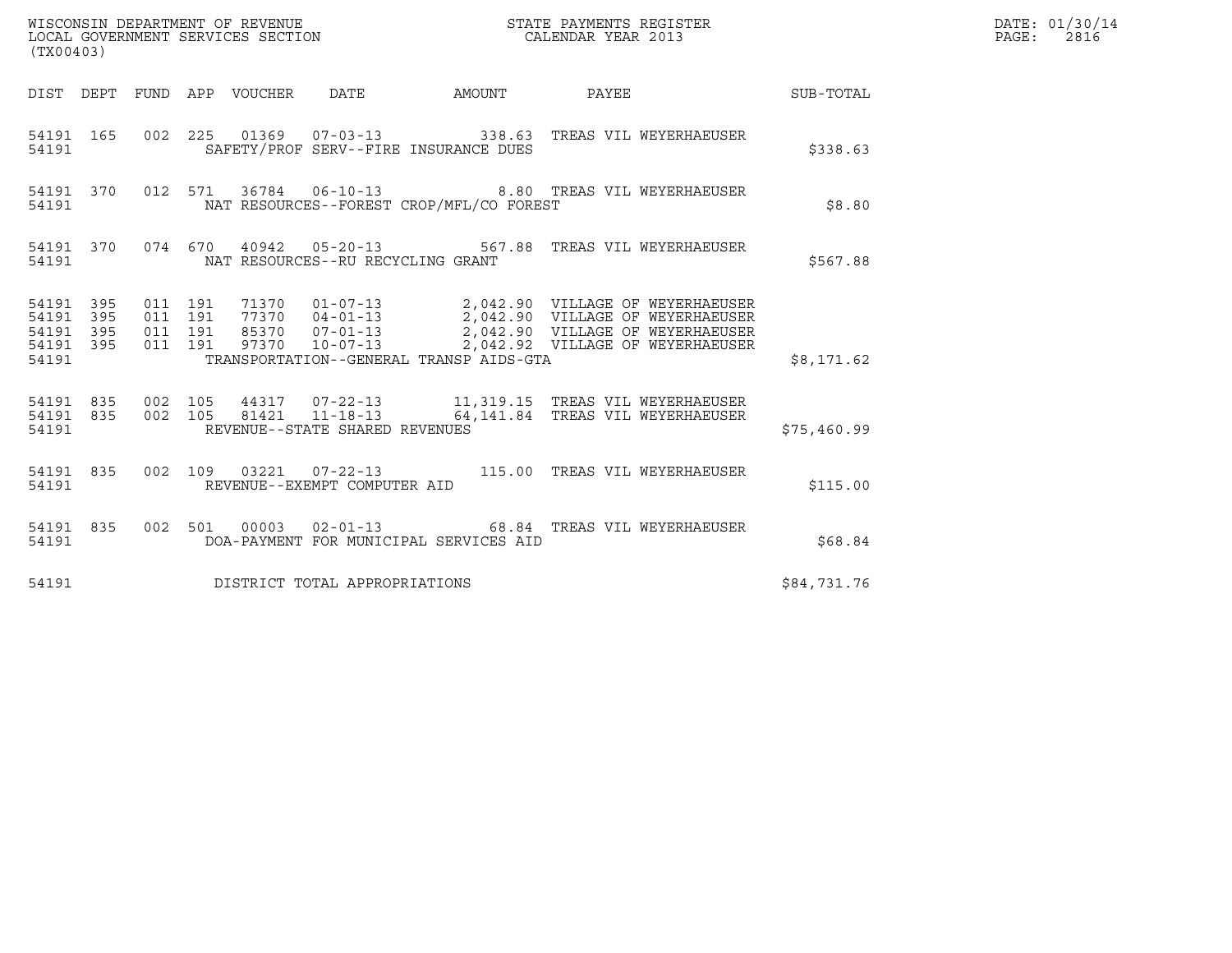WISCONSIN DEPARTMENT OF REVENUE
LOCAL GOVERNMENT SERVICES SECTION
(TX00403)

STATE PAYMENTS REGISTER
CALENDAR YEAR 2013

DATE: 01/30/14

| DIST | DEPT | FUND | APP | VOUCHER | DATE | AMOUNT | PAYEE | SUB-TOTAL |
|---|---|---|---|---|---|---|---|---|
| 54191 | 165 | 002 | 225 | 01369 | 07-03-13 | 338.63 | TREAS VIL WEYERHAEUSER | |
| 54191 | | | | SAFETY/PROF SERV--FIRE INSURANCE DUES | | | | $338.63 |
| 54191 | 370 | 012 | 571 | 36784 | 06-10-13 | 8.80 | TREAS VIL WEYERHAEUSER | |
| 54191 | | | | NAT RESOURCES--FOREST CROP/MFL/CO FOREST | | | | $8.80 |
| 54191 | 370 | 074 | 670 | 40942 | 05-20-13 | 567.88 | TREAS VIL WEYERHAEUSER | |
| 54191 | | | | NAT RESOURCES--RU RECYCLING GRANT | | | | $567.88 |
| 54191 | 395 | 011 | 191 | 71370 | 01-07-13 | 2,042.90 | VILLAGE OF WEYERHAEUSER | |
| 54191 | 395 | 011 | 191 | 77370 | 04-01-13 | 2,042.90 | VILLAGE OF WEYERHAEUSER | |
| 54191 | 395 | 011 | 191 | 85370 | 07-01-13 | 2,042.90 | VILLAGE OF WEYERHAEUSER | |
| 54191 | 395 | 011 | 191 | 97370 | 10-07-13 | 2,042.92 | VILLAGE OF WEYERHAEUSER | |
| 54191 | | | | TRANSPORTATION--GENERAL TRANSP AIDS-GTA | | | | $8,171.62 |
| 54191 | 835 | 002 | 105 | 44317 | 07-22-13 | 11,319.15 | TREAS VIL WEYERHAEUSER | |
| 54191 | 835 | 002 | 105 | 81421 | 11-18-13 | 64,141.84 | TREAS VIL WEYERHAEUSER | |
| 54191 | | | | REVENUE--STATE SHARED REVENUES | | | | $75,460.99 |
| 54191 | 835 | 002 | 109 | 03221 | 07-22-13 | 115.00 | TREAS VIL WEYERHAEUSER | |
| 54191 | | | | REVENUE--EXEMPT COMPUTER AID | | | | $115.00 |
| 54191 | 835 | 002 | 501 | 00003 | 02-01-13 | 68.84 | TREAS VIL WEYERHAEUSER | |
| 54191 | | | | DOA-PAYMENT FOR MUNICIPAL SERVICES AID | | | | $68.84 |
| 54191 | | | | DISTRICT TOTAL APPROPRIATIONS | | | | $84,731.76 |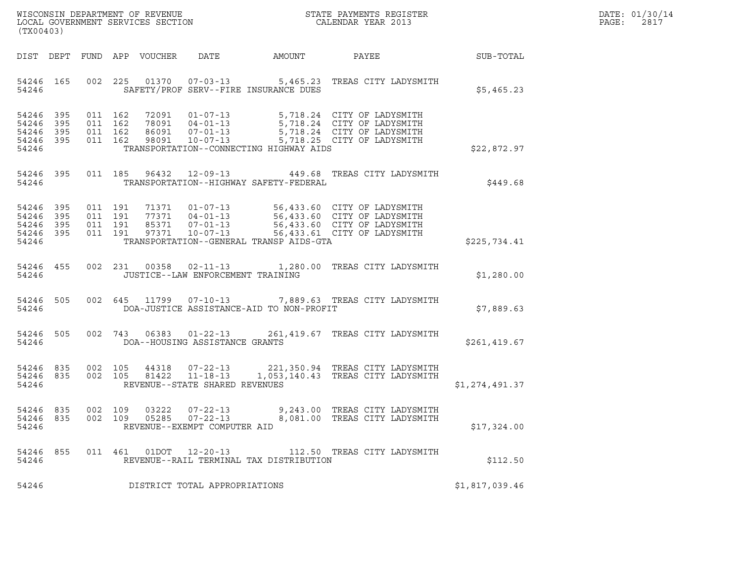WISCONSIN DEPARTMENT OF REVENUE
LOCAL GOVERNMENT SERVICES SECTION
(TX00403)

STATE PAYMENTS REGISTER
CALENDAR YEAR 2013

DATE: 01/30/14
PAGE: 2817

| DIST | DEPT | FUND | APP | VOUCHER | DATE | AMOUNT | PAYEE | SUB-TOTAL |
|---|---|---|---|---|---|---|---|---|
| 54246 | 165 | 002 | 225 | 01370 | 07-03-13 | 5,465.23 | TREAS CITY LADYSMITH | |
| 54246 | | | | SAFETY/PROF SERV--FIRE INSURANCE DUES | | | | $5,465.23 |
| 54246 | 395 | 011 | 162 | 72091 | 01-07-13 | 5,718.24 | CITY OF LADYSMITH | |
| 54246 | 395 | 011 | 162 | 78091 | 04-01-13 | 5,718.24 | CITY OF LADYSMITH | |
| 54246 | 395 | 011 | 162 | 86091 | 07-01-13 | 5,718.24 | CITY OF LADYSMITH | |
| 54246 | 395 | 011 | 162 | 98091 | 10-07-13 | 5,718.25 | CITY OF LADYSMITH | |
| 54246 | | | | TRANSPORTATION--CONNECTING HIGHWAY AIDS | | | | $22,872.97 |
| 54246 | 395 | 011 | 185 | 96432 | 12-09-13 | 449.68 | TREAS CITY LADYSMITH | |
| 54246 | | | | TRANSPORTATION--HIGHWAY SAFETY-FEDERAL | | | | $449.68 |
| 54246 | 395 | 011 | 191 | 71371 | 01-07-13 | 56,433.60 | CITY OF LADYSMITH | |
| 54246 | 395 | 011 | 191 | 77371 | 04-01-13 | 56,433.60 | CITY OF LADYSMITH | |
| 54246 | 395 | 011 | 191 | 85371 | 07-01-13 | 56,433.60 | CITY OF LADYSMITH | |
| 54246 | 395 | 011 | 191 | 97371 | 10-07-13 | 56,433.61 | CITY OF LADYSMITH | |
| 54246 | | | | TRANSPORTATION--GENERAL TRANSP AIDS-GTA | | | | $225,734.41 |
| 54246 | 455 | 002 | 231 | 00358 | 02-11-13 | 1,280.00 | TREAS CITY LADYSMITH | |
| 54246 | | | | JUSTICE--LAW ENFORCEMENT TRAINING | | | | $1,280.00 |
| 54246 | 505 | 002 | 645 | 11799 | 07-10-13 | 7,889.63 | TREAS CITY LADYSMITH | |
| 54246 | | | | DOA-JUSTICE ASSISTANCE-AID TO NON-PROFIT | | | | $7,889.63 |
| 54246 | 505 | 002 | 743 | 06383 | 01-22-13 | 261,419.67 | TREAS CITY LADYSMITH | |
| 54246 | | | | DOA--HOUSING ASSISTANCE GRANTS | | | | $261,419.67 |
| 54246 | 835 | 002 | 105 | 44318 | 07-22-13 | 221,350.94 | TREAS CITY LADYSMITH | |
| 54246 | 835 | 002 | 105 | 81422 | 11-18-13 | 1,053,140.43 | TREAS CITY LADYSMITH | |
| 54246 | | | | REVENUE--STATE SHARED REVENUES | | | | $1,274,491.37 |
| 54246 | 835 | 002 | 109 | 03222 | 07-22-13 | 9,243.00 | TREAS CITY LADYSMITH | |
| 54246 | 835 | 002 | 109 | 05285 | 07-22-13 | 8,081.00 | TREAS CITY LADYSMITH | |
| 54246 | | | | REVENUE--EXEMPT COMPUTER AID | | | | $17,324.00 |
| 54246 | 855 | 011 | 461 | 01DOT | 12-20-13 | 112.50 | TREAS CITY LADYSMITH | |
| 54246 | | | | REVENUE--RAIL TERMINAL TAX DISTRIBUTION | | | | $112.50 |
| 54246 | | | | DISTRICT TOTAL APPROPRIATIONS | | | | $1,817,039.46 |